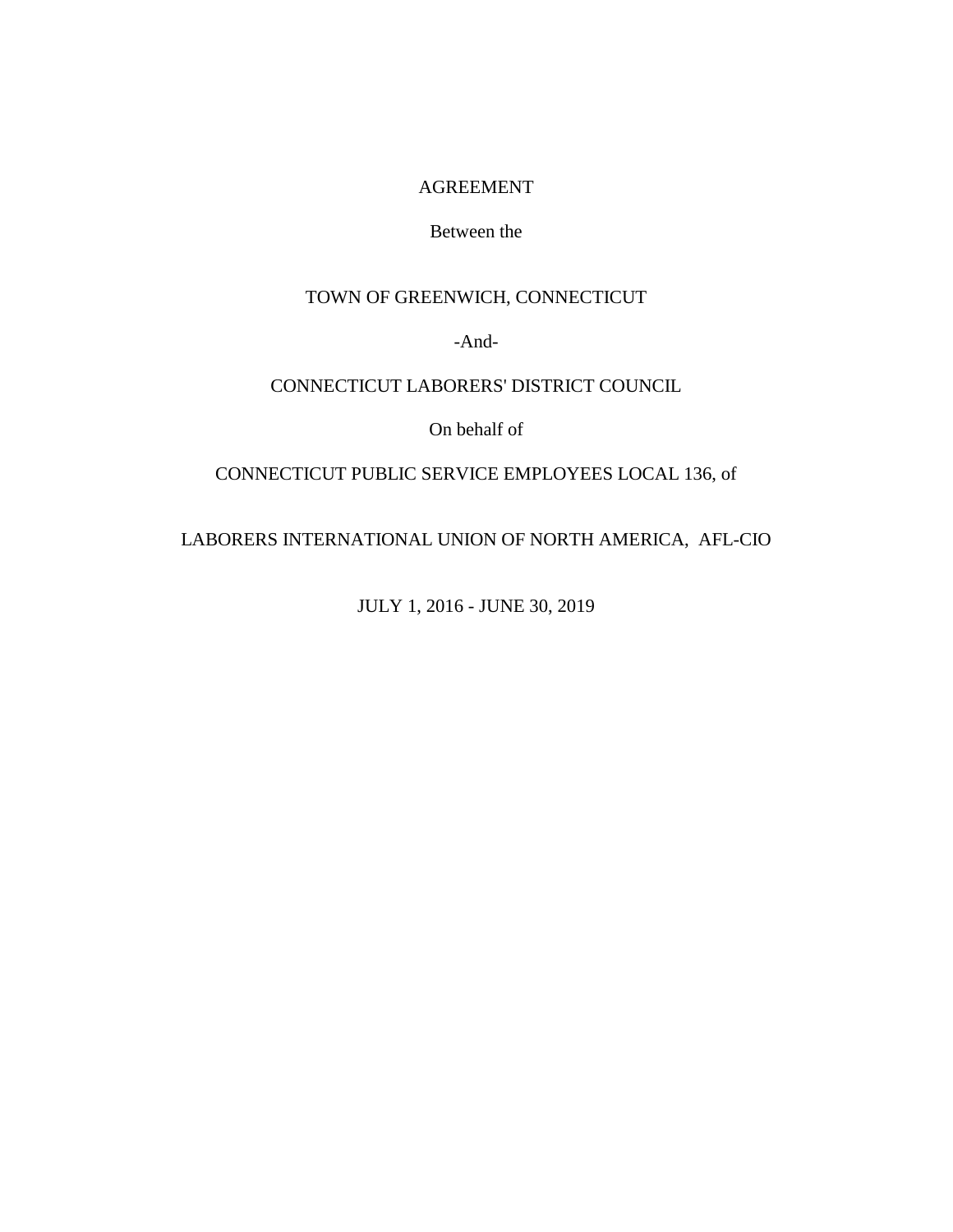AGREEMENT

Between the

TOWN OF GREENWICH, CONNECTICUT

-And-

CONNECTICUT LABORERS' DISTRICT COUNCIL

On behalf of

CONNECTICUT PUBLIC SERVICE EMPLOYEES LOCAL 136, of

LABORERS INTERNATIONAL UNION OF NORTH AMERICA, AFL-CIO

JULY 1, 2016 - JUNE 30, 2019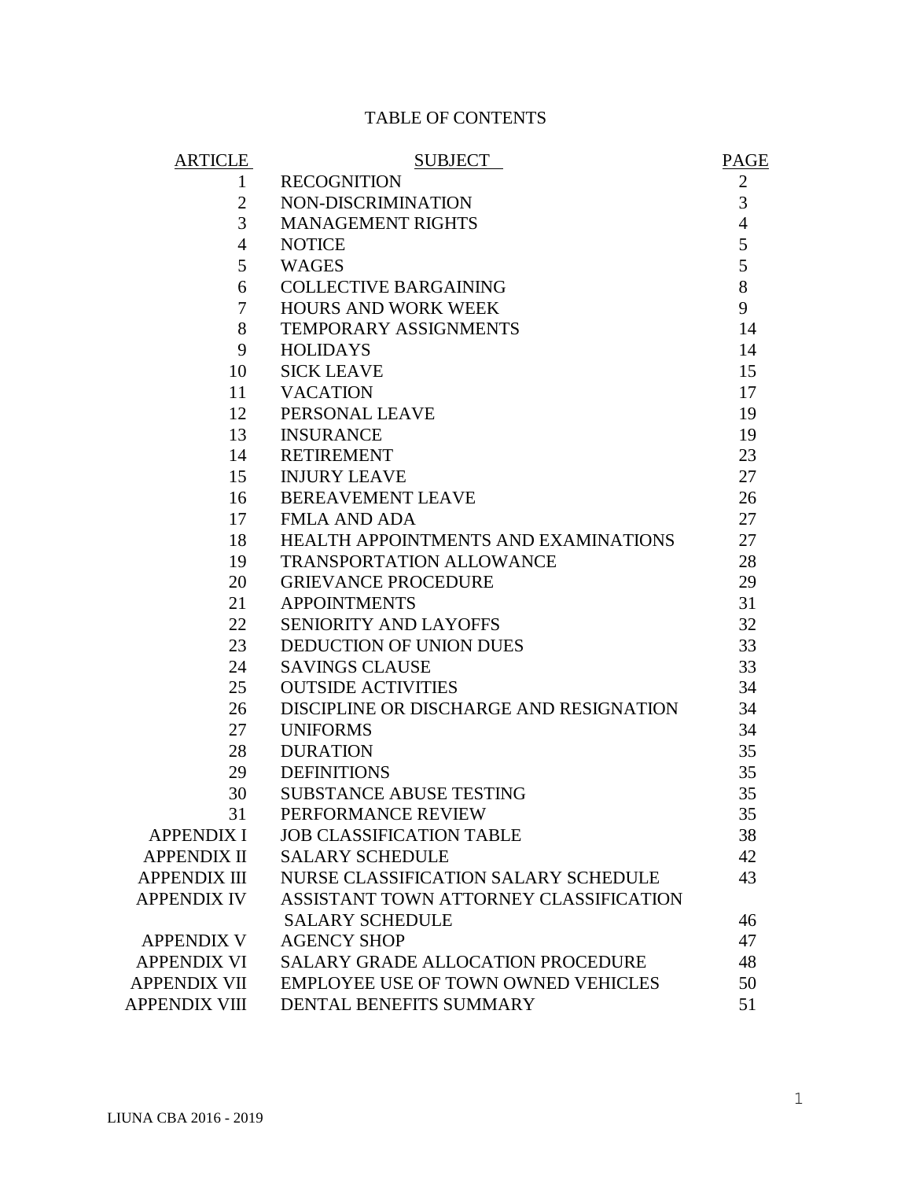# TABLE OF CONTENTS

| ARTICLE | SUBJECT | PAGE |
|---|---|---|
| 1 | RECOGNITION | 2 |
| 2 | NON-DISCRIMINATION | 3 |
| 3 | MANAGEMENT RIGHTS | 4 |
| 4 | NOTICE | 5 |
| 5 | WAGES | 5 |
| 6 | COLLECTIVE BARGAINING | 8 |
| 7 | HOURS AND WORK WEEK | 9 |
| 8 | TEMPORARY ASSIGNMENTS | 14 |
| 9 | HOLIDAYS | 14 |
| 10 | SICK LEAVE | 15 |
| 11 | VACATION | 17 |
| 12 | PERSONAL LEAVE | 19 |
| 13 | INSURANCE | 19 |
| 14 | RETIREMENT | 23 |
| 15 | INJURY LEAVE | 27 |
| 16 | BEREAVEMENT LEAVE | 26 |
| 17 | FMLA AND ADA | 27 |
| 18 | HEALTH APPOINTMENTS AND EXAMINATIONS | 27 |
| 19 | TRANSPORTATION ALLOWANCE | 28 |
| 20 | GRIEVANCE PROCEDURE | 29 |
| 21 | APPOINTMENTS | 31 |
| 22 | SENIORITY AND LAYOFFS | 32 |
| 23 | DEDUCTION OF UNION DUES | 33 |
| 24 | SAVINGS CLAUSE | 33 |
| 25 | OUTSIDE ACTIVITIES | 34 |
| 26 | DISCIPLINE OR DISCHARGE AND RESIGNATION | 34 |
| 27 | UNIFORMS | 34 |
| 28 | DURATION | 35 |
| 29 | DEFINITIONS | 35 |
| 30 | SUBSTANCE ABUSE TESTING | 35 |
| 31 | PERFORMANCE REVIEW | 35 |
| APPENDIX I | JOB CLASSIFICATION TABLE | 38 |
| APPENDIX II | SALARY SCHEDULE | 42 |
| APPENDIX III | NURSE CLASSIFICATION SALARY SCHEDULE | 43 |
| APPENDIX IV | ASSISTANT TOWN ATTORNEY CLASSIFICATION SALARY SCHEDULE | 46 |
| APPENDIX V | AGENCY SHOP | 47 |
| APPENDIX VI | SALARY GRADE ALLOCATION PROCEDURE | 48 |
| APPENDIX VII | EMPLOYEE USE OF TOWN OWNED VEHICLES | 50 |
| APPENDIX VIII | DENTAL BENEFITS SUMMARY | 51 |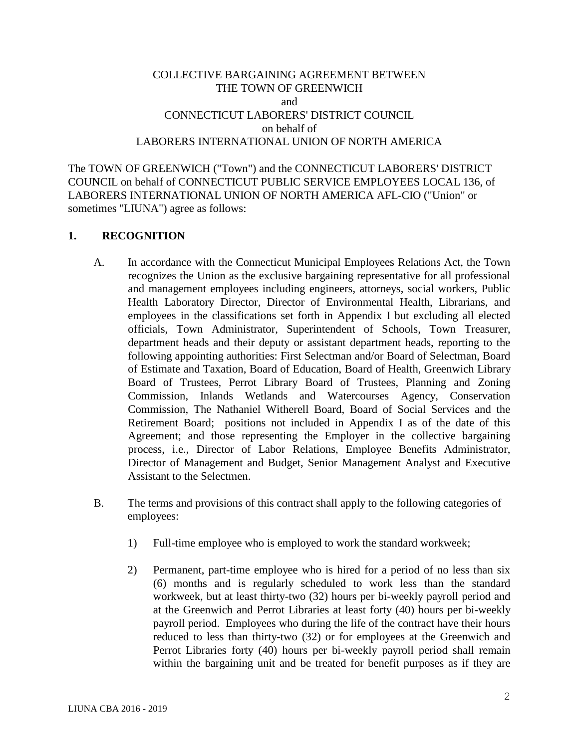COLLECTIVE BARGAINING AGREEMENT BETWEEN
THE TOWN OF GREENWICH
and
CONNECTICUT LABORERS' DISTRICT COUNCIL
on behalf of
LABORERS INTERNATIONAL UNION OF NORTH AMERICA

The TOWN OF GREENWICH ("Town") and the CONNECTICUT LABORERS' DISTRICT COUNCIL on behalf of CONNECTICUT PUBLIC SERVICE EMPLOYEES LOCAL 136, of LABORERS INTERNATIONAL UNION OF NORTH AMERICA AFL-CIO ("Union" or sometimes "LIUNA") agree as follows:

## 1. RECOGNITION

A. In accordance with the Connecticut Municipal Employees Relations Act, the Town recognizes the Union as the exclusive bargaining representative for all professional and management employees including engineers, attorneys, social workers, Public Health Laboratory Director, Director of Environmental Health, Librarians, and employees in the classifications set forth in Appendix I but excluding all elected officials, Town Administrator, Superintendent of Schools, Town Treasurer, department heads and their deputy or assistant department heads, reporting to the following appointing authorities: First Selectman and/or Board of Selectman, Board of Estimate and Taxation, Board of Education, Board of Health, Greenwich Library Board of Trustees, Perrot Library Board of Trustees, Planning and Zoning Commission, Inlands Wetlands and Watercourses Agency, Conservation Commission, The Nathaniel Witherell Board, Board of Social Services and the Retirement Board; positions not included in Appendix I as of the date of this Agreement; and those representing the Employer in the collective bargaining process, i.e., Director of Labor Relations, Employee Benefits Administrator, Director of Management and Budget, Senior Management Analyst and Executive Assistant to the Selectmen.

B. The terms and provisions of this contract shall apply to the following categories of employees:

1) Full-time employee who is employed to work the standard workweek;

2) Permanent, part-time employee who is hired for a period of no less than six (6) months and is regularly scheduled to work less than the standard workweek, but at least thirty-two (32) hours per bi-weekly payroll period and at the Greenwich and Perrot Libraries at least forty (40) hours per bi-weekly payroll period. Employees who during the life of the contract have their hours reduced to less than thirty-two (32) or for employees at the Greenwich and Perrot Libraries forty (40) hours per bi-weekly payroll period shall remain within the bargaining unit and be treated for benefit purposes as if they are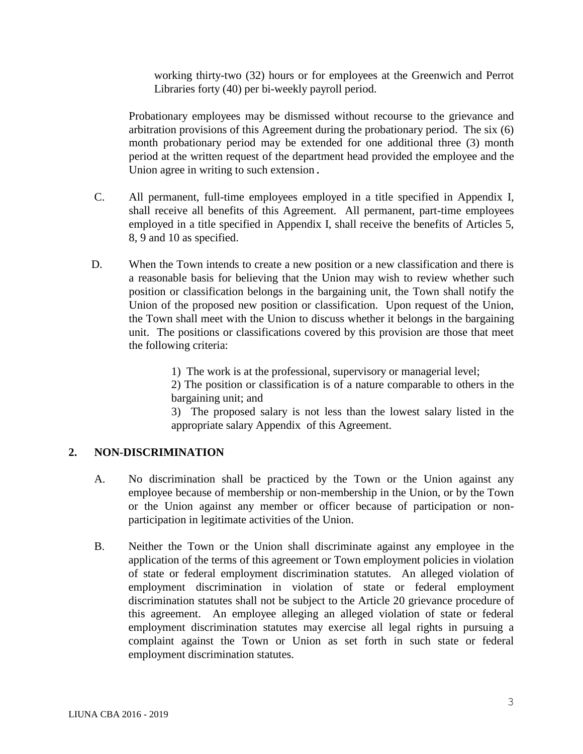working thirty-two (32) hours or for employees at the Greenwich and Perrot Libraries forty (40) per bi-weekly payroll period.

Probationary employees may be dismissed without recourse to the grievance and arbitration provisions of this Agreement during the probationary period. The six (6) month probationary period may be extended for one additional three (3) month period at the written request of the department head provided the employee and the Union agree in writing to such extension.

C. All permanent, full-time employees employed in a title specified in Appendix I, shall receive all benefits of this Agreement. All permanent, part-time employees employed in a title specified in Appendix I, shall receive the benefits of Articles 5, 8, 9 and 10 as specified.

D. When the Town intends to create a new position or a new classification and there is a reasonable basis for believing that the Union may wish to review whether such position or classification belongs in the bargaining unit, the Town shall notify the Union of the proposed new position or classification. Upon request of the Union, the Town shall meet with the Union to discuss whether it belongs in the bargaining unit. The positions or classifications covered by this provision are those that meet the following criteria:

1) The work is at the professional, supervisory or managerial level;
2) The position or classification is of a nature comparable to others in the bargaining unit; and
3) The proposed salary is not less than the lowest salary listed in the appropriate salary Appendix of this Agreement.

## 2. NON-DISCRIMINATION

A. No discrimination shall be practiced by the Town or the Union against any employee because of membership or non-membership in the Union, or by the Town or the Union against any member or officer because of participation or non-participation in legitimate activities of the Union.

B. Neither the Town or the Union shall discriminate against any employee in the application of the terms of this agreement or Town employment policies in violation of state or federal employment discrimination statutes. An alleged violation of employment discrimination in violation of state or federal employment discrimination statutes shall not be subject to the Article 20 grievance procedure of this agreement. An employee alleging an alleged violation of state or federal employment discrimination statutes may exercise all legal rights in pursuing a complaint against the Town or Union as set forth in such state or federal employment discrimination statutes.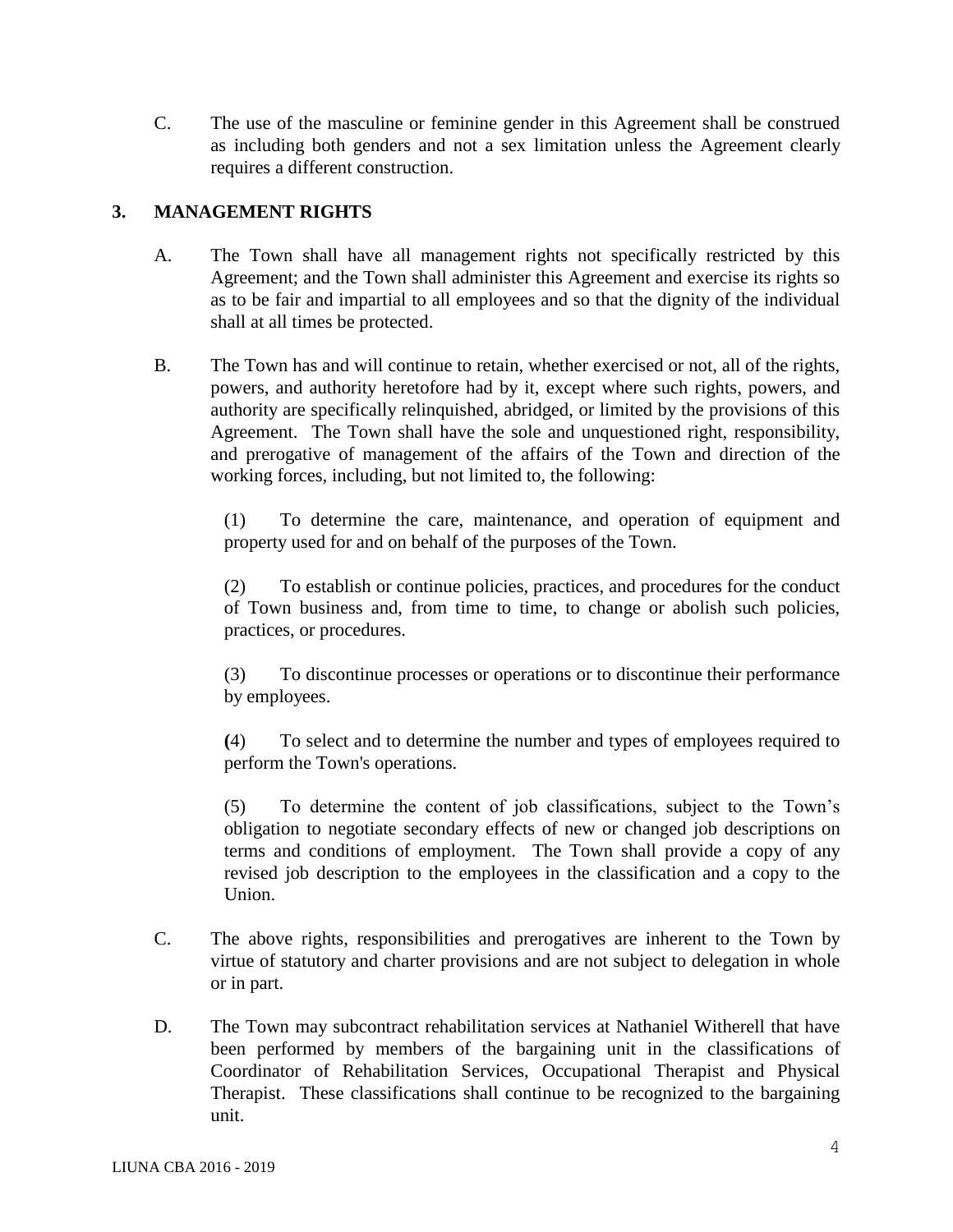C. The use of the masculine or feminine gender in this Agreement shall be construed as including both genders and not a sex limitation unless the Agreement clearly requires a different construction.

## 3. MANAGEMENT RIGHTS

A. The Town shall have all management rights not specifically restricted by this Agreement; and the Town shall administer this Agreement and exercise its rights so as to be fair and impartial to all employees and so that the dignity of the individual shall at all times be protected.

B. The Town has and will continue to retain, whether exercised or not, all of the rights, powers, and authority heretofore had by it, except where such rights, powers, and authority are specifically relinquished, abridged, or limited by the provisions of this Agreement. The Town shall have the sole and unquestioned right, responsibility, and prerogative of management of the affairs of the Town and direction of the working forces, including, but not limited to, the following:

(1) To determine the care, maintenance, and operation of equipment and property used for and on behalf of the purposes of the Town.

(2) To establish or continue policies, practices, and procedures for the conduct of Town business and, from time to time, to change or abolish such policies, practices, or procedures.

(3) To discontinue processes or operations or to discontinue their performance by employees.

(4) To select and to determine the number and types of employees required to perform the Town's operations.

(5) To determine the content of job classifications, subject to the Town's obligation to negotiate secondary effects of new or changed job descriptions on terms and conditions of employment. The Town shall provide a copy of any revised job description to the employees in the classification and a copy to the Union.

C. The above rights, responsibilities and prerogatives are inherent to the Town by virtue of statutory and charter provisions and are not subject to delegation in whole or in part.

D. The Town may subcontract rehabilitation services at Nathaniel Witherell that have been performed by members of the bargaining unit in the classifications of Coordinator of Rehabilitation Services, Occupational Therapist and Physical Therapist. These classifications shall continue to be recognized to the bargaining unit.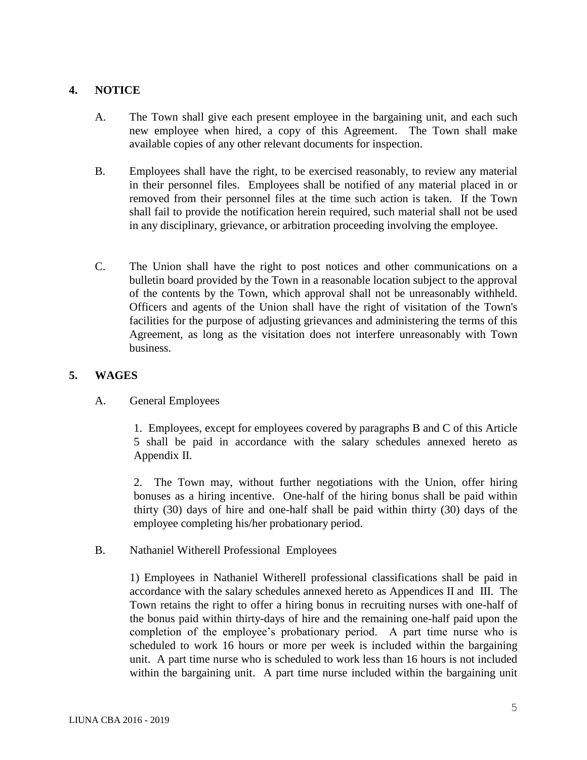## 4. NOTICE

A. The Town shall give each present employee in the bargaining unit, and each such new employee when hired, a copy of this Agreement. The Town shall make available copies of any other relevant documents for inspection.

B. Employees shall have the right, to be exercised reasonably, to review any material in their personnel files. Employees shall be notified of any material placed in or removed from their personnel files at the time such action is taken. If the Town shall fail to provide the notification herein required, such material shall not be used in any disciplinary, grievance, or arbitration proceeding involving the employee.

C. The Union shall have the right to post notices and other communications on a bulletin board provided by the Town in a reasonable location subject to the approval of the contents by the Town, which approval shall not be unreasonably withheld. Officers and agents of the Union shall have the right of visitation of the Town's facilities for the purpose of adjusting grievances and administering the terms of this Agreement, as long as the visitation does not interfere unreasonably with Town business.

## 5. WAGES

A. General Employees

1. Employees, except for employees covered by paragraphs B and C of this Article 5 shall be paid in accordance with the salary schedules annexed hereto as Appendix II.

2. The Town may, without further negotiations with the Union, offer hiring bonuses as a hiring incentive. One-half of the hiring bonus shall be paid within thirty (30) days of hire and one-half shall be paid within thirty (30) days of the employee completing his/her probationary period.

B. Nathaniel Witherell Professional Employees

1) Employees in Nathaniel Witherell professional classifications shall be paid in accordance with the salary schedules annexed hereto as Appendices II and III. The Town retains the right to offer a hiring bonus in recruiting nurses with one-half of the bonus paid within thirty-days of hire and the remaining one-half paid upon the completion of the employee's probationary period. A part time nurse who is scheduled to work 16 hours or more per week is included within the bargaining unit. A part time nurse who is scheduled to work less than 16 hours is not included within the bargaining unit. A part time nurse included within the bargaining unit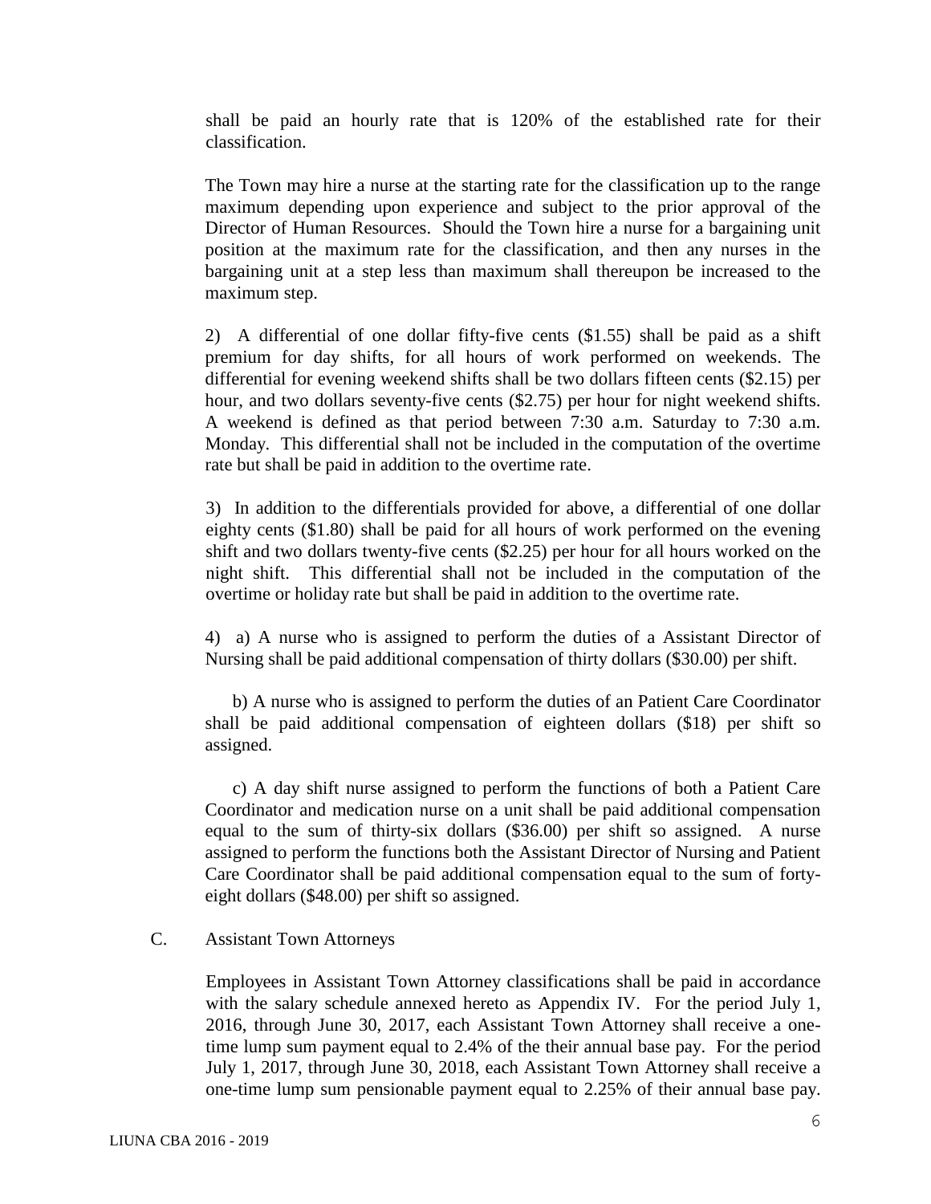shall be paid an hourly rate that is 120% of the established rate for their classification.

The Town may hire a nurse at the starting rate for the classification up to the range maximum depending upon experience and subject to the prior approval of the Director of Human Resources. Should the Town hire a nurse for a bargaining unit position at the maximum rate for the classification, and then any nurses in the bargaining unit at a step less than maximum shall thereupon be increased to the maximum step.

2) A differential of one dollar fifty-five cents ($1.55) shall be paid as a shift premium for day shifts, for all hours of work performed on weekends. The differential for evening weekend shifts shall be two dollars fifteen cents ($2.15) per hour, and two dollars seventy-five cents ($2.75) per hour for night weekend shifts. A weekend is defined as that period between 7:30 a.m. Saturday to 7:30 a.m. Monday. This differential shall not be included in the computation of the overtime rate but shall be paid in addition to the overtime rate.

3) In addition to the differentials provided for above, a differential of one dollar eighty cents ($1.80) shall be paid for all hours of work performed on the evening shift and two dollars twenty-five cents ($2.25) per hour for all hours worked on the night shift. This differential shall not be included in the computation of the overtime or holiday rate but shall be paid in addition to the overtime rate.

4) a) A nurse who is assigned to perform the duties of a Assistant Director of Nursing shall be paid additional compensation of thirty dollars ($30.00) per shift.

b) A nurse who is assigned to perform the duties of an Patient Care Coordinator shall be paid additional compensation of eighteen dollars ($18) per shift so assigned.

c) A day shift nurse assigned to perform the functions of both a Patient Care Coordinator and medication nurse on a unit shall be paid additional compensation equal to the sum of thirty-six dollars ($36.00) per shift so assigned. A nurse assigned to perform the functions both the Assistant Director of Nursing and Patient Care Coordinator shall be paid additional compensation equal to the sum of forty-eight dollars ($48.00) per shift so assigned.

C. Assistant Town Attorneys

Employees in Assistant Town Attorney classifications shall be paid in accordance with the salary schedule annexed hereto as Appendix IV. For the period July 1, 2016, through June 30, 2017, each Assistant Town Attorney shall receive a one-time lump sum payment equal to 2.4% of the their annual base pay. For the period July 1, 2017, through June 30, 2018, each Assistant Town Attorney shall receive a one-time lump sum pensionable payment equal to 2.25% of their annual base pay.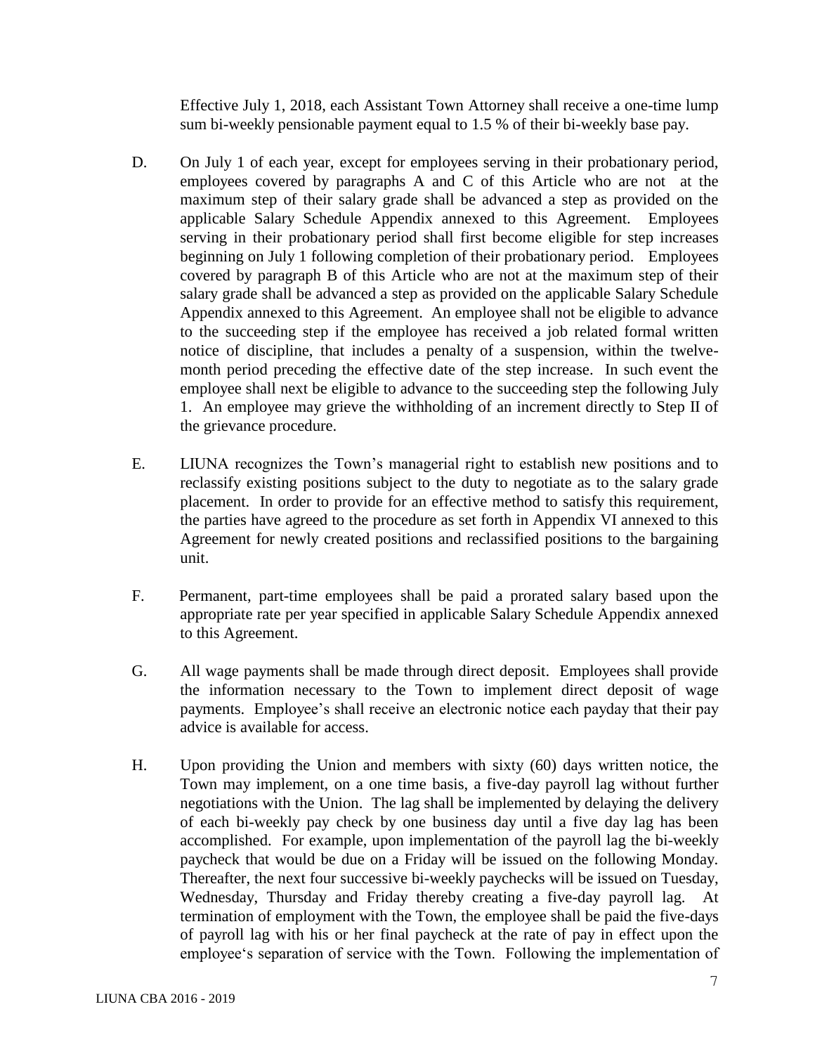Effective July 1, 2018, each Assistant Town Attorney shall receive a one-time lump sum bi-weekly pensionable payment equal to 1.5 % of their bi-weekly base pay.

D. On July 1 of each year, except for employees serving in their probationary period, employees covered by paragraphs A and C of this Article who are not at the maximum step of their salary grade shall be advanced a step as provided on the applicable Salary Schedule Appendix annexed to this Agreement. Employees serving in their probationary period shall first become eligible for step increases beginning on July 1 following completion of their probationary period. Employees covered by paragraph B of this Article who are not at the maximum step of their salary grade shall be advanced a step as provided on the applicable Salary Schedule Appendix annexed to this Agreement. An employee shall not be eligible to advance to the succeeding step if the employee has received a job related formal written notice of discipline, that includes a penalty of a suspension, within the twelve-month period preceding the effective date of the step increase. In such event the employee shall next be eligible to advance to the succeeding step the following July 1. An employee may grieve the withholding of an increment directly to Step II of the grievance procedure.

E. LIUNA recognizes the Town's managerial right to establish new positions and to reclassify existing positions subject to the duty to negotiate as to the salary grade placement. In order to provide for an effective method to satisfy this requirement, the parties have agreed to the procedure as set forth in Appendix VI annexed to this Agreement for newly created positions and reclassified positions to the bargaining unit.

F. Permanent, part-time employees shall be paid a prorated salary based upon the appropriate rate per year specified in applicable Salary Schedule Appendix annexed to this Agreement.

G. All wage payments shall be made through direct deposit. Employees shall provide the information necessary to the Town to implement direct deposit of wage payments. Employee's shall receive an electronic notice each payday that their pay advice is available for access.

H. Upon providing the Union and members with sixty (60) days written notice, the Town may implement, on a one time basis, a five-day payroll lag without further negotiations with the Union. The lag shall be implemented by delaying the delivery of each bi-weekly pay check by one business day until a five day lag has been accomplished. For example, upon implementation of the payroll lag the bi-weekly paycheck that would be due on a Friday will be issued on the following Monday. Thereafter, the next four successive bi-weekly paychecks will be issued on Tuesday, Wednesday, Thursday and Friday thereby creating a five-day payroll lag. At termination of employment with the Town, the employee shall be paid the five-days of payroll lag with his or her final paycheck at the rate of pay in effect upon the employee's separation of service with the Town. Following the implementation of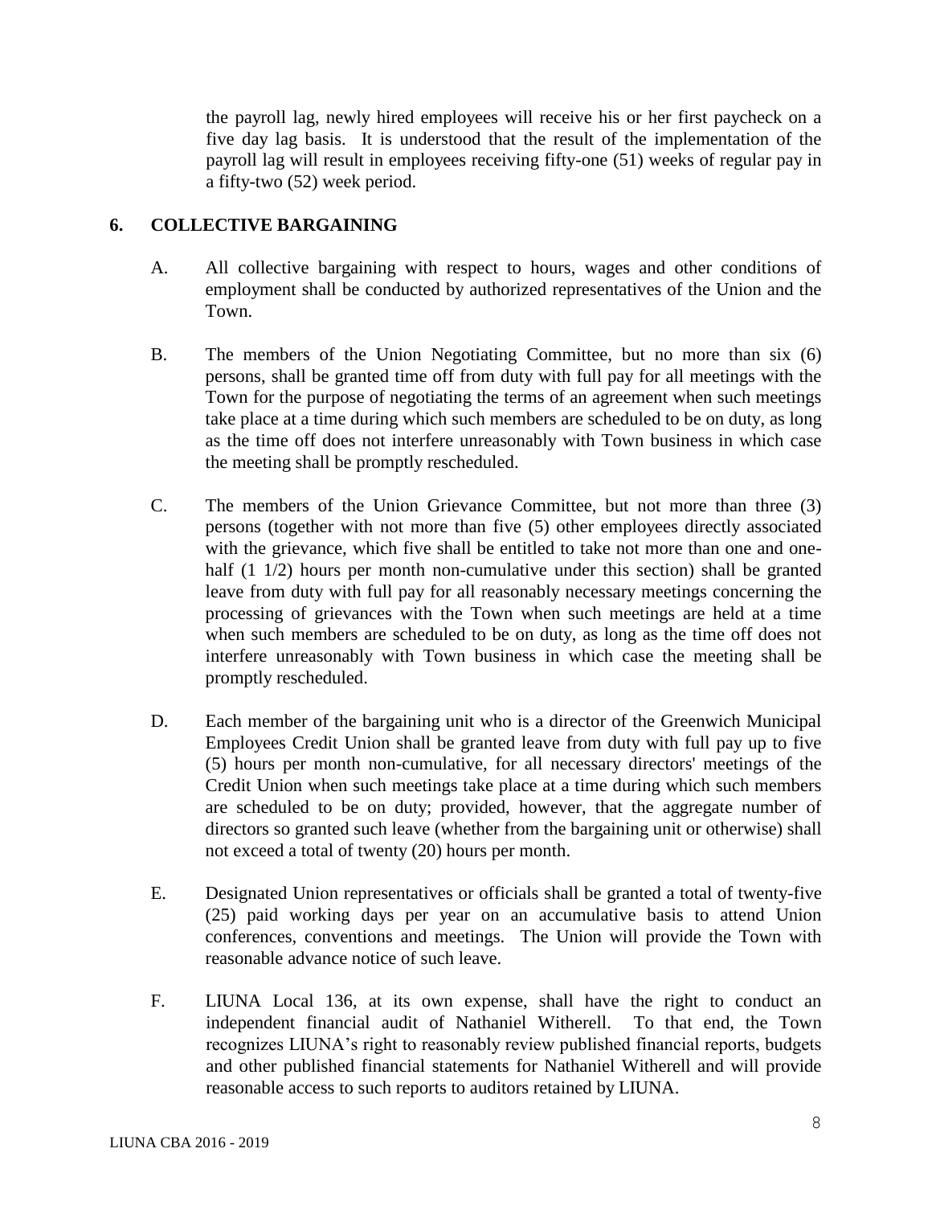the payroll lag, newly hired employees will receive his or her first paycheck on a five day lag basis. It is understood that the result of the implementation of the payroll lag will result in employees receiving fifty-one (51) weeks of regular pay in a fifty-two (52) week period.

## 6. COLLECTIVE BARGAINING

A. All collective bargaining with respect to hours, wages and other conditions of employment shall be conducted by authorized representatives of the Union and the Town.

B. The members of the Union Negotiating Committee, but no more than six (6) persons, shall be granted time off from duty with full pay for all meetings with the Town for the purpose of negotiating the terms of an agreement when such meetings take place at a time during which such members are scheduled to be on duty, as long as the time off does not interfere unreasonably with Town business in which case the meeting shall be promptly rescheduled.

C. The members of the Union Grievance Committee, but not more than three (3) persons (together with not more than five (5) other employees directly associated with the grievance, which five shall be entitled to take not more than one and one-half (1 1/2) hours per month non-cumulative under this section) shall be granted leave from duty with full pay for all reasonably necessary meetings concerning the processing of grievances with the Town when such meetings are held at a time when such members are scheduled to be on duty, as long as the time off does not interfere unreasonably with Town business in which case the meeting shall be promptly rescheduled.

D. Each member of the bargaining unit who is a director of the Greenwich Municipal Employees Credit Union shall be granted leave from duty with full pay up to five (5) hours per month non-cumulative, for all necessary directors' meetings of the Credit Union when such meetings take place at a time during which such members are scheduled to be on duty; provided, however, that the aggregate number of directors so granted such leave (whether from the bargaining unit or otherwise) shall not exceed a total of twenty (20) hours per month.

E. Designated Union representatives or officials shall be granted a total of twenty-five (25) paid working days per year on an accumulative basis to attend Union conferences, conventions and meetings. The Union will provide the Town with reasonable advance notice of such leave.

F. LIUNA Local 136, at its own expense, shall have the right to conduct an independent financial audit of Nathaniel Witherell. To that end, the Town recognizes LIUNA's right to reasonably review published financial reports, budgets and other published financial statements for Nathaniel Witherell and will provide reasonable access to such reports to auditors retained by LIUNA.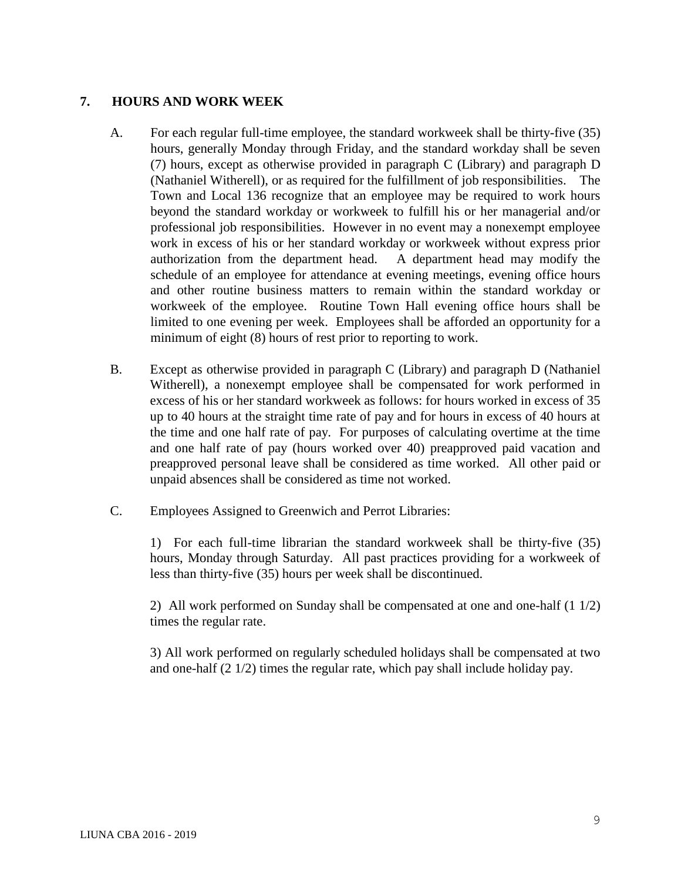## 7. HOURS AND WORK WEEK

A. For each regular full-time employee, the standard workweek shall be thirty-five (35) hours, generally Monday through Friday, and the standard workday shall be seven (7) hours, except as otherwise provided in paragraph C (Library) and paragraph D (Nathaniel Witherell), or as required for the fulfillment of job responsibilities. The Town and Local 136 recognize that an employee may be required to work hours beyond the standard workday or workweek to fulfill his or her managerial and/or professional job responsibilities. However in no event may a nonexempt employee work in excess of his or her standard workday or workweek without express prior authorization from the department head. A department head may modify the schedule of an employee for attendance at evening meetings, evening office hours and other routine business matters to remain within the standard workday or workweek of the employee. Routine Town Hall evening office hours shall be limited to one evening per week. Employees shall be afforded an opportunity for a minimum of eight (8) hours of rest prior to reporting to work.

B. Except as otherwise provided in paragraph C (Library) and paragraph D (Nathaniel Witherell), a nonexempt employee shall be compensated for work performed in excess of his or her standard workweek as follows: for hours worked in excess of 35 up to 40 hours at the straight time rate of pay and for hours in excess of 40 hours at the time and one half rate of pay. For purposes of calculating overtime at the time and one half rate of pay (hours worked over 40) preapproved paid vacation and preapproved personal leave shall be considered as time worked. All other paid or unpaid absences shall be considered as time not worked.

C. Employees Assigned to Greenwich and Perrot Libraries:

1) For each full-time librarian the standard workweek shall be thirty-five (35) hours, Monday through Saturday. All past practices providing for a workweek of less than thirty-five (35) hours per week shall be discontinued.

2) All work performed on Sunday shall be compensated at one and one-half (1 1/2) times the regular rate.

3) All work performed on regularly scheduled holidays shall be compensated at two and one-half (2 1/2) times the regular rate, which pay shall include holiday pay.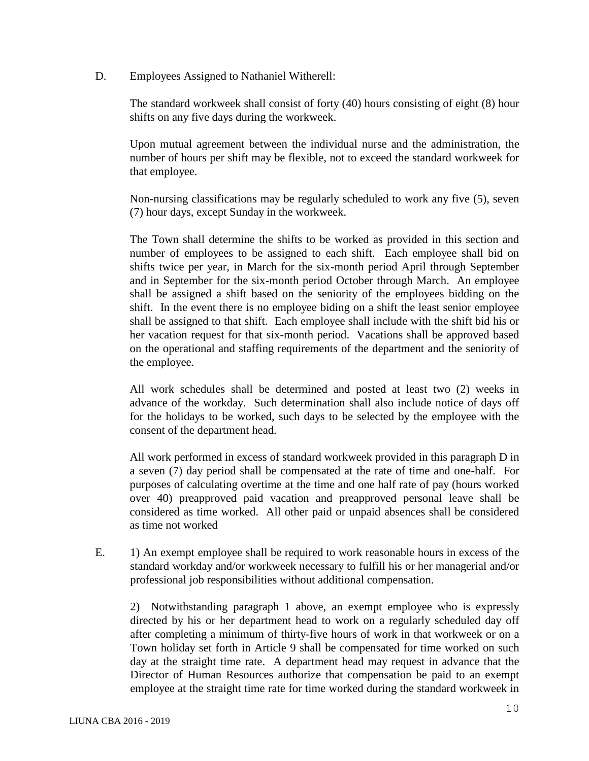D. Employees Assigned to Nathaniel Witherell:

The standard workweek shall consist of forty (40) hours consisting of eight (8) hour shifts on any five days during the workweek.

Upon mutual agreement between the individual nurse and the administration, the number of hours per shift may be flexible, not to exceed the standard workweek for that employee.

Non-nursing classifications may be regularly scheduled to work any five (5), seven (7) hour days, except Sunday in the workweek.

The Town shall determine the shifts to be worked as provided in this section and number of employees to be assigned to each shift. Each employee shall bid on shifts twice per year, in March for the six-month period April through September and in September for the six-month period October through March. An employee shall be assigned a shift based on the seniority of the employees bidding on the shift. In the event there is no employee biding on a shift the least senior employee shall be assigned to that shift. Each employee shall include with the shift bid his or her vacation request for that six-month period. Vacations shall be approved based on the operational and staffing requirements of the department and the seniority of the employee.

All work schedules shall be determined and posted at least two (2) weeks in advance of the workday. Such determination shall also include notice of days off for the holidays to be worked, such days to be selected by the employee with the consent of the department head.

All work performed in excess of standard workweek provided in this paragraph D in a seven (7) day period shall be compensated at the rate of time and one-half. For purposes of calculating overtime at the time and one half rate of pay (hours worked over 40) preapproved paid vacation and preapproved personal leave shall be considered as time worked. All other paid or unpaid absences shall be considered as time not worked

E. 1) An exempt employee shall be required to work reasonable hours in excess of the standard workday and/or workweek necessary to fulfill his or her managerial and/or professional job responsibilities without additional compensation.

2) Notwithstanding paragraph 1 above, an exempt employee who is expressly directed by his or her department head to work on a regularly scheduled day off after completing a minimum of thirty-five hours of work in that workweek or on a Town holiday set forth in Article 9 shall be compensated for time worked on such day at the straight time rate. A department head may request in advance that the Director of Human Resources authorize that compensation be paid to an exempt employee at the straight time rate for time worked during the standard workweek in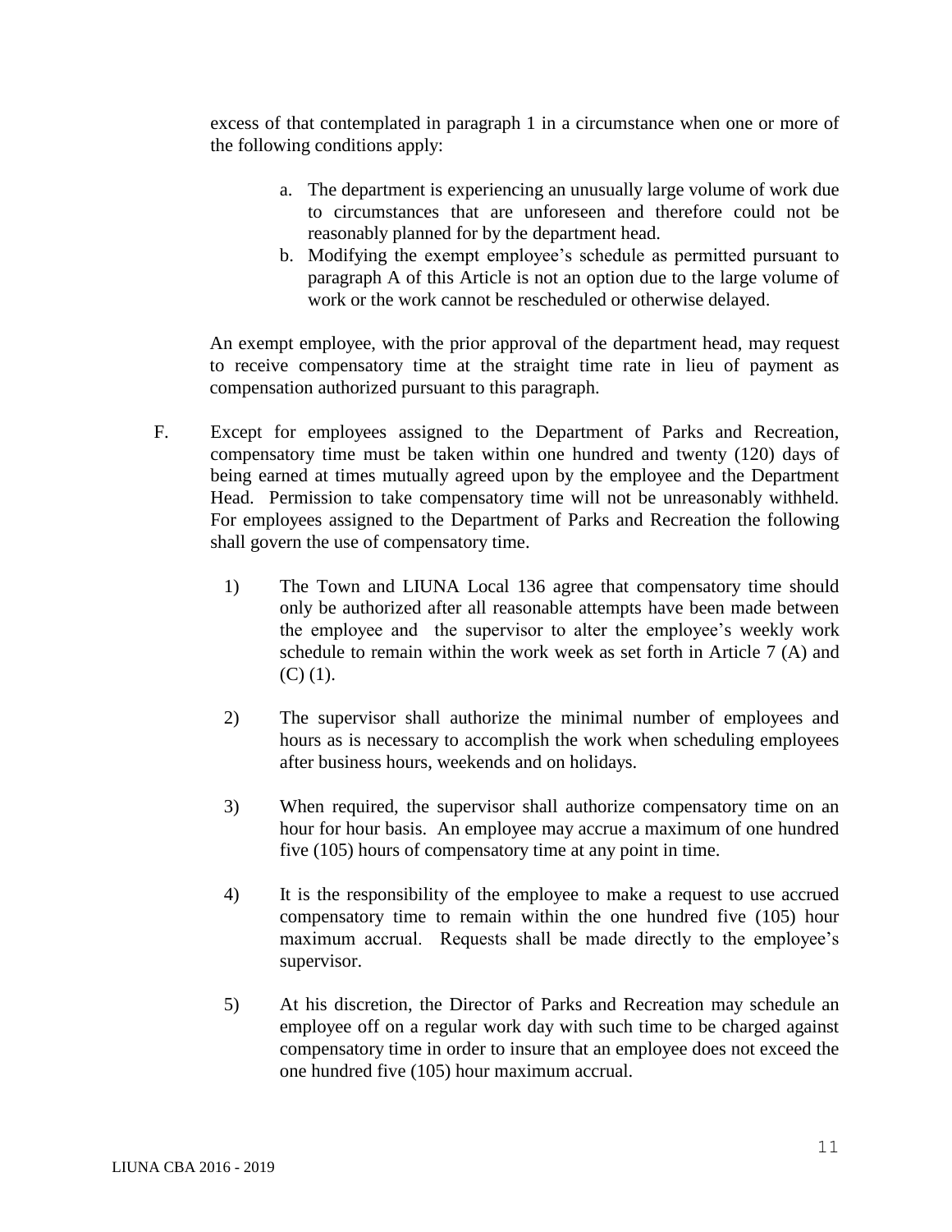excess of that contemplated in paragraph 1 in a circumstance when one or more of the following conditions apply:

a. The department is experiencing an unusually large volume of work due to circumstances that are unforeseen and therefore could not be reasonably planned for by the department head.
b. Modifying the exempt employee's schedule as permitted pursuant to paragraph A of this Article is not an option due to the large volume of work or the work cannot be rescheduled or otherwise delayed.

An exempt employee, with the prior approval of the department head, may request to receive compensatory time at the straight time rate in lieu of payment as compensation authorized pursuant to this paragraph.

F. Except for employees assigned to the Department of Parks and Recreation, compensatory time must be taken within one hundred and twenty (120) days of being earned at times mutually agreed upon by the employee and the Department Head. Permission to take compensatory time will not be unreasonably withheld. For employees assigned to the Department of Parks and Recreation the following shall govern the use of compensatory time.

1) The Town and LIUNA Local 136 agree that compensatory time should only be authorized after all reasonable attempts have been made between the employee and the supervisor to alter the employee's weekly work schedule to remain within the work week as set forth in Article 7 (A) and (C) (1).

2) The supervisor shall authorize the minimal number of employees and hours as is necessary to accomplish the work when scheduling employees after business hours, weekends and on holidays.

3) When required, the supervisor shall authorize compensatory time on an hour for hour basis. An employee may accrue a maximum of one hundred five (105) hours of compensatory time at any point in time.

4) It is the responsibility of the employee to make a request to use accrued compensatory time to remain within the one hundred five (105) hour maximum accrual. Requests shall be made directly to the employee's supervisor.

5) At his discretion, the Director of Parks and Recreation may schedule an employee off on a regular work day with such time to be charged against compensatory time in order to insure that an employee does not exceed the one hundred five (105) hour maximum accrual.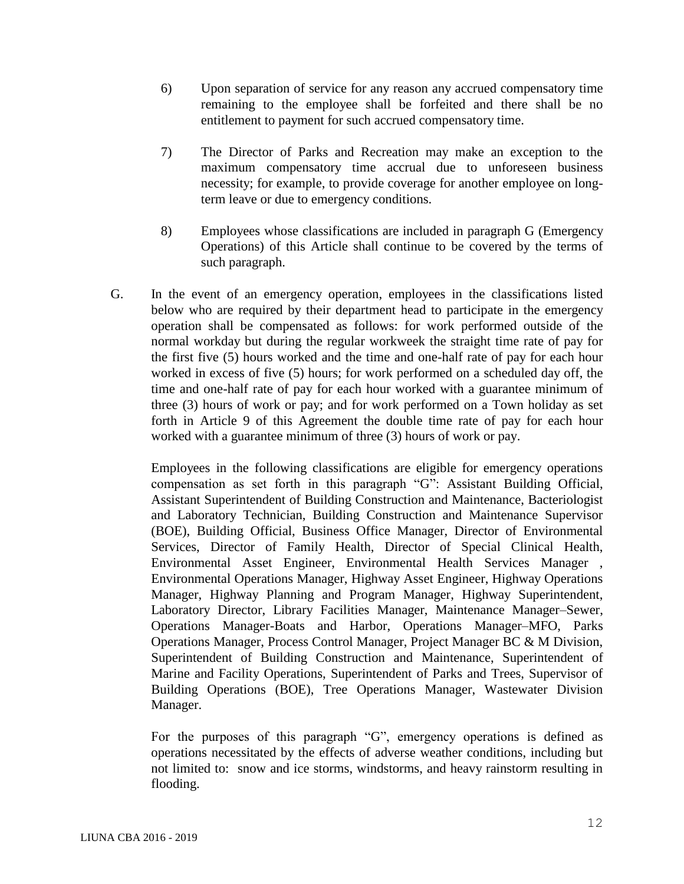6) Upon separation of service for any reason any accrued compensatory time remaining to the employee shall be forfeited and there shall be no entitlement to payment for such accrued compensatory time.

7) The Director of Parks and Recreation may make an exception to the maximum compensatory time accrual due to unforeseen business necessity; for example, to provide coverage for another employee on long-term leave or due to emergency conditions.

8) Employees whose classifications are included in paragraph G (Emergency Operations) of this Article shall continue to be covered by the terms of such paragraph.

G. In the event of an emergency operation, employees in the classifications listed below who are required by their department head to participate in the emergency operation shall be compensated as follows: for work performed outside of the normal workday but during the regular workweek the straight time rate of pay for the first five (5) hours worked and the time and one-half rate of pay for each hour worked in excess of five (5) hours; for work performed on a scheduled day off, the time and one-half rate of pay for each hour worked with a guarantee minimum of three (3) hours of work or pay; and for work performed on a Town holiday as set forth in Article 9 of this Agreement the double time rate of pay for each hour worked with a guarantee minimum of three (3) hours of work or pay.

Employees in the following classifications are eligible for emergency operations compensation as set forth in this paragraph "G": Assistant Building Official, Assistant Superintendent of Building Construction and Maintenance, Bacteriologist and Laboratory Technician, Building Construction and Maintenance Supervisor (BOE), Building Official, Business Office Manager, Director of Environmental Services, Director of Family Health, Director of Special Clinical Health, Environmental Asset Engineer, Environmental Health Services Manager , Environmental Operations Manager, Highway Asset Engineer, Highway Operations Manager, Highway Planning and Program Manager, Highway Superintendent, Laboratory Director, Library Facilities Manager, Maintenance Manager–Sewer, Operations Manager-Boats and Harbor, Operations Manager–MFO, Parks Operations Manager, Process Control Manager, Project Manager BC & M Division, Superintendent of Building Construction and Maintenance, Superintendent of Marine and Facility Operations, Superintendent of Parks and Trees, Supervisor of Building Operations (BOE), Tree Operations Manager, Wastewater Division Manager.

For the purposes of this paragraph "G", emergency operations is defined as operations necessitated by the effects of adverse weather conditions, including but not limited to: snow and ice storms, windstorms, and heavy rainstorm resulting in flooding.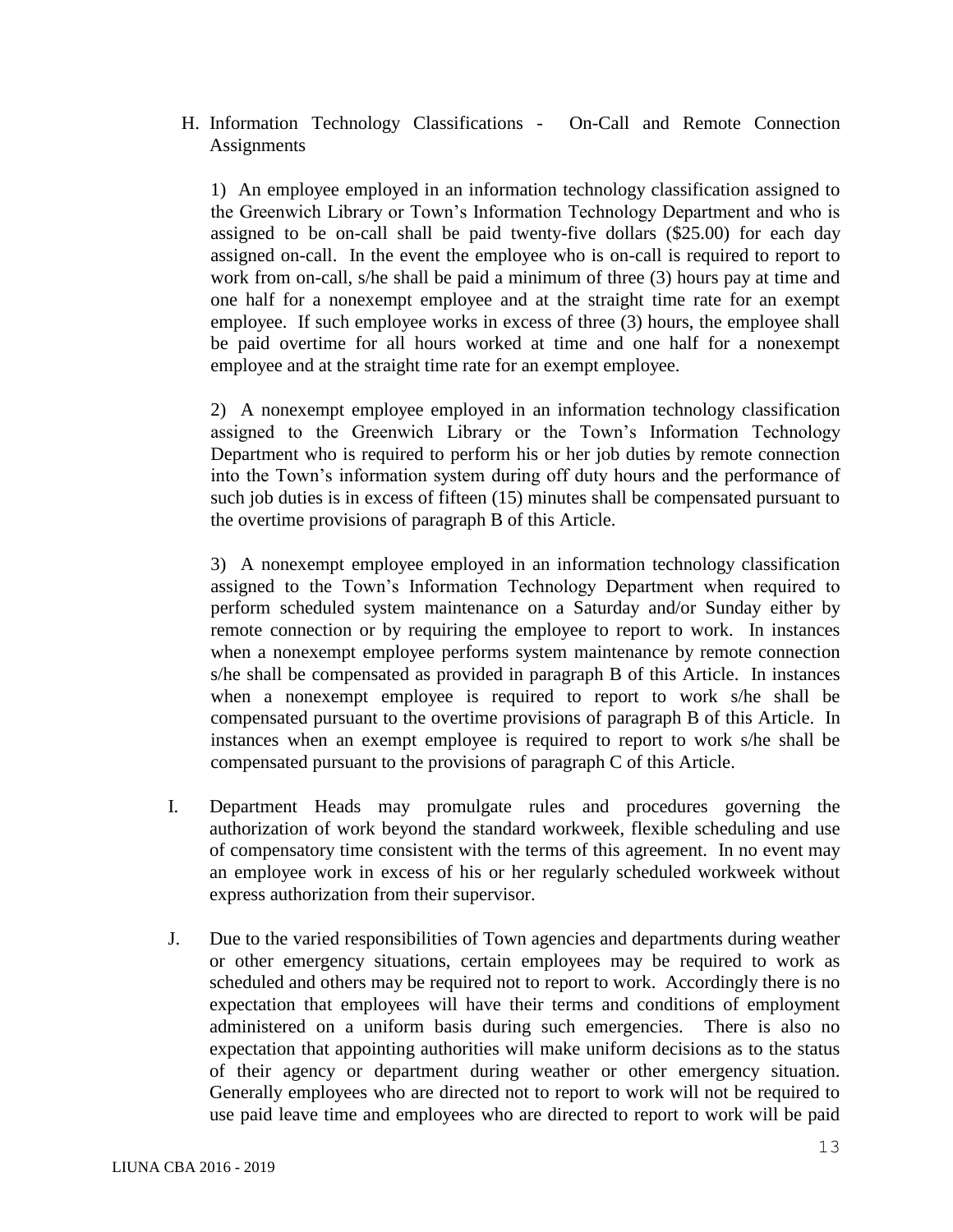H. Information Technology Classifications - On-Call and Remote Connection Assignments

1) An employee employed in an information technology classification assigned to the Greenwich Library or Town's Information Technology Department and who is assigned to be on-call shall be paid twenty-five dollars ($25.00) for each day assigned on-call. In the event the employee who is on-call is required to report to work from on-call, s/he shall be paid a minimum of three (3) hours pay at time and one half for a nonexempt employee and at the straight time rate for an exempt employee. If such employee works in excess of three (3) hours, the employee shall be paid overtime for all hours worked at time and one half for a nonexempt employee and at the straight time rate for an exempt employee.

2) A nonexempt employee employed in an information technology classification assigned to the Greenwich Library or the Town's Information Technology Department who is required to perform his or her job duties by remote connection into the Town's information system during off duty hours and the performance of such job duties is in excess of fifteen (15) minutes shall be compensated pursuant to the overtime provisions of paragraph B of this Article.

3) A nonexempt employee employed in an information technology classification assigned to the Town's Information Technology Department when required to perform scheduled system maintenance on a Saturday and/or Sunday either by remote connection or by requiring the employee to report to work. In instances when a nonexempt employee performs system maintenance by remote connection s/he shall be compensated as provided in paragraph B of this Article. In instances when a nonexempt employee is required to report to work s/he shall be compensated pursuant to the overtime provisions of paragraph B of this Article. In instances when an exempt employee is required to report to work s/he shall be compensated pursuant to the provisions of paragraph C of this Article.

I. Department Heads may promulgate rules and procedures governing the authorization of work beyond the standard workweek, flexible scheduling and use of compensatory time consistent with the terms of this agreement. In no event may an employee work in excess of his or her regularly scheduled workweek without express authorization from their supervisor.

J. Due to the varied responsibilities of Town agencies and departments during weather or other emergency situations, certain employees may be required to work as scheduled and others may be required not to report to work. Accordingly there is no expectation that employees will have their terms and conditions of employment administered on a uniform basis during such emergencies. There is also no expectation that appointing authorities will make uniform decisions as to the status of their agency or department during weather or other emergency situation. Generally employees who are directed not to report to work will not be required to use paid leave time and employees who are directed to report to work will be paid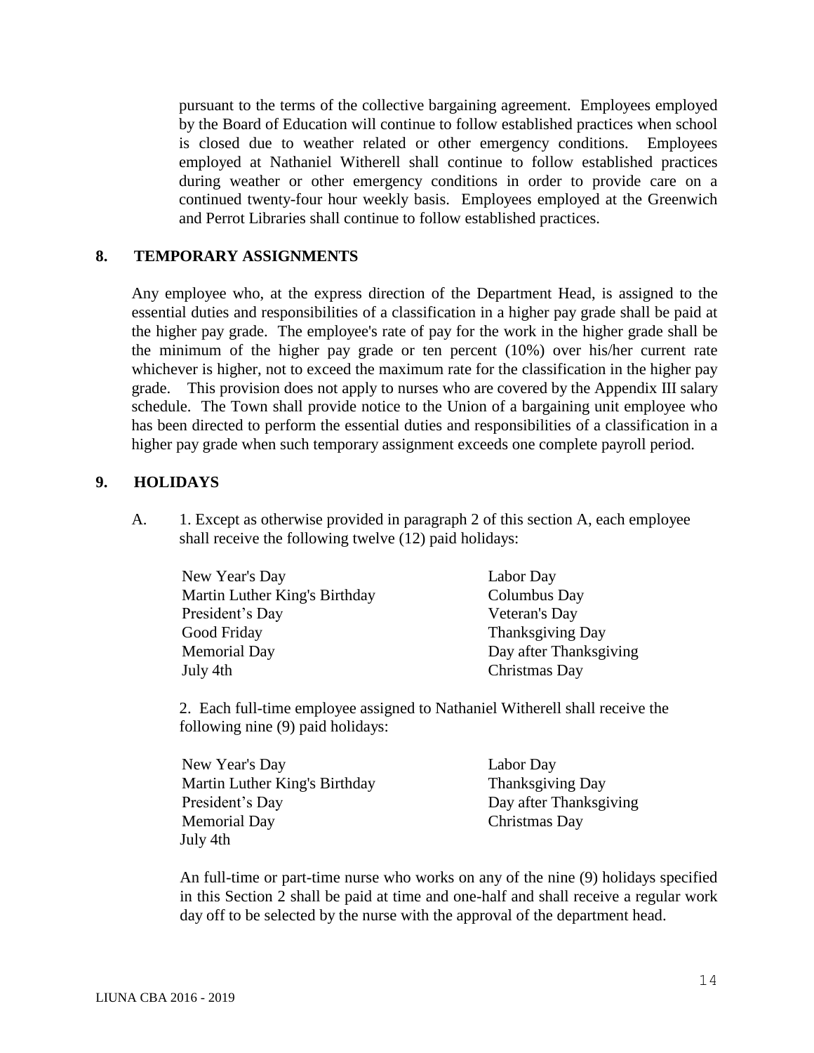pursuant to the terms of the collective bargaining agreement. Employees employed by the Board of Education will continue to follow established practices when school is closed due to weather related or other emergency conditions. Employees employed at Nathaniel Witherell shall continue to follow established practices during weather or other emergency conditions in order to provide care on a continued twenty-four hour weekly basis. Employees employed at the Greenwich and Perrot Libraries shall continue to follow established practices.

## 8. TEMPORARY ASSIGNMENTS

Any employee who, at the express direction of the Department Head, is assigned to the essential duties and responsibilities of a classification in a higher pay grade shall be paid at the higher pay grade. The employee's rate of pay for the work in the higher grade shall be the minimum of the higher pay grade or ten percent (10%) over his/her current rate whichever is higher, not to exceed the maximum rate for the classification in the higher pay grade. This provision does not apply to nurses who are covered by the Appendix III salary schedule. The Town shall provide notice to the Union of a bargaining unit employee who has been directed to perform the essential duties and responsibilities of a classification in a higher pay grade when such temporary assignment exceeds one complete payroll period.

## 9. HOLIDAYS

A. 1. Except as otherwise provided in paragraph 2 of this section A, each employee shall receive the following twelve (12) paid holidays:

| | |
|---|---|
| New Year's Day | Labor Day |
| Martin Luther King's Birthday | Columbus Day |
| President's Day | Veteran's Day |
| Good Friday | Thanksgiving Day |
| Memorial Day | Day after Thanksgiving |
| July 4th | Christmas Day |

2. Each full-time employee assigned to Nathaniel Witherell shall receive the following nine (9) paid holidays:

| | |
|---|---|
| New Year's Day | Labor Day |
| Martin Luther King's Birthday | Thanksgiving Day |
| President's Day | Day after Thanksgiving |
| Memorial Day | Christmas Day |
| July 4th | |

An full-time or part-time nurse who works on any of the nine (9) holidays specified in this Section 2 shall be paid at time and one-half and shall receive a regular work day off to be selected by the nurse with the approval of the department head.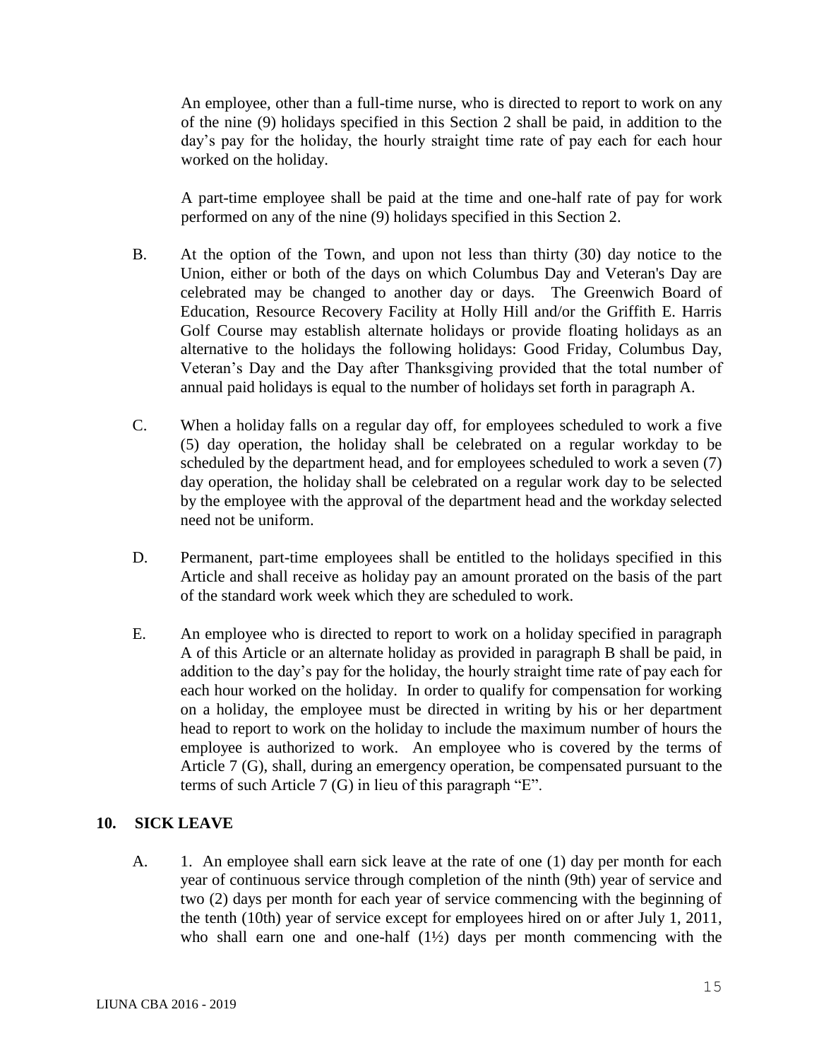An employee, other than a full-time nurse, who is directed to report to work on any of the nine (9) holidays specified in this Section 2 shall be paid, in addition to the day's pay for the holiday, the hourly straight time rate of pay each for each hour worked on the holiday.

A part-time employee shall be paid at the time and one-half rate of pay for work performed on any of the nine (9) holidays specified in this Section 2.

B. At the option of the Town, and upon not less than thirty (30) day notice to the Union, either or both of the days on which Columbus Day and Veteran's Day are celebrated may be changed to another day or days. The Greenwich Board of Education, Resource Recovery Facility at Holly Hill and/or the Griffith E. Harris Golf Course may establish alternate holidays or provide floating holidays as an alternative to the holidays the following holidays: Good Friday, Columbus Day, Veteran's Day and the Day after Thanksgiving provided that the total number of annual paid holidays is equal to the number of holidays set forth in paragraph A.

C. When a holiday falls on a regular day off, for employees scheduled to work a five (5) day operation, the holiday shall be celebrated on a regular workday to be scheduled by the department head, and for employees scheduled to work a seven (7) day operation, the holiday shall be celebrated on a regular work day to be selected by the employee with the approval of the department head and the workday selected need not be uniform.

D. Permanent, part-time employees shall be entitled to the holidays specified in this Article and shall receive as holiday pay an amount prorated on the basis of the part of the standard work week which they are scheduled to work.

E. An employee who is directed to report to work on a holiday specified in paragraph A of this Article or an alternate holiday as provided in paragraph B shall be paid, in addition to the day's pay for the holiday, the hourly straight time rate of pay each for each hour worked on the holiday. In order to qualify for compensation for working on a holiday, the employee must be directed in writing by his or her department head to report to work on the holiday to include the maximum number of hours the employee is authorized to work. An employee who is covered by the terms of Article 7 (G), shall, during an emergency operation, be compensated pursuant to the terms of such Article 7 (G) in lieu of this paragraph "E".

## 10. SICK LEAVE

A. 1. An employee shall earn sick leave at the rate of one (1) day per month for each year of continuous service through completion of the ninth (9th) year of service and two (2) days per month for each year of service commencing with the beginning of the tenth (10th) year of service except for employees hired on or after July 1, 2011, who shall earn one and one-half (1½) days per month commencing with the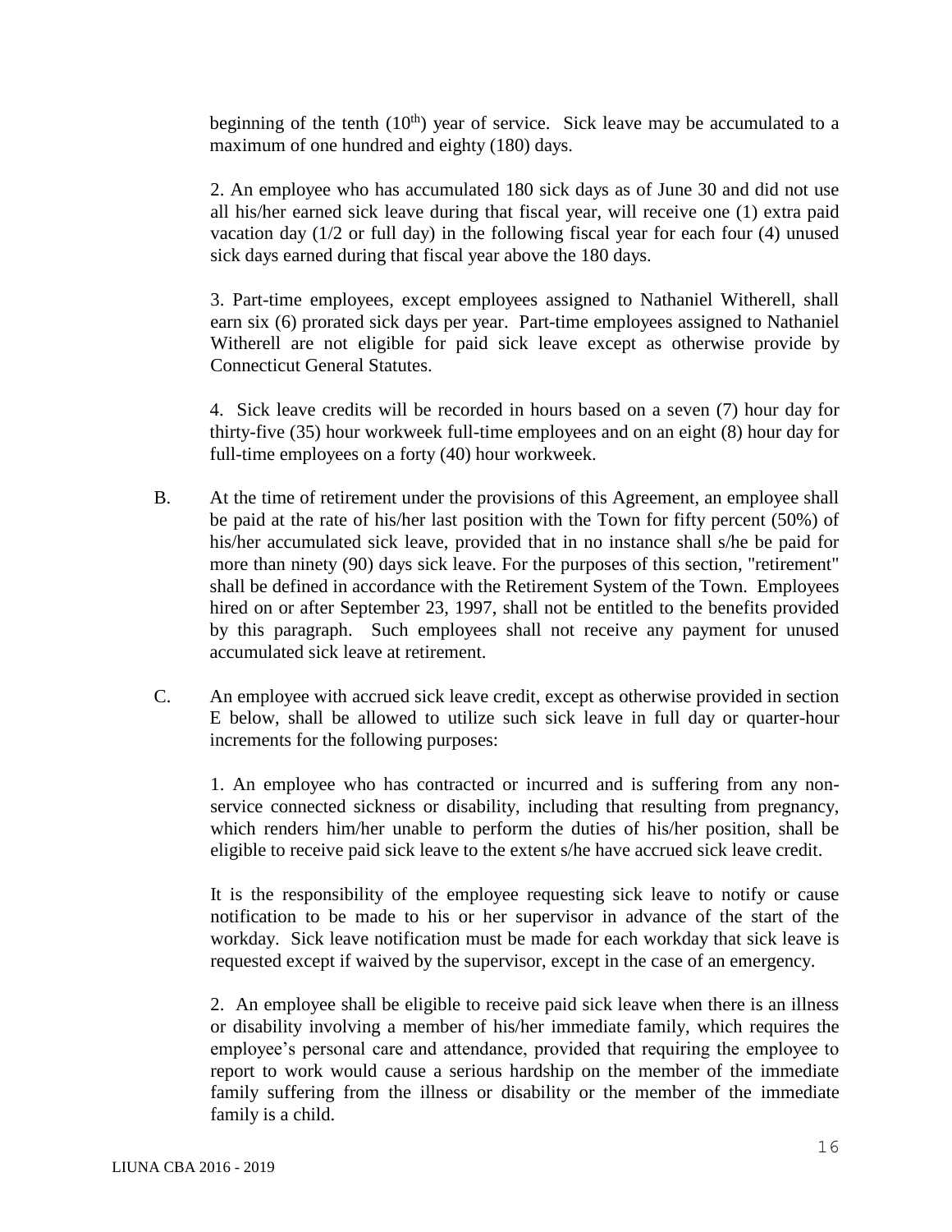beginning of the tenth (10th) year of service. Sick leave may be accumulated to a maximum of one hundred and eighty (180) days.

2. An employee who has accumulated 180 sick days as of June 30 and did not use all his/her earned sick leave during that fiscal year, will receive one (1) extra paid vacation day (1/2 or full day) in the following fiscal year for each four (4) unused sick days earned during that fiscal year above the 180 days.

3. Part-time employees, except employees assigned to Nathaniel Witherell, shall earn six (6) prorated sick days per year. Part-time employees assigned to Nathaniel Witherell are not eligible for paid sick leave except as otherwise provide by Connecticut General Statutes.

4. Sick leave credits will be recorded in hours based on a seven (7) hour day for thirty-five (35) hour workweek full-time employees and on an eight (8) hour day for full-time employees on a forty (40) hour workweek.

B. At the time of retirement under the provisions of this Agreement, an employee shall be paid at the rate of his/her last position with the Town for fifty percent (50%) of his/her accumulated sick leave, provided that in no instance shall s/he be paid for more than ninety (90) days sick leave. For the purposes of this section, "retirement" shall be defined in accordance with the Retirement System of the Town. Employees hired on or after September 23, 1997, shall not be entitled to the benefits provided by this paragraph. Such employees shall not receive any payment for unused accumulated sick leave at retirement.

C. An employee with accrued sick leave credit, except as otherwise provided in section E below, shall be allowed to utilize such sick leave in full day or quarter-hour increments for the following purposes:

1. An employee who has contracted or incurred and is suffering from any non-service connected sickness or disability, including that resulting from pregnancy, which renders him/her unable to perform the duties of his/her position, shall be eligible to receive paid sick leave to the extent s/he have accrued sick leave credit.

It is the responsibility of the employee requesting sick leave to notify or cause notification to be made to his or her supervisor in advance of the start of the workday. Sick leave notification must be made for each workday that sick leave is requested except if waived by the supervisor, except in the case of an emergency.

2. An employee shall be eligible to receive paid sick leave when there is an illness or disability involving a member of his/her immediate family, which requires the employee's personal care and attendance, provided that requiring the employee to report to work would cause a serious hardship on the member of the immediate family suffering from the illness or disability or the member of the immediate family is a child.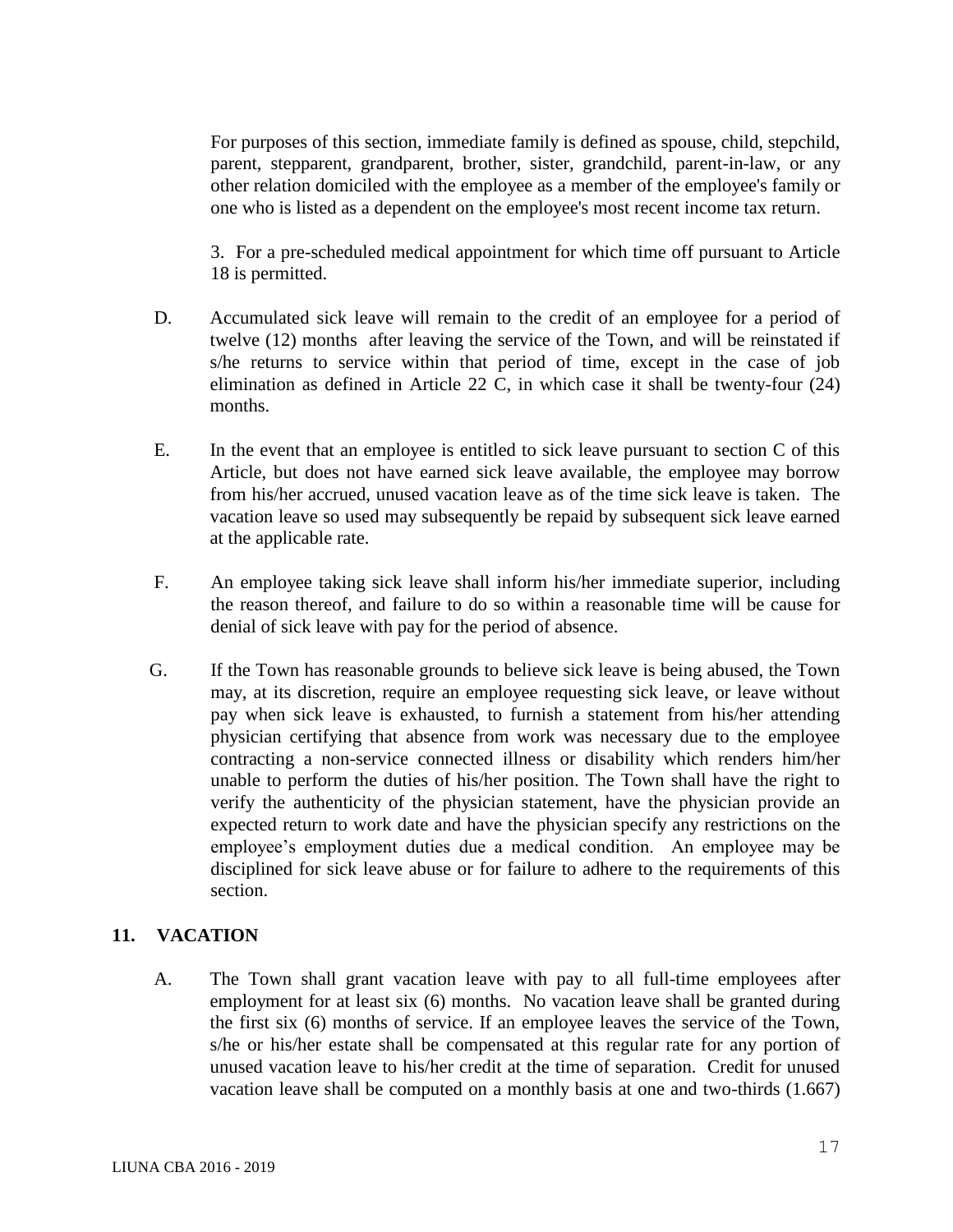For purposes of this section, immediate family is defined as spouse, child, stepchild, parent, stepparent, grandparent, brother, sister, grandchild, parent-in-law, or any other relation domiciled with the employee as a member of the employee's family or one who is listed as a dependent on the employee's most recent income tax return.

3. For a pre-scheduled medical appointment for which time off pursuant to Article 18 is permitted.

D. Accumulated sick leave will remain to the credit of an employee for a period of twelve (12) months after leaving the service of the Town, and will be reinstated if s/he returns to service within that period of time, except in the case of job elimination as defined in Article 22 C, in which case it shall be twenty-four (24) months.

E. In the event that an employee is entitled to sick leave pursuant to section C of this Article, but does not have earned sick leave available, the employee may borrow from his/her accrued, unused vacation leave as of the time sick leave is taken. The vacation leave so used may subsequently be repaid by subsequent sick leave earned at the applicable rate.

F. An employee taking sick leave shall inform his/her immediate superior, including the reason thereof, and failure to do so within a reasonable time will be cause for denial of sick leave with pay for the period of absence.

G. If the Town has reasonable grounds to believe sick leave is being abused, the Town may, at its discretion, require an employee requesting sick leave, or leave without pay when sick leave is exhausted, to furnish a statement from his/her attending physician certifying that absence from work was necessary due to the employee contracting a non-service connected illness or disability which renders him/her unable to perform the duties of his/her position. The Town shall have the right to verify the authenticity of the physician statement, have the physician provide an expected return to work date and have the physician specify any restrictions on the employee's employment duties due a medical condition. An employee may be disciplined for sick leave abuse or for failure to adhere to the requirements of this section.

## 11. VACATION

A. The Town shall grant vacation leave with pay to all full-time employees after employment for at least six (6) months. No vacation leave shall be granted during the first six (6) months of service. If an employee leaves the service of the Town, s/he or his/her estate shall be compensated at this regular rate for any portion of unused vacation leave to his/her credit at the time of separation. Credit for unused vacation leave shall be computed on a monthly basis at one and two-thirds (1.667)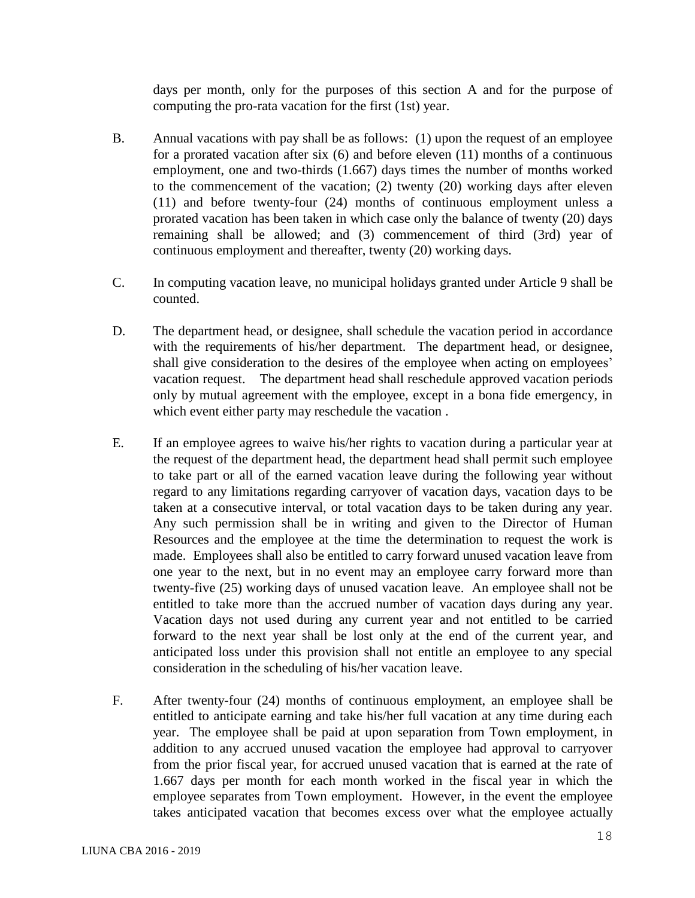days per month, only for the purposes of this section A and for the purpose of computing the pro-rata vacation for the first (1st) year.

B. Annual vacations with pay shall be as follows: (1) upon the request of an employee for a prorated vacation after six (6) and before eleven (11) months of a continuous employment, one and two-thirds (1.667) days times the number of months worked to the commencement of the vacation; (2) twenty (20) working days after eleven (11) and before twenty-four (24) months of continuous employment unless a prorated vacation has been taken in which case only the balance of twenty (20) days remaining shall be allowed; and (3) commencement of third (3rd) year of continuous employment and thereafter, twenty (20) working days.

C. In computing vacation leave, no municipal holidays granted under Article 9 shall be counted.

D. The department head, or designee, shall schedule the vacation period in accordance with the requirements of his/her department. The department head, or designee, shall give consideration to the desires of the employee when acting on employees' vacation request. The department head shall reschedule approved vacation periods only by mutual agreement with the employee, except in a bona fide emergency, in which event either party may reschedule the vacation .

E. If an employee agrees to waive his/her rights to vacation during a particular year at the request of the department head, the department head shall permit such employee to take part or all of the earned vacation leave during the following year without regard to any limitations regarding carryover of vacation days, vacation days to be taken at a consecutive interval, or total vacation days to be taken during any year. Any such permission shall be in writing and given to the Director of Human Resources and the employee at the time the determination to request the work is made. Employees shall also be entitled to carry forward unused vacation leave from one year to the next, but in no event may an employee carry forward more than twenty-five (25) working days of unused vacation leave. An employee shall not be entitled to take more than the accrued number of vacation days during any year. Vacation days not used during any current year and not entitled to be carried forward to the next year shall be lost only at the end of the current year, and anticipated loss under this provision shall not entitle an employee to any special consideration in the scheduling of his/her vacation leave.

F. After twenty-four (24) months of continuous employment, an employee shall be entitled to anticipate earning and take his/her full vacation at any time during each year. The employee shall be paid at upon separation from Town employment, in addition to any accrued unused vacation the employee had approval to carryover from the prior fiscal year, for accrued unused vacation that is earned at the rate of 1.667 days per month for each month worked in the fiscal year in which the employee separates from Town employment. However, in the event the employee takes anticipated vacation that becomes excess over what the employee actually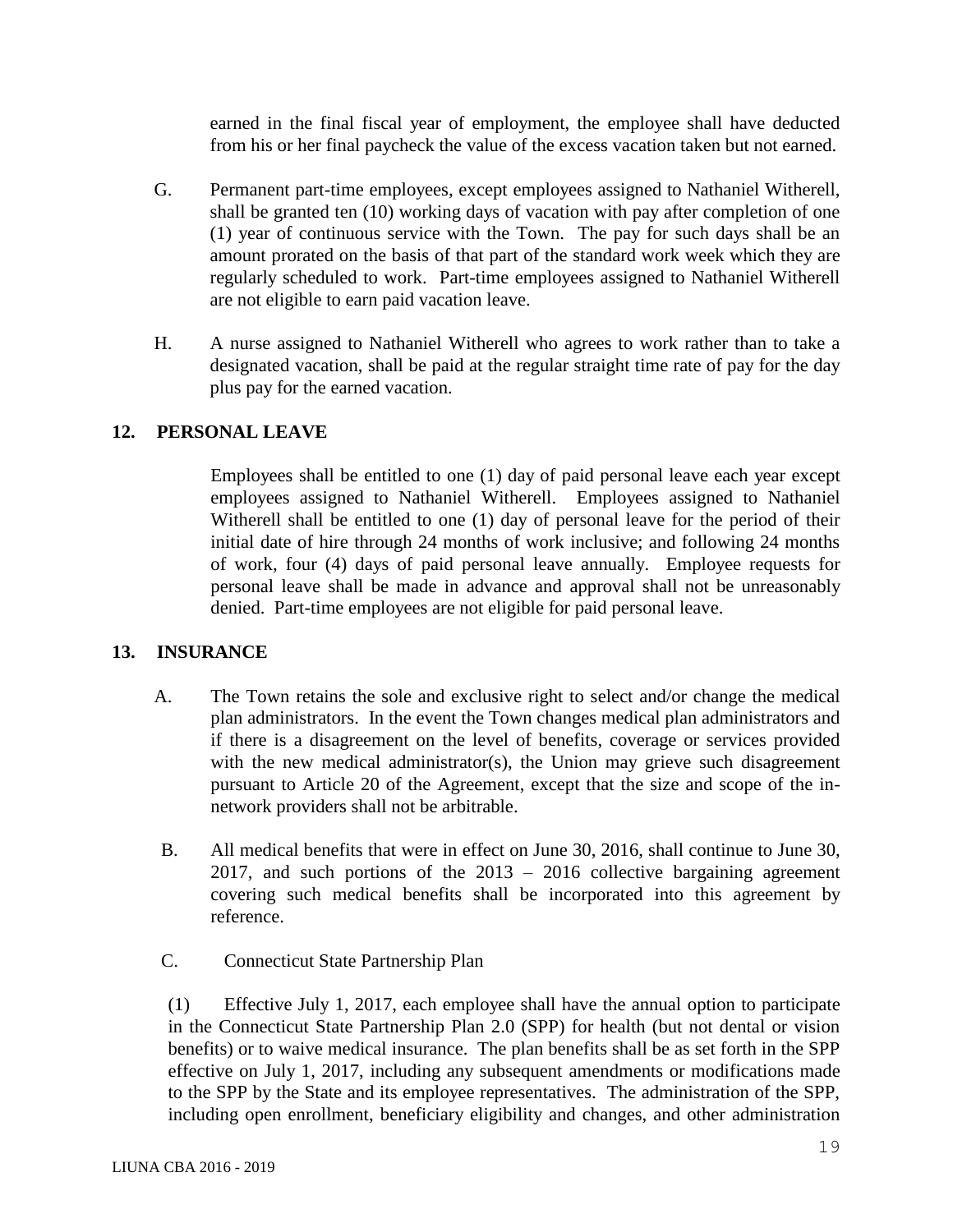earned in the final fiscal year of employment, the employee shall have deducted from his or her final paycheck the value of the excess vacation taken but not earned.

G. Permanent part-time employees, except employees assigned to Nathaniel Witherell, shall be granted ten (10) working days of vacation with pay after completion of one (1) year of continuous service with the Town. The pay for such days shall be an amount prorated on the basis of that part of the standard work week which they are regularly scheduled to work. Part-time employees assigned to Nathaniel Witherell are not eligible to earn paid vacation leave.

H. A nurse assigned to Nathaniel Witherell who agrees to work rather than to take a designated vacation, shall be paid at the regular straight time rate of pay for the day plus pay for the earned vacation.

## 12. PERSONAL LEAVE

Employees shall be entitled to one (1) day of paid personal leave each year except employees assigned to Nathaniel Witherell. Employees assigned to Nathaniel Witherell shall be entitled to one (1) day of personal leave for the period of their initial date of hire through 24 months of work inclusive; and following 24 months of work, four (4) days of paid personal leave annually. Employee requests for personal leave shall be made in advance and approval shall not be unreasonably denied. Part-time employees are not eligible for paid personal leave.

## 13. INSURANCE

A. The Town retains the sole and exclusive right to select and/or change the medical plan administrators. In the event the Town changes medical plan administrators and if there is a disagreement on the level of benefits, coverage or services provided with the new medical administrator(s), the Union may grieve such disagreement pursuant to Article 20 of the Agreement, except that the size and scope of the in-network providers shall not be arbitrable.

B. All medical benefits that were in effect on June 30, 2016, shall continue to June 30, 2017, and such portions of the 2013 – 2016 collective bargaining agreement covering such medical benefits shall be incorporated into this agreement by reference.

C. Connecticut State Partnership Plan

(1) Effective July 1, 2017, each employee shall have the annual option to participate in the Connecticut State Partnership Plan 2.0 (SPP) for health (but not dental or vision benefits) or to waive medical insurance. The plan benefits shall be as set forth in the SPP effective on July 1, 2017, including any subsequent amendments or modifications made to the SPP by the State and its employee representatives. The administration of the SPP, including open enrollment, beneficiary eligibility and changes, and other administration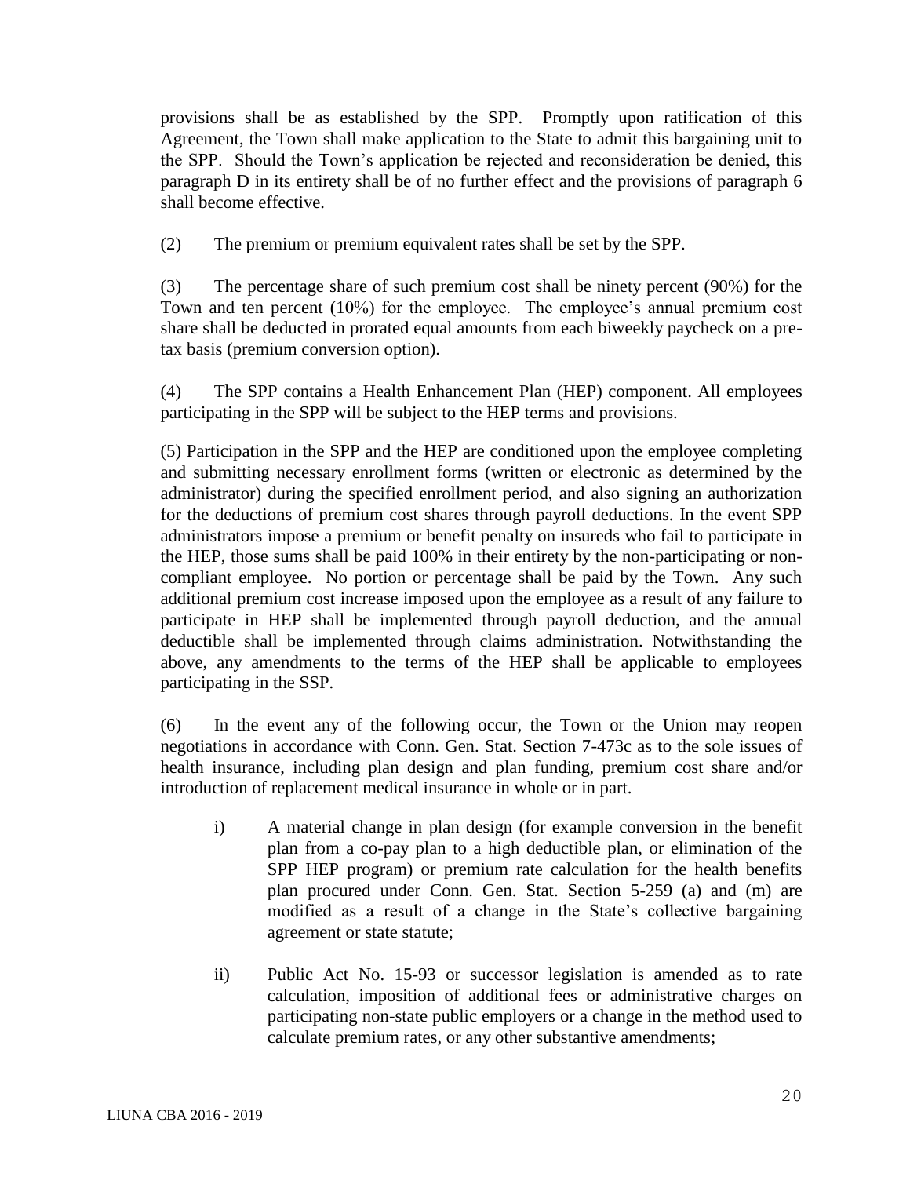provisions shall be as established by the SPP. Promptly upon ratification of this Agreement, the Town shall make application to the State to admit this bargaining unit to the SPP. Should the Town's application be rejected and reconsideration be denied, this paragraph D in its entirety shall be of no further effect and the provisions of paragraph 6 shall become effective.

(2) The premium or premium equivalent rates shall be set by the SPP.

(3) The percentage share of such premium cost shall be ninety percent (90%) for the Town and ten percent (10%) for the employee. The employee's annual premium cost share shall be deducted in prorated equal amounts from each biweekly paycheck on a pre-tax basis (premium conversion option).

(4) The SPP contains a Health Enhancement Plan (HEP) component. All employees participating in the SPP will be subject to the HEP terms and provisions.

(5) Participation in the SPP and the HEP are conditioned upon the employee completing and submitting necessary enrollment forms (written or electronic as determined by the administrator) during the specified enrollment period, and also signing an authorization for the deductions of premium cost shares through payroll deductions. In the event SPP administrators impose a premium or benefit penalty on insureds who fail to participate in the HEP, those sums shall be paid 100% in their entirety by the non-participating or non-compliant employee. No portion or percentage shall be paid by the Town. Any such additional premium cost increase imposed upon the employee as a result of any failure to participate in HEP shall be implemented through payroll deduction, and the annual deductible shall be implemented through claims administration. Notwithstanding the above, any amendments to the terms of the HEP shall be applicable to employees participating in the SSP.

(6) In the event any of the following occur, the Town or the Union may reopen negotiations in accordance with Conn. Gen. Stat. Section 7-473c as to the sole issues of health insurance, including plan design and plan funding, premium cost share and/or introduction of replacement medical insurance in whole or in part.

i) A material change in plan design (for example conversion in the benefit plan from a co-pay plan to a high deductible plan, or elimination of the SPP HEP program) or premium rate calculation for the health benefits plan procured under Conn. Gen. Stat. Section 5-259 (a) and (m) are modified as a result of a change in the State's collective bargaining agreement or state statute;

ii) Public Act No. 15-93 or successor legislation is amended as to rate calculation, imposition of additional fees or administrative charges on participating non-state public employers or a change in the method used to calculate premium rates, or any other substantive amendments;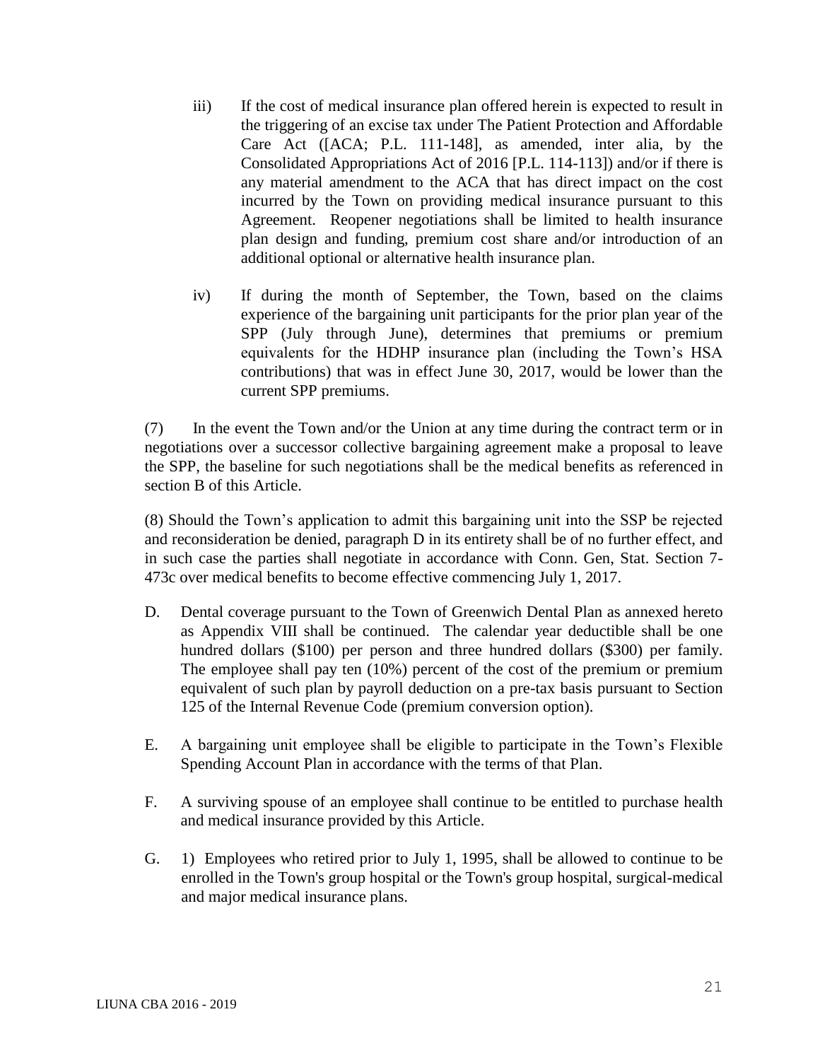iii) If the cost of medical insurance plan offered herein is expected to result in the triggering of an excise tax under The Patient Protection and Affordable Care Act ([ACA; P.L. 111-148], as amended, inter alia, by the Consolidated Appropriations Act of 2016 [P.L. 114-113]) and/or if there is any material amendment to the ACA that has direct impact on the cost incurred by the Town on providing medical insurance pursuant to this Agreement. Reopener negotiations shall be limited to health insurance plan design and funding, premium cost share and/or introduction of an additional optional or alternative health insurance plan.

iv) If during the month of September, the Town, based on the claims experience of the bargaining unit participants for the prior plan year of the SPP (July through June), determines that premiums or premium equivalents for the HDHP insurance plan (including the Town's HSA contributions) that was in effect June 30, 2017, would be lower than the current SPP premiums.

(7) In the event the Town and/or the Union at any time during the contract term or in negotiations over a successor collective bargaining agreement make a proposal to leave the SPP, the baseline for such negotiations shall be the medical benefits as referenced in section B of this Article.

(8) Should the Town's application to admit this bargaining unit into the SSP be rejected and reconsideration be denied, paragraph D in its entirety shall be of no further effect, and in such case the parties shall negotiate in accordance with Conn. Gen, Stat. Section 7-473c over medical benefits to become effective commencing July 1, 2017.

D. Dental coverage pursuant to the Town of Greenwich Dental Plan as annexed hereto as Appendix VIII shall be continued. The calendar year deductible shall be one hundred dollars ($100) per person and three hundred dollars ($300) per family. The employee shall pay ten (10%) percent of the cost of the premium or premium equivalent of such plan by payroll deduction on a pre-tax basis pursuant to Section 125 of the Internal Revenue Code (premium conversion option).

E. A bargaining unit employee shall be eligible to participate in the Town's Flexible Spending Account Plan in accordance with the terms of that Plan.

F. A surviving spouse of an employee shall continue to be entitled to purchase health and medical insurance provided by this Article.

G. 1) Employees who retired prior to July 1, 1995, shall be allowed to continue to be enrolled in the Town's group hospital or the Town's group hospital, surgical-medical and major medical insurance plans.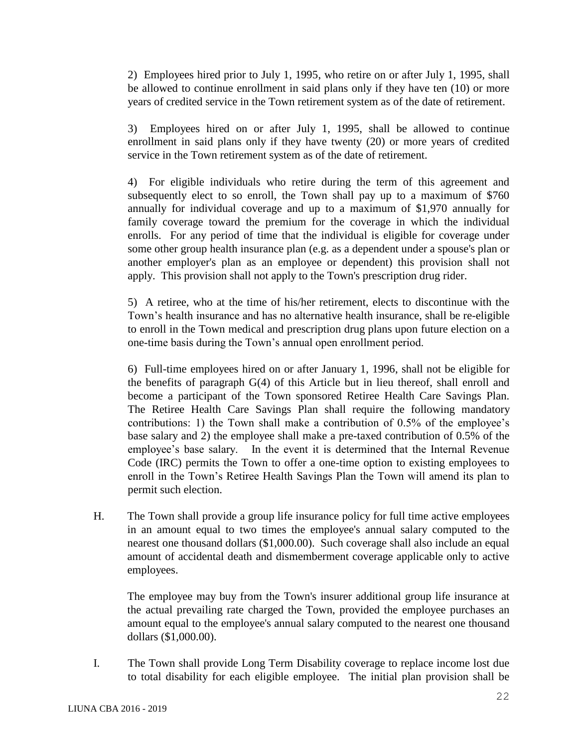2) Employees hired prior to July 1, 1995, who retire on or after July 1, 1995, shall be allowed to continue enrollment in said plans only if they have ten (10) or more years of credited service in the Town retirement system as of the date of retirement.

3) Employees hired on or after July 1, 1995, shall be allowed to continue enrollment in said plans only if they have twenty (20) or more years of credited service in the Town retirement system as of the date of retirement.

4) For eligible individuals who retire during the term of this agreement and subsequently elect to so enroll, the Town shall pay up to a maximum of $760 annually for individual coverage and up to a maximum of $1,970 annually for family coverage toward the premium for the coverage in which the individual enrolls. For any period of time that the individual is eligible for coverage under some other group health insurance plan (e.g. as a dependent under a spouse's plan or another employer's plan as an employee or dependent) this provision shall not apply. This provision shall not apply to the Town's prescription drug rider.

5) A retiree, who at the time of his/her retirement, elects to discontinue with the Town's health insurance and has no alternative health insurance, shall be re-eligible to enroll in the Town medical and prescription drug plans upon future election on a one-time basis during the Town's annual open enrollment period.

6) Full-time employees hired on or after January 1, 1996, shall not be eligible for the benefits of paragraph G(4) of this Article but in lieu thereof, shall enroll and become a participant of the Town sponsored Retiree Health Care Savings Plan. The Retiree Health Care Savings Plan shall require the following mandatory contributions: 1) the Town shall make a contribution of 0.5% of the employee's base salary and 2) the employee shall make a pre-taxed contribution of 0.5% of the employee's base salary. In the event it is determined that the Internal Revenue Code (IRC) permits the Town to offer a one-time option to existing employees to enroll in the Town's Retiree Health Savings Plan the Town will amend its plan to permit such election.

H. The Town shall provide a group life insurance policy for full time active employees in an amount equal to two times the employee's annual salary computed to the nearest one thousand dollars ($1,000.00). Such coverage shall also include an equal amount of accidental death and dismemberment coverage applicable only to active employees.

The employee may buy from the Town's insurer additional group life insurance at the actual prevailing rate charged the Town, provided the employee purchases an amount equal to the employee's annual salary computed to the nearest one thousand dollars ($1,000.00).

I. The Town shall provide Long Term Disability coverage to replace income lost due to total disability for each eligible employee. The initial plan provision shall be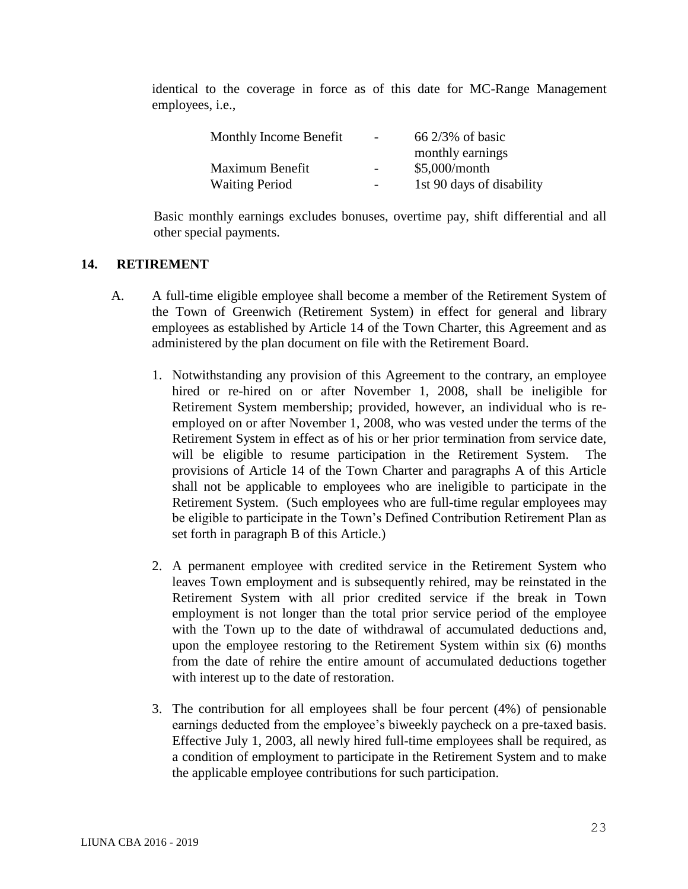identical to the coverage in force as of this date for MC-Range Management employees, i.e.,

| | | |
|---|---|---|
| Monthly Income Benefit | - | 66 2/3% of basic monthly earnings |
| Maximum Benefit | - | $5,000/month |
| Waiting Period | - | 1st 90 days of disability |

Basic monthly earnings excludes bonuses, overtime pay, shift differential and all other special payments.

## 14. RETIREMENT

A. A full-time eligible employee shall become a member of the Retirement System of the Town of Greenwich (Retirement System) in effect for general and library employees as established by Article 14 of the Town Charter, this Agreement and as administered by the plan document on file with the Retirement Board.

1. Notwithstanding any provision of this Agreement to the contrary, an employee hired or re-hired on or after November 1, 2008, shall be ineligible for Retirement System membership; provided, however, an individual who is re-employed on or after November 1, 2008, who was vested under the terms of the Retirement System in effect as of his or her prior termination from service date, will be eligible to resume participation in the Retirement System. The provisions of Article 14 of the Town Charter and paragraphs A of this Article shall not be applicable to employees who are ineligible to participate in the Retirement System. (Such employees who are full-time regular employees may be eligible to participate in the Town's Defined Contribution Retirement Plan as set forth in paragraph B of this Article.)

2. A permanent employee with credited service in the Retirement System who leaves Town employment and is subsequently rehired, may be reinstated in the Retirement System with all prior credited service if the break in Town employment is not longer than the total prior service period of the employee with the Town up to the date of withdrawal of accumulated deductions and, upon the employee restoring to the Retirement System within six (6) months from the date of rehire the entire amount of accumulated deductions together with interest up to the date of restoration.

3. The contribution for all employees shall be four percent (4%) of pensionable earnings deducted from the employee's biweekly paycheck on a pre-taxed basis. Effective July 1, 2003, all newly hired full-time employees shall be required, as a condition of employment to participate in the Retirement System and to make the applicable employee contributions for such participation.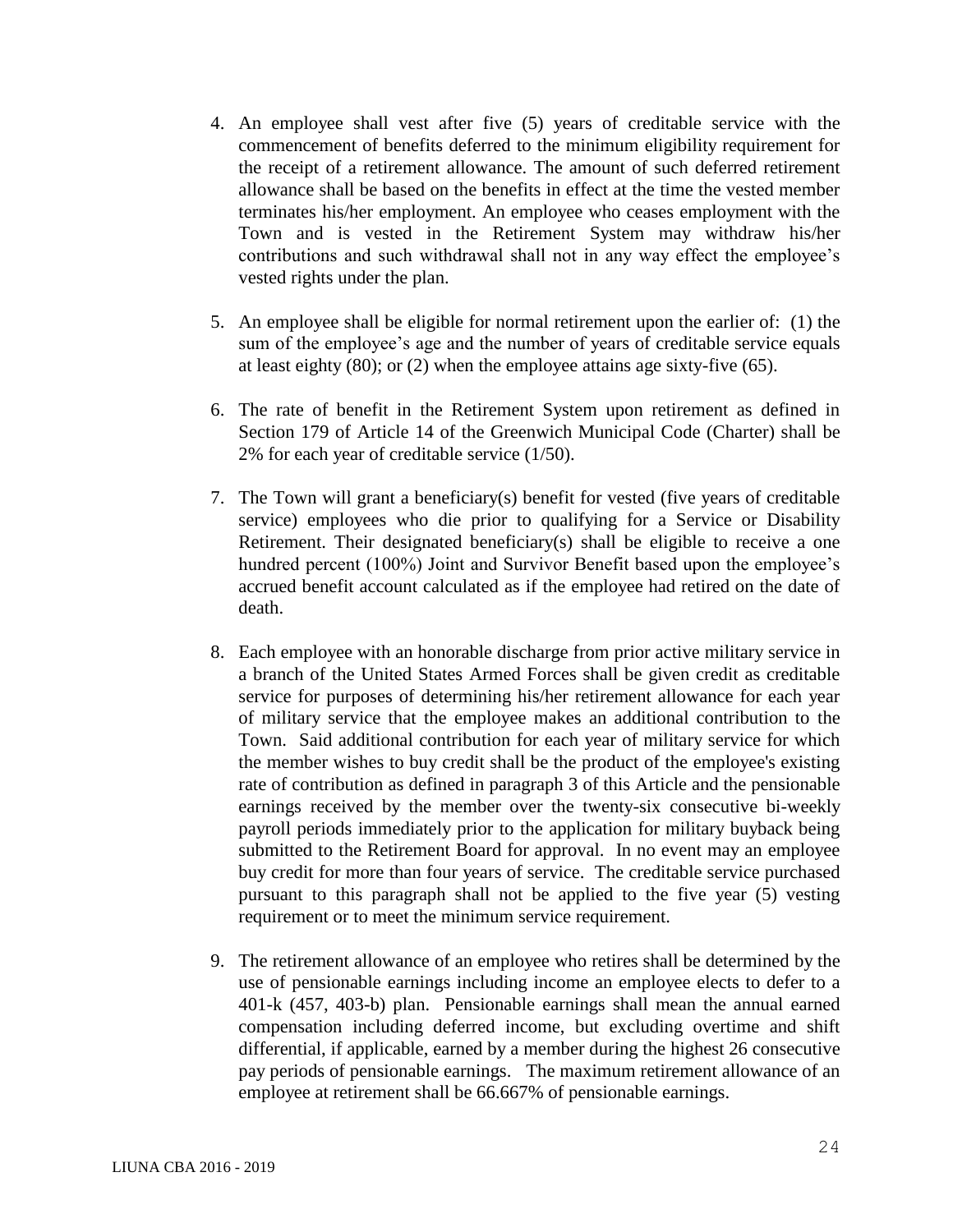4. An employee shall vest after five (5) years of creditable service with the commencement of benefits deferred to the minimum eligibility requirement for the receipt of a retirement allowance. The amount of such deferred retirement allowance shall be based on the benefits in effect at the time the vested member terminates his/her employment. An employee who ceases employment with the Town and is vested in the Retirement System may withdraw his/her contributions and such withdrawal shall not in any way effect the employee's vested rights under the plan.

5. An employee shall be eligible for normal retirement upon the earlier of: (1) the sum of the employee's age and the number of years of creditable service equals at least eighty (80); or (2) when the employee attains age sixty-five (65).

6. The rate of benefit in the Retirement System upon retirement as defined in Section 179 of Article 14 of the Greenwich Municipal Code (Charter) shall be 2% for each year of creditable service (1/50).

7. The Town will grant a beneficiary(s) benefit for vested (five years of creditable service) employees who die prior to qualifying for a Service or Disability Retirement. Their designated beneficiary(s) shall be eligible to receive a one hundred percent (100%) Joint and Survivor Benefit based upon the employee's accrued benefit account calculated as if the employee had retired on the date of death.

8. Each employee with an honorable discharge from prior active military service in a branch of the United States Armed Forces shall be given credit as creditable service for purposes of determining his/her retirement allowance for each year of military service that the employee makes an additional contribution to the Town. Said additional contribution for each year of military service for which the member wishes to buy credit shall be the product of the employee's existing rate of contribution as defined in paragraph 3 of this Article and the pensionable earnings received by the member over the twenty-six consecutive bi-weekly payroll periods immediately prior to the application for military buyback being submitted to the Retirement Board for approval. In no event may an employee buy credit for more than four years of service. The creditable service purchased pursuant to this paragraph shall not be applied to the five year (5) vesting requirement or to meet the minimum service requirement.

9. The retirement allowance of an employee who retires shall be determined by the use of pensionable earnings including income an employee elects to defer to a 401-k (457, 403-b) plan. Pensionable earnings shall mean the annual earned compensation including deferred income, but excluding overtime and shift differential, if applicable, earned by a member during the highest 26 consecutive pay periods of pensionable earnings. The maximum retirement allowance of an employee at retirement shall be 66.667% of pensionable earnings.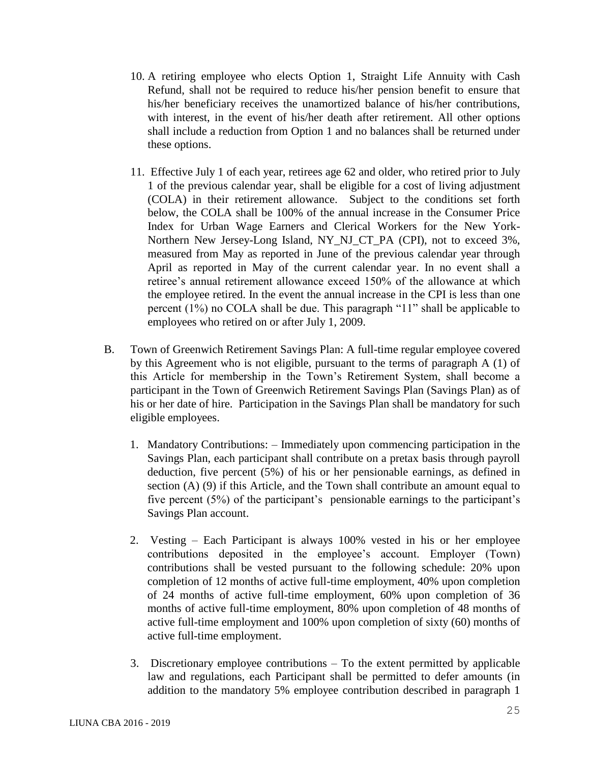10. A retiring employee who elects Option 1, Straight Life Annuity with Cash Refund, shall not be required to reduce his/her pension benefit to ensure that his/her beneficiary receives the unamortized balance of his/her contributions, with interest, in the event of his/her death after retirement. All other options shall include a reduction from Option 1 and no balances shall be returned under these options.

11. Effective July 1 of each year, retirees age 62 and older, who retired prior to July 1 of the previous calendar year, shall be eligible for a cost of living adjustment (COLA) in their retirement allowance. Subject to the conditions set forth below, the COLA shall be 100% of the annual increase in the Consumer Price Index for Urban Wage Earners and Clerical Workers for the New York-Northern New Jersey-Long Island, NY_NJ_CT_PA (CPI), not to exceed 3%, measured from May as reported in June of the previous calendar year through April as reported in May of the current calendar year. In no event shall a retiree's annual retirement allowance exceed 150% of the allowance at which the employee retired. In the event the annual increase in the CPI is less than one percent (1%) no COLA shall be due. This paragraph "11" shall be applicable to employees who retired on or after July 1, 2009.

B. Town of Greenwich Retirement Savings Plan: A full-time regular employee covered by this Agreement who is not eligible, pursuant to the terms of paragraph A (1) of this Article for membership in the Town's Retirement System, shall become a participant in the Town of Greenwich Retirement Savings Plan (Savings Plan) as of his or her date of hire. Participation in the Savings Plan shall be mandatory for such eligible employees.

   1. Mandatory Contributions: – Immediately upon commencing participation in the Savings Plan, each participant shall contribute on a pretax basis through payroll deduction, five percent (5%) of his or her pensionable earnings, as defined in section (A) (9) if this Article, and the Town shall contribute an amount equal to five percent (5%) of the participant's pensionable earnings to the participant's Savings Plan account.

   2. Vesting – Each Participant is always 100% vested in his or her employee contributions deposited in the employee's account. Employer (Town) contributions shall be vested pursuant to the following schedule: 20% upon completion of 12 months of active full-time employment, 40% upon completion of 24 months of active full-time employment, 60% upon completion of 36 months of active full-time employment, 80% upon completion of 48 months of active full-time employment and 100% upon completion of sixty (60) months of active full-time employment.

   3. Discretionary employee contributions – To the extent permitted by applicable law and regulations, each Participant shall be permitted to defer amounts (in addition to the mandatory 5% employee contribution described in paragraph 1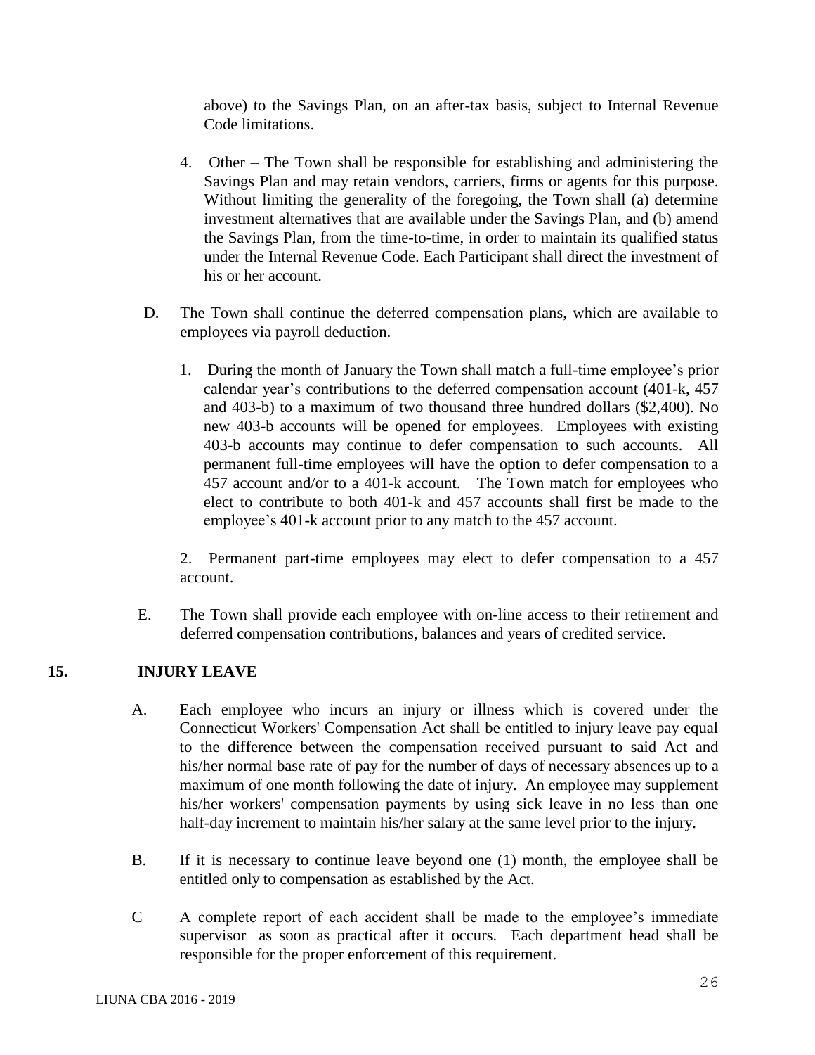above) to the Savings Plan, on an after-tax basis, subject to Internal Revenue Code limitations.

4. Other – The Town shall be responsible for establishing and administering the Savings Plan and may retain vendors, carriers, firms or agents for this purpose. Without limiting the generality of the foregoing, the Town shall (a) determine investment alternatives that are available under the Savings Plan, and (b) amend the Savings Plan, from the time-to-time, in order to maintain its qualified status under the Internal Revenue Code. Each Participant shall direct the investment of his or her account.

D. The Town shall continue the deferred compensation plans, which are available to employees via payroll deduction.

   1. During the month of January the Town shall match a full-time employee's prior calendar year's contributions to the deferred compensation account (401-k, 457 and 403-b) to a maximum of two thousand three hundred dollars ($2,400). No new 403-b accounts will be opened for employees. Employees with existing 403-b accounts may continue to defer compensation to such accounts. All permanent full-time employees will have the option to defer compensation to a 457 account and/or to a 401-k account. The Town match for employees who elect to contribute to both 401-k and 457 accounts shall first be made to the employee's 401-k account prior to any match to the 457 account.

   2. Permanent part-time employees may elect to defer compensation to a 457 account.

E. The Town shall provide each employee with on-line access to their retirement and deferred compensation contributions, balances and years of credited service.

## 15. INJURY LEAVE

A. Each employee who incurs an injury or illness which is covered under the Connecticut Workers' Compensation Act shall be entitled to injury leave pay equal to the difference between the compensation received pursuant to said Act and his/her normal base rate of pay for the number of days of necessary absences up to a maximum of one month following the date of injury. An employee may supplement his/her workers' compensation payments by using sick leave in no less than one half-day increment to maintain his/her salary at the same level prior to the injury.

B. If it is necessary to continue leave beyond one (1) month, the employee shall be entitled only to compensation as established by the Act.

C A complete report of each accident shall be made to the employee's immediate supervisor as soon as practical after it occurs. Each department head shall be responsible for the proper enforcement of this requirement.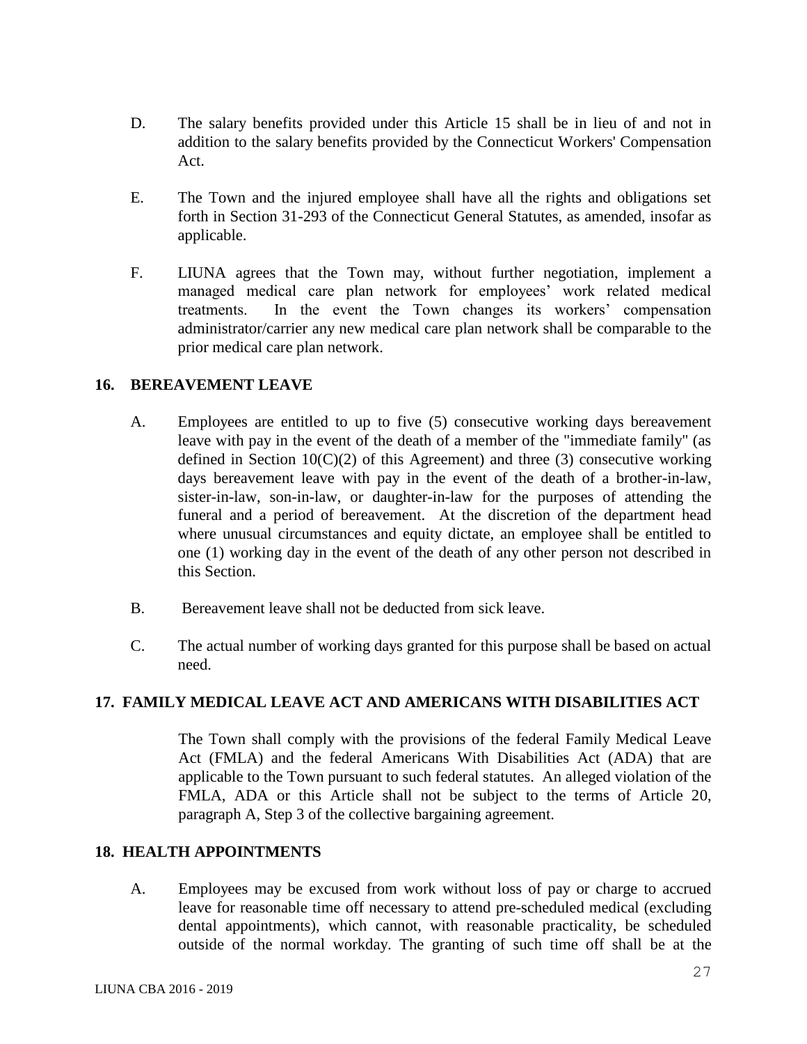D. The salary benefits provided under this Article 15 shall be in lieu of and not in addition to the salary benefits provided by the Connecticut Workers' Compensation Act.

E. The Town and the injured employee shall have all the rights and obligations set forth in Section 31-293 of the Connecticut General Statutes, as amended, insofar as applicable.

F. LIUNA agrees that the Town may, without further negotiation, implement a managed medical care plan network for employees' work related medical treatments. In the event the Town changes its workers' compensation administrator/carrier any new medical care plan network shall be comparable to the prior medical care plan network.

## 16. BEREAVEMENT LEAVE

A. Employees are entitled to up to five (5) consecutive working days bereavement leave with pay in the event of the death of a member of the "immediate family" (as defined in Section 10(C)(2) of this Agreement) and three (3) consecutive working days bereavement leave with pay in the event of the death of a brother-in-law, sister-in-law, son-in-law, or daughter-in-law for the purposes of attending the funeral and a period of bereavement. At the discretion of the department head where unusual circumstances and equity dictate, an employee shall be entitled to one (1) working day in the event of the death of any other person not described in this Section.

B. Bereavement leave shall not be deducted from sick leave.

C. The actual number of working days granted for this purpose shall be based on actual need.

## 17. FAMILY MEDICAL LEAVE ACT AND AMERICANS WITH DISABILITIES ACT

The Town shall comply with the provisions of the federal Family Medical Leave Act (FMLA) and the federal Americans With Disabilities Act (ADA) that are applicable to the Town pursuant to such federal statutes. An alleged violation of the FMLA, ADA or this Article shall not be subject to the terms of Article 20, paragraph A, Step 3 of the collective bargaining agreement.

## 18. HEALTH APPOINTMENTS

A. Employees may be excused from work without loss of pay or charge to accrued leave for reasonable time off necessary to attend pre-scheduled medical (excluding dental appointments), which cannot, with reasonable practicality, be scheduled outside of the normal workday. The granting of such time off shall be at the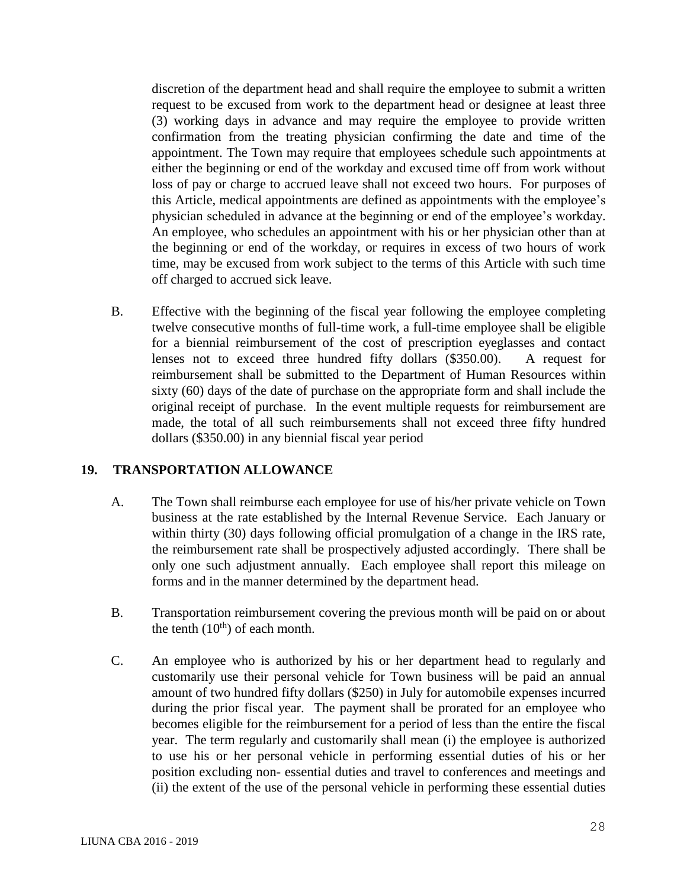discretion of the department head and shall require the employee to submit a written request to be excused from work to the department head or designee at least three (3) working days in advance and may require the employee to provide written confirmation from the treating physician confirming the date and time of the appointment. The Town may require that employees schedule such appointments at either the beginning or end of the workday and excused time off from work without loss of pay or charge to accrued leave shall not exceed two hours. For purposes of this Article, medical appointments are defined as appointments with the employee's physician scheduled in advance at the beginning or end of the employee's workday. An employee, who schedules an appointment with his or her physician other than at the beginning or end of the workday, or requires in excess of two hours of work time, may be excused from work subject to the terms of this Article with such time off charged to accrued sick leave.

B. Effective with the beginning of the fiscal year following the employee completing twelve consecutive months of full-time work, a full-time employee shall be eligible for a biennial reimbursement of the cost of prescription eyeglasses and contact lenses not to exceed three hundred fifty dollars (\$350.00). A request for reimbursement shall be submitted to the Department of Human Resources within sixty (60) days of the date of purchase on the appropriate form and shall include the original receipt of purchase. In the event multiple requests for reimbursement are made, the total of all such reimbursements shall not exceed three fifty hundred dollars (\$350.00) in any biennial fiscal year period

## 19. TRANSPORTATION ALLOWANCE

A. The Town shall reimburse each employee for use of his/her private vehicle on Town business at the rate established by the Internal Revenue Service. Each January or within thirty (30) days following official promulgation of a change in the IRS rate, the reimbursement rate shall be prospectively adjusted accordingly. There shall be only one such adjustment annually. Each employee shall report this mileage on forms and in the manner determined by the department head.

B. Transportation reimbursement covering the previous month will be paid on or about the tenth (10th) of each month.

C. An employee who is authorized by his or her department head to regularly and customarily use their personal vehicle for Town business will be paid an annual amount of two hundred fifty dollars (\$250) in July for automobile expenses incurred during the prior fiscal year. The payment shall be prorated for an employee who becomes eligible for the reimbursement for a period of less than the entire the fiscal year. The term regularly and customarily shall mean (i) the employee is authorized to use his or her personal vehicle in performing essential duties of his or her position excluding non- essential duties and travel to conferences and meetings and (ii) the extent of the use of the personal vehicle in performing these essential duties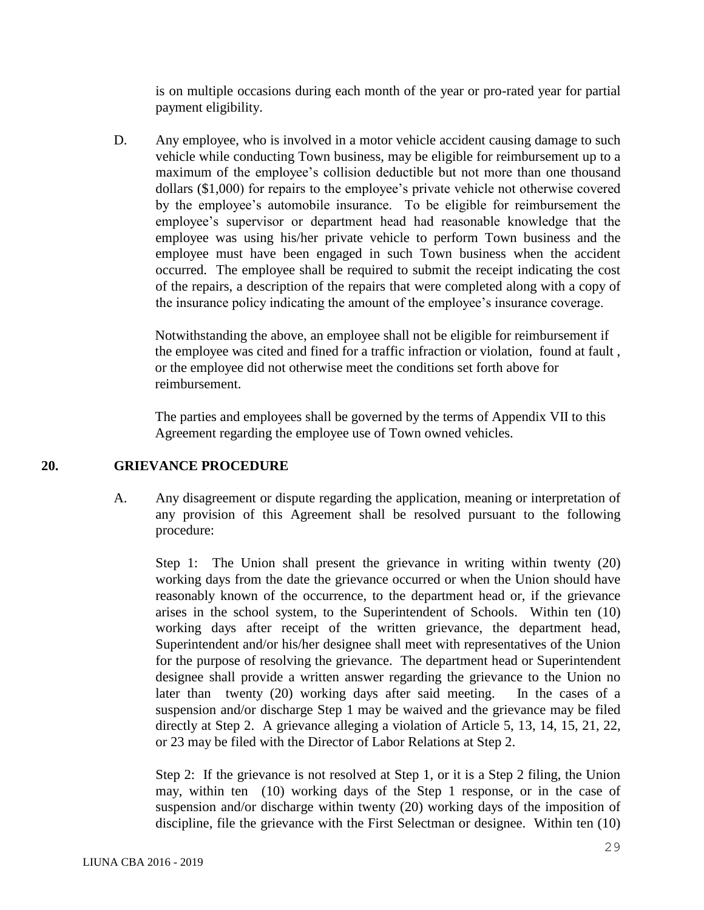is on multiple occasions during each month of the year or pro-rated year for partial payment eligibility.

D. Any employee, who is involved in a motor vehicle accident causing damage to such vehicle while conducting Town business, may be eligible for reimbursement up to a maximum of the employee's collision deductible but not more than one thousand dollars ($1,000) for repairs to the employee's private vehicle not otherwise covered by the employee's automobile insurance. To be eligible for reimbursement the employee's supervisor or department head had reasonable knowledge that the employee was using his/her private vehicle to perform Town business and the employee must have been engaged in such Town business when the accident occurred. The employee shall be required to submit the receipt indicating the cost of the repairs, a description of the repairs that were completed along with a copy of the insurance policy indicating the amount of the employee's insurance coverage.

Notwithstanding the above, an employee shall not be eligible for reimbursement if the employee was cited and fined for a traffic infraction or violation, found at fault , or the employee did not otherwise meet the conditions set forth above for reimbursement.

The parties and employees shall be governed by the terms of Appendix VII to this Agreement regarding the employee use of Town owned vehicles.

## 20. GRIEVANCE PROCEDURE

A. Any disagreement or dispute regarding the application, meaning or interpretation of any provision of this Agreement shall be resolved pursuant to the following procedure:

Step 1: The Union shall present the grievance in writing within twenty (20) working days from the date the grievance occurred or when the Union should have reasonably known of the occurrence, to the department head or, if the grievance arises in the school system, to the Superintendent of Schools. Within ten (10) working days after receipt of the written grievance, the department head, Superintendent and/or his/her designee shall meet with representatives of the Union for the purpose of resolving the grievance. The department head or Superintendent designee shall provide a written answer regarding the grievance to the Union no later than twenty (20) working days after said meeting. In the cases of a suspension and/or discharge Step 1 may be waived and the grievance may be filed directly at Step 2. A grievance alleging a violation of Article 5, 13, 14, 15, 21, 22, or 23 may be filed with the Director of Labor Relations at Step 2.

Step 2: If the grievance is not resolved at Step 1, or it is a Step 2 filing, the Union may, within ten (10) working days of the Step 1 response, or in the case of suspension and/or discharge within twenty (20) working days of the imposition of discipline, file the grievance with the First Selectman or designee. Within ten (10)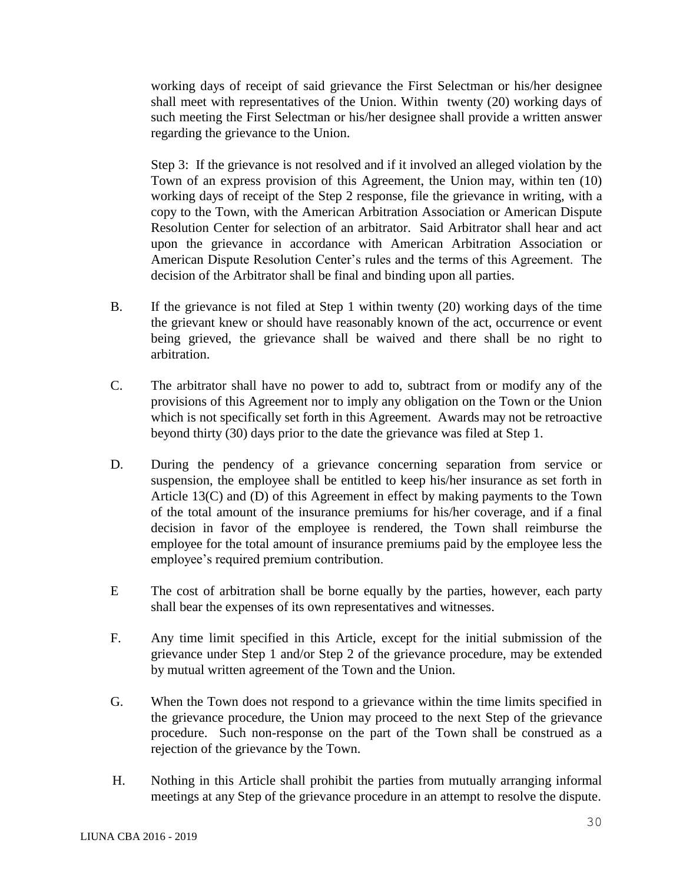working days of receipt of said grievance the First Selectman or his/her designee shall meet with representatives of the Union. Within twenty (20) working days of such meeting the First Selectman or his/her designee shall provide a written answer regarding the grievance to the Union.

Step 3: If the grievance is not resolved and if it involved an alleged violation by the Town of an express provision of this Agreement, the Union may, within ten (10) working days of receipt of the Step 2 response, file the grievance in writing, with a copy to the Town, with the American Arbitration Association or American Dispute Resolution Center for selection of an arbitrator. Said Arbitrator shall hear and act upon the grievance in accordance with American Arbitration Association or American Dispute Resolution Center's rules and the terms of this Agreement. The decision of the Arbitrator shall be final and binding upon all parties.

B. If the grievance is not filed at Step 1 within twenty (20) working days of the time the grievant knew or should have reasonably known of the act, occurrence or event being grieved, the grievance shall be waived and there shall be no right to arbitration.

C. The arbitrator shall have no power to add to, subtract from or modify any of the provisions of this Agreement nor to imply any obligation on the Town or the Union which is not specifically set forth in this Agreement. Awards may not be retroactive beyond thirty (30) days prior to the date the grievance was filed at Step 1.

D. During the pendency of a grievance concerning separation from service or suspension, the employee shall be entitled to keep his/her insurance as set forth in Article 13(C) and (D) of this Agreement in effect by making payments to the Town of the total amount of the insurance premiums for his/her coverage, and if a final decision in favor of the employee is rendered, the Town shall reimburse the employee for the total amount of insurance premiums paid by the employee less the employee's required premium contribution.

E The cost of arbitration shall be borne equally by the parties, however, each party shall bear the expenses of its own representatives and witnesses.

F. Any time limit specified in this Article, except for the initial submission of the grievance under Step 1 and/or Step 2 of the grievance procedure, may be extended by mutual written agreement of the Town and the Union.

G. When the Town does not respond to a grievance within the time limits specified in the grievance procedure, the Union may proceed to the next Step of the grievance procedure. Such non-response on the part of the Town shall be construed as a rejection of the grievance by the Town.

H. Nothing in this Article shall prohibit the parties from mutually arranging informal meetings at any Step of the grievance procedure in an attempt to resolve the dispute.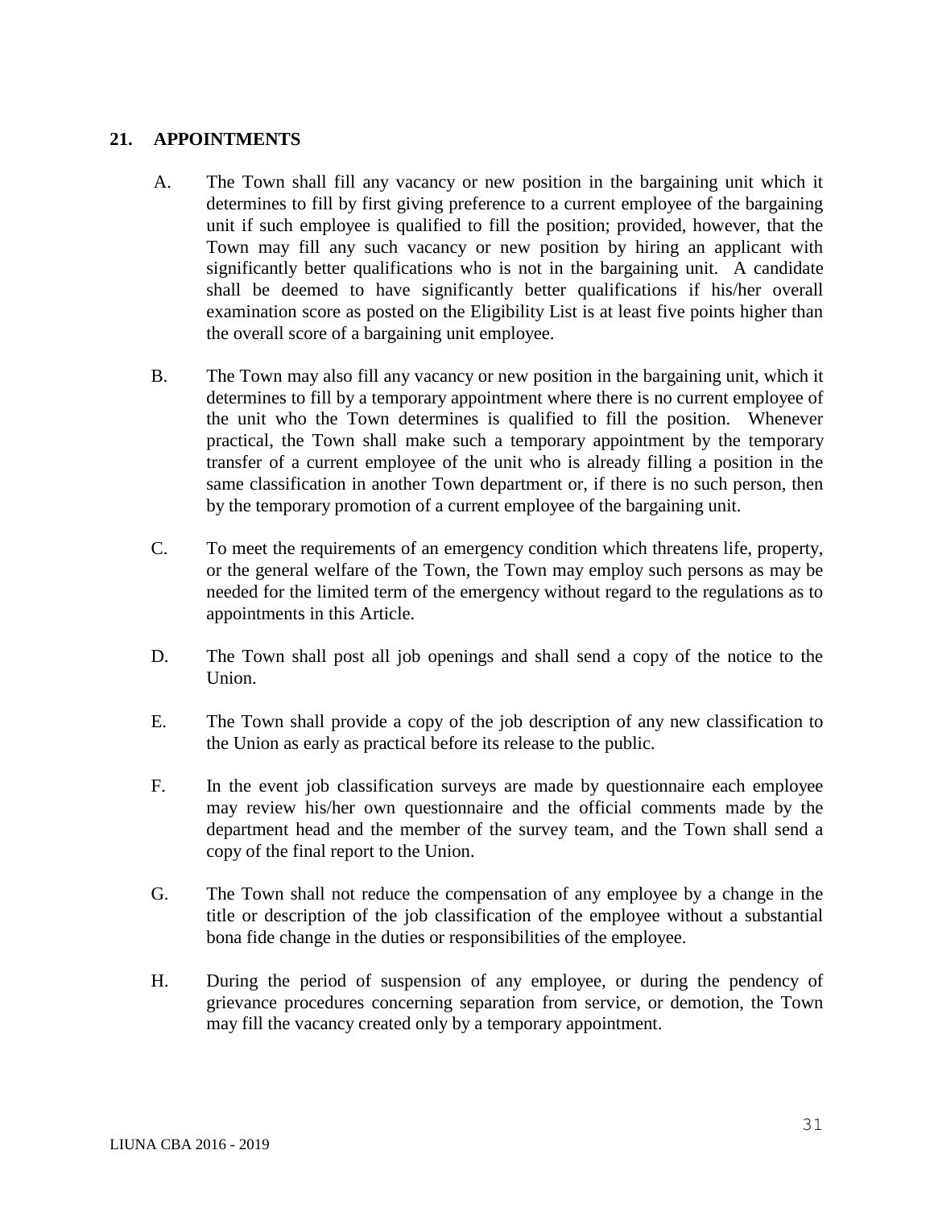## 21. APPOINTMENTS

A. The Town shall fill any vacancy or new position in the bargaining unit which it determines to fill by first giving preference to a current employee of the bargaining unit if such employee is qualified to fill the position; provided, however, that the Town may fill any such vacancy or new position by hiring an applicant with significantly better qualifications who is not in the bargaining unit. A candidate shall be deemed to have significantly better qualifications if his/her overall examination score as posted on the Eligibility List is at least five points higher than the overall score of a bargaining unit employee.

B. The Town may also fill any vacancy or new position in the bargaining unit, which it determines to fill by a temporary appointment where there is no current employee of the unit who the Town determines is qualified to fill the position. Whenever practical, the Town shall make such a temporary appointment by the temporary transfer of a current employee of the unit who is already filling a position in the same classification in another Town department or, if there is no such person, then by the temporary promotion of a current employee of the bargaining unit.

C. To meet the requirements of an emergency condition which threatens life, property, or the general welfare of the Town, the Town may employ such persons as may be needed for the limited term of the emergency without regard to the regulations as to appointments in this Article.

D. The Town shall post all job openings and shall send a copy of the notice to the Union.

E. The Town shall provide a copy of the job description of any new classification to the Union as early as practical before its release to the public.

F. In the event job classification surveys are made by questionnaire each employee may review his/her own questionnaire and the official comments made by the department head and the member of the survey team, and the Town shall send a copy of the final report to the Union.

G. The Town shall not reduce the compensation of any employee by a change in the title or description of the job classification of the employee without a substantial bona fide change in the duties or responsibilities of the employee.

H. During the period of suspension of any employee, or during the pendency of grievance procedures concerning separation from service, or demotion, the Town may fill the vacancy created only by a temporary appointment.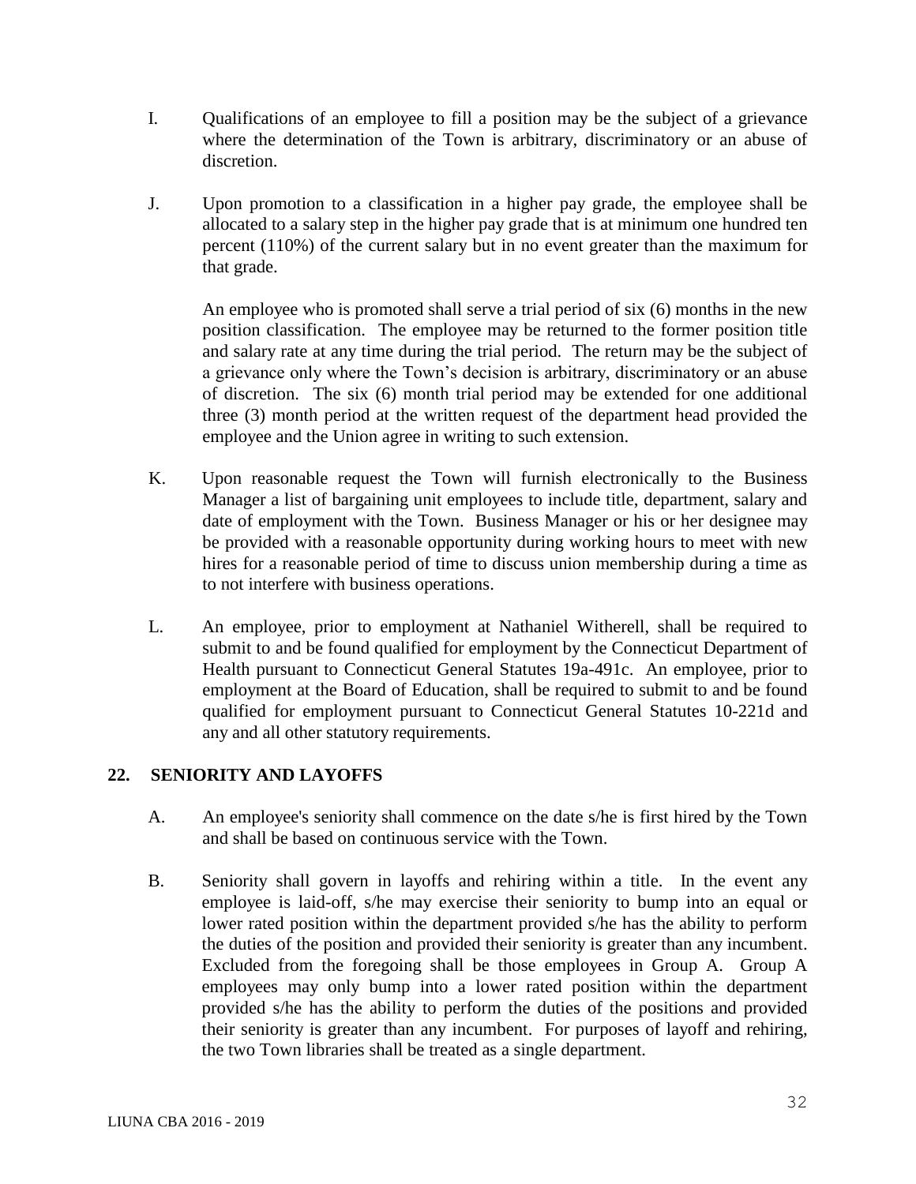I. Qualifications of an employee to fill a position may be the subject of a grievance where the determination of the Town is arbitrary, discriminatory or an abuse of discretion.

J. Upon promotion to a classification in a higher pay grade, the employee shall be allocated to a salary step in the higher pay grade that is at minimum one hundred ten percent (110%) of the current salary but in no event greater than the maximum for that grade.

An employee who is promoted shall serve a trial period of six (6) months in the new position classification. The employee may be returned to the former position title and salary rate at any time during the trial period. The return may be the subject of a grievance only where the Town's decision is arbitrary, discriminatory or an abuse of discretion. The six (6) month trial period may be extended for one additional three (3) month period at the written request of the department head provided the employee and the Union agree in writing to such extension.

K. Upon reasonable request the Town will furnish electronically to the Business Manager a list of bargaining unit employees to include title, department, salary and date of employment with the Town. Business Manager or his or her designee may be provided with a reasonable opportunity during working hours to meet with new hires for a reasonable period of time to discuss union membership during a time as to not interfere with business operations.

L. An employee, prior to employment at Nathaniel Witherell, shall be required to submit to and be found qualified for employment by the Connecticut Department of Health pursuant to Connecticut General Statutes 19a-491c. An employee, prior to employment at the Board of Education, shall be required to submit to and be found qualified for employment pursuant to Connecticut General Statutes 10-221d and any and all other statutory requirements.

## 22. SENIORITY AND LAYOFFS

A. An employee's seniority shall commence on the date s/he is first hired by the Town and shall be based on continuous service with the Town.

B. Seniority shall govern in layoffs and rehiring within a title. In the event any employee is laid-off, s/he may exercise their seniority to bump into an equal or lower rated position within the department provided s/he has the ability to perform the duties of the position and provided their seniority is greater than any incumbent. Excluded from the foregoing shall be those employees in Group A. Group A employees may only bump into a lower rated position within the department provided s/he has the ability to perform the duties of the positions and provided their seniority is greater than any incumbent. For purposes of layoff and rehiring, the two Town libraries shall be treated as a single department.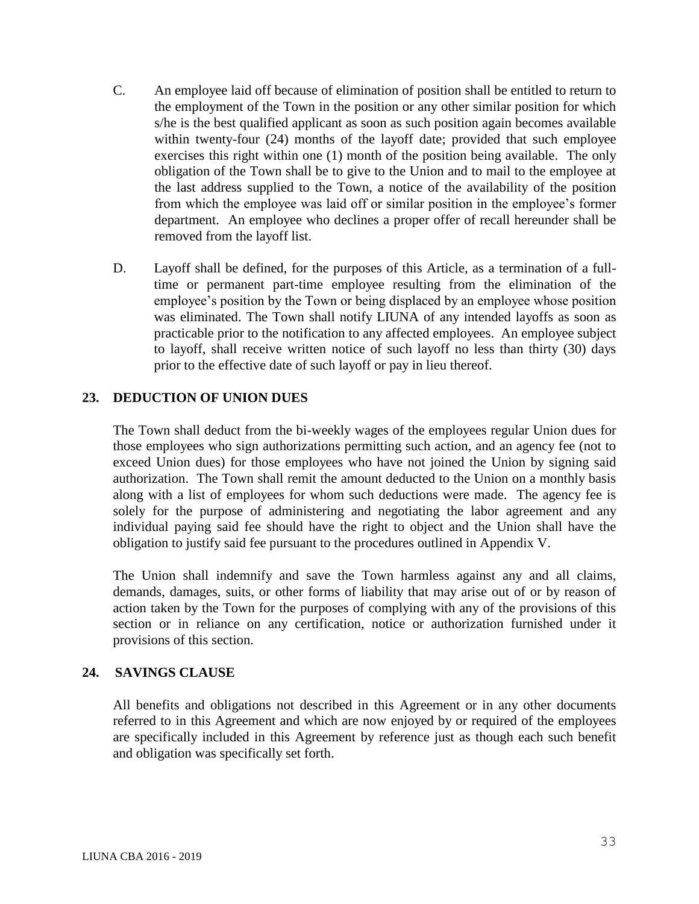C. An employee laid off because of elimination of position shall be entitled to return to the employment of the Town in the position or any other similar position for which s/he is the best qualified applicant as soon as such position again becomes available within twenty-four (24) months of the layoff date; provided that such employee exercises this right within one (1) month of the position being available. The only obligation of the Town shall be to give to the Union and to mail to the employee at the last address supplied to the Town, a notice of the availability of the position from which the employee was laid off or similar position in the employee's former department. An employee who declines a proper offer of recall hereunder shall be removed from the layoff list.

D. Layoff shall be defined, for the purposes of this Article, as a termination of a full-time or permanent part-time employee resulting from the elimination of the employee's position by the Town or being displaced by an employee whose position was eliminated. The Town shall notify LIUNA of any intended layoffs as soon as practicable prior to the notification to any affected employees. An employee subject to layoff, shall receive written notice of such layoff no less than thirty (30) days prior to the effective date of such layoff or pay in lieu thereof.

## 23. DEDUCTION OF UNION DUES

The Town shall deduct from the bi-weekly wages of the employees regular Union dues for those employees who sign authorizations permitting such action, and an agency fee (not to exceed Union dues) for those employees who have not joined the Union by signing said authorization. The Town shall remit the amount deducted to the Union on a monthly basis along with a list of employees for whom such deductions were made. The agency fee is solely for the purpose of administering and negotiating the labor agreement and any individual paying said fee should have the right to object and the Union shall have the obligation to justify said fee pursuant to the procedures outlined in Appendix V.

The Union shall indemnify and save the Town harmless against any and all claims, demands, damages, suits, or other forms of liability that may arise out of or by reason of action taken by the Town for the purposes of complying with any of the provisions of this section or in reliance on any certification, notice or authorization furnished under it provisions of this section.

## 24. SAVINGS CLAUSE

All benefits and obligations not described in this Agreement or in any other documents referred to in this Agreement and which are now enjoyed by or required of the employees are specifically included in this Agreement by reference just as though each such benefit and obligation was specifically set forth.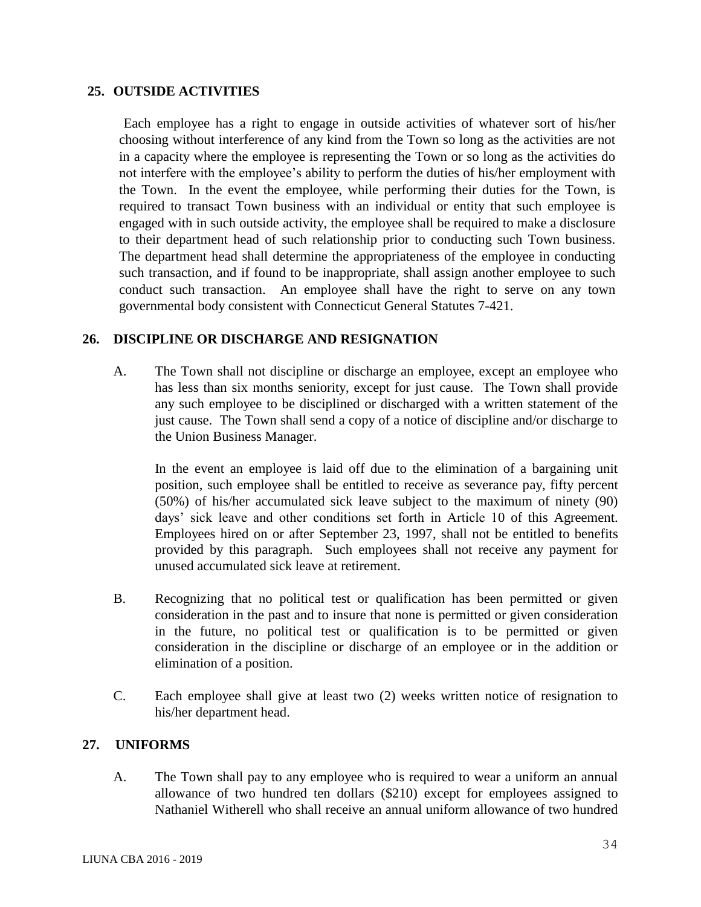## 25. OUTSIDE ACTIVITIES

Each employee has a right to engage in outside activities of whatever sort of his/her choosing without interference of any kind from the Town so long as the activities are not in a capacity where the employee is representing the Town or so long as the activities do not interfere with the employee's ability to perform the duties of his/her employment with the Town. In the event the employee, while performing their duties for the Town, is required to transact Town business with an individual or entity that such employee is engaged with in such outside activity, the employee shall be required to make a disclosure to their department head of such relationship prior to conducting such Town business. The department head shall determine the appropriateness of the employee in conducting such transaction, and if found to be inappropriate, shall assign another employee to such conduct such transaction. An employee shall have the right to serve on any town governmental body consistent with Connecticut General Statutes 7-421.

## 26. DISCIPLINE OR DISCHARGE AND RESIGNATION

A. The Town shall not discipline or discharge an employee, except an employee who has less than six months seniority, except for just cause. The Town shall provide any such employee to be disciplined or discharged with a written statement of the just cause. The Town shall send a copy of a notice of discipline and/or discharge to the Union Business Manager.

In the event an employee is laid off due to the elimination of a bargaining unit position, such employee shall be entitled to receive as severance pay, fifty percent (50%) of his/her accumulated sick leave subject to the maximum of ninety (90) days' sick leave and other conditions set forth in Article 10 of this Agreement. Employees hired on or after September 23, 1997, shall not be entitled to benefits provided by this paragraph. Such employees shall not receive any payment for unused accumulated sick leave at retirement.

B. Recognizing that no political test or qualification has been permitted or given consideration in the past and to insure that none is permitted or given consideration in the future, no political test or qualification is to be permitted or given consideration in the discipline or discharge of an employee or in the addition or elimination of a position.

C. Each employee shall give at least two (2) weeks written notice of resignation to his/her department head.

## 27. UNIFORMS

A. The Town shall pay to any employee who is required to wear a uniform an annual allowance of two hundred ten dollars ($210) except for employees assigned to Nathaniel Witherell who shall receive an annual uniform allowance of two hundred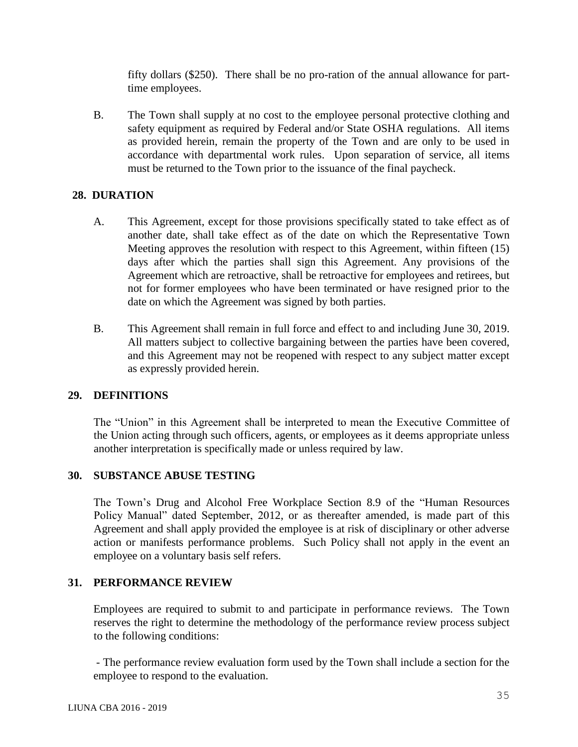fifty dollars ($250). There shall be no pro-ration of the annual allowance for part-time employees.

B. The Town shall supply at no cost to the employee personal protective clothing and safety equipment as required by Federal and/or State OSHA regulations. All items as provided herein, remain the property of the Town and are only to be used in accordance with departmental work rules. Upon separation of service, all items must be returned to the Town prior to the issuance of the final paycheck.

## 28. DURATION

A. This Agreement, except for those provisions specifically stated to take effect as of another date, shall take effect as of the date on which the Representative Town Meeting approves the resolution with respect to this Agreement, within fifteen (15) days after which the parties shall sign this Agreement. Any provisions of the Agreement which are retroactive, shall be retroactive for employees and retirees, but not for former employees who have been terminated or have resigned prior to the date on which the Agreement was signed by both parties.

B. This Agreement shall remain in full force and effect to and including June 30, 2019. All matters subject to collective bargaining between the parties have been covered, and this Agreement may not be reopened with respect to any subject matter except as expressly provided herein.

## 29. DEFINITIONS

The "Union" in this Agreement shall be interpreted to mean the Executive Committee of the Union acting through such officers, agents, or employees as it deems appropriate unless another interpretation is specifically made or unless required by law.

## 30. SUBSTANCE ABUSE TESTING

The Town's Drug and Alcohol Free Workplace Section 8.9 of the "Human Resources Policy Manual" dated September, 2012, or as thereafter amended, is made part of this Agreement and shall apply provided the employee is at risk of disciplinary or other adverse action or manifests performance problems. Such Policy shall not apply in the event an employee on a voluntary basis self refers.

## 31. PERFORMANCE REVIEW

Employees are required to submit to and participate in performance reviews. The Town reserves the right to determine the methodology of the performance review process subject to the following conditions:

- The performance review evaluation form used by the Town shall include a section for the employee to respond to the evaluation.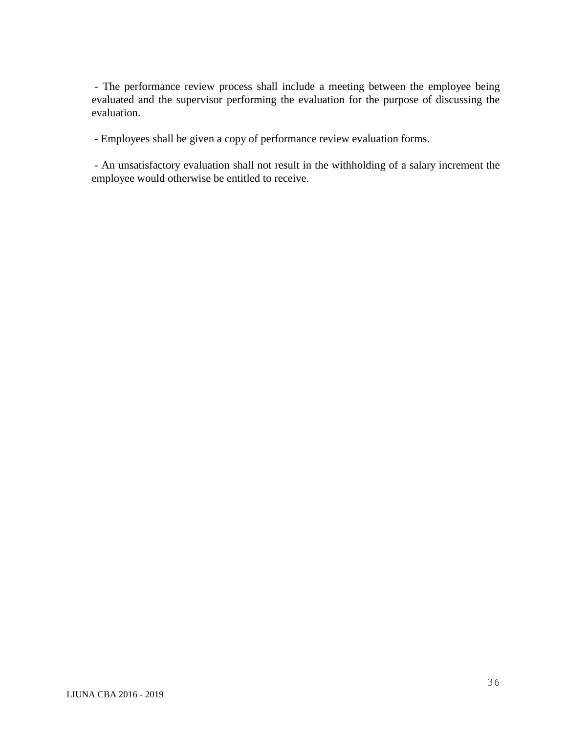- The performance review process shall include a meeting between the employee being evaluated and the supervisor performing the evaluation for the purpose of discussing the evaluation.

- Employees shall be given a copy of performance review evaluation forms.

- An unsatisfactory evaluation shall not result in the withholding of a salary increment the employee would otherwise be entitled to receive.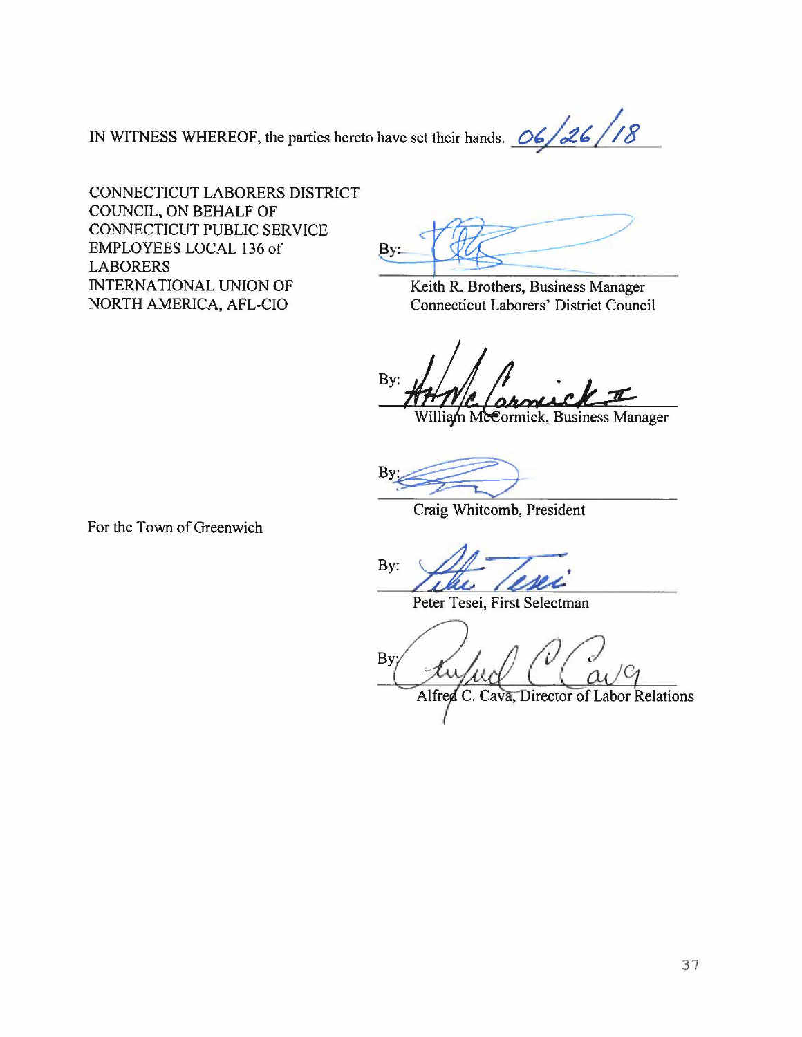IN WITNESS WHEREOF, the parties hereto have set their hands. 06/26/18

CONNECTICUT LABORERS DISTRICT COUNCIL, ON BEHALF OF CONNECTICUT PUBLIC SERVICE EMPLOYEES LOCAL 136 of LABORERS INTERNATIONAL UNION OF NORTH AMERICA, AFL-CIO

By: ______________________
Keith R. Brothers, Business Manager
Connecticut Laborers' District Council

By: ______________________
William McCormick, Business Manager

By: ______________________
Craig Whitcomb, President

For the Town of Greenwich

By: ______________________
Peter Tesei, First Selectman

By: ______________________
Alfred C. Cava, Director of Labor Relations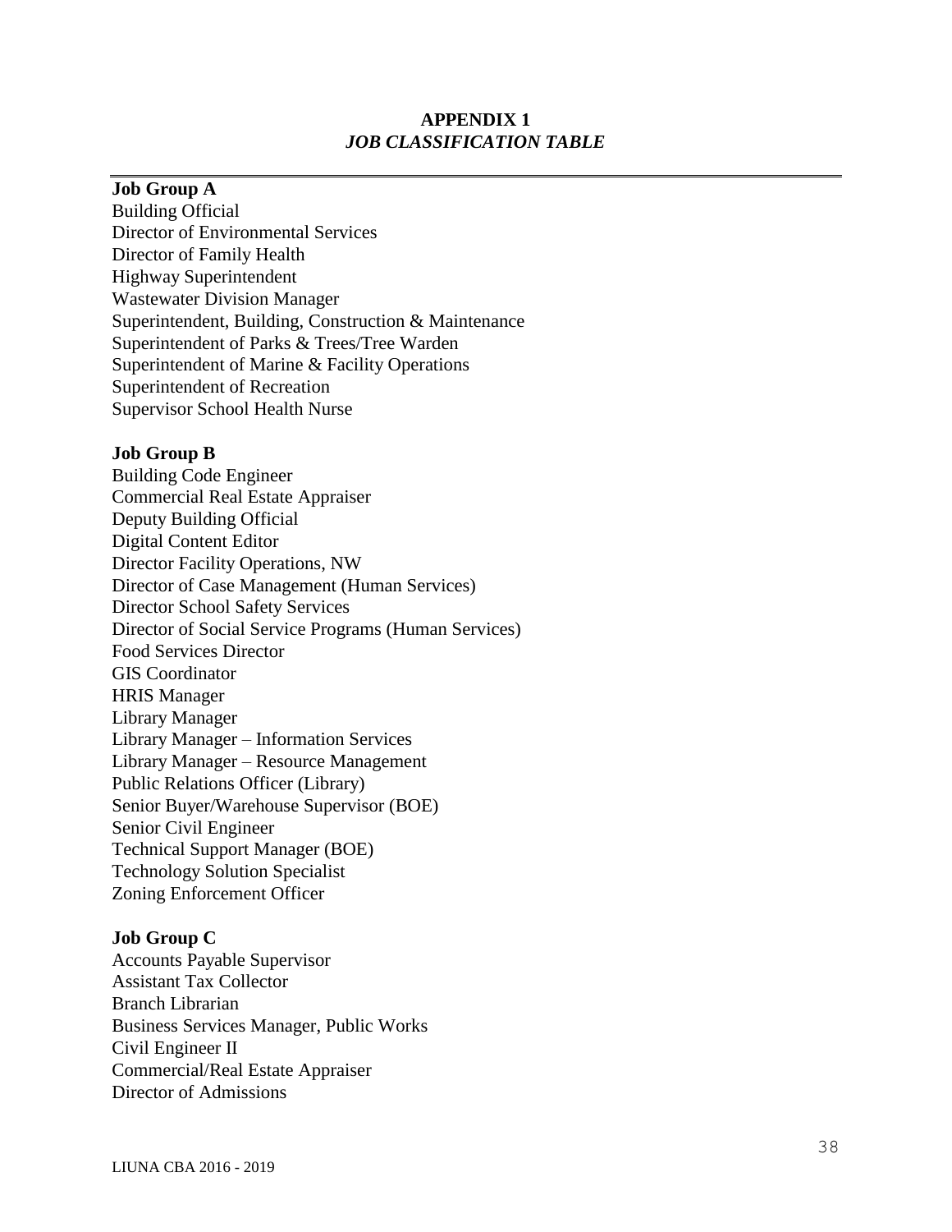# APPENDIX 1
## *JOB CLASSIFICATION TABLE*

**Job Group A**

Building Official
Director of Environmental Services
Director of Family Health
Highway Superintendent
Wastewater Division Manager
Superintendent, Building, Construction & Maintenance
Superintendent of Parks & Trees/Tree Warden
Superintendent of Marine & Facility Operations
Superintendent of Recreation
Supervisor School Health Nurse

**Job Group B**

Building Code Engineer
Commercial Real Estate Appraiser
Deputy Building Official
Digital Content Editor
Director Facility Operations, NW
Director of Case Management (Human Services)
Director School Safety Services
Director of Social Service Programs (Human Services)
Food Services Director
GIS Coordinator
HRIS Manager
Library Manager
Library Manager – Information Services
Library Manager – Resource Management
Public Relations Officer (Library)
Senior Buyer/Warehouse Supervisor (BOE)
Senior Civil Engineer
Technical Support Manager (BOE)
Technology Solution Specialist
Zoning Enforcement Officer

**Job Group C**

Accounts Payable Supervisor
Assistant Tax Collector
Branch Librarian
Business Services Manager, Public Works
Civil Engineer II
Commercial/Real Estate Appraiser
Director of Admissions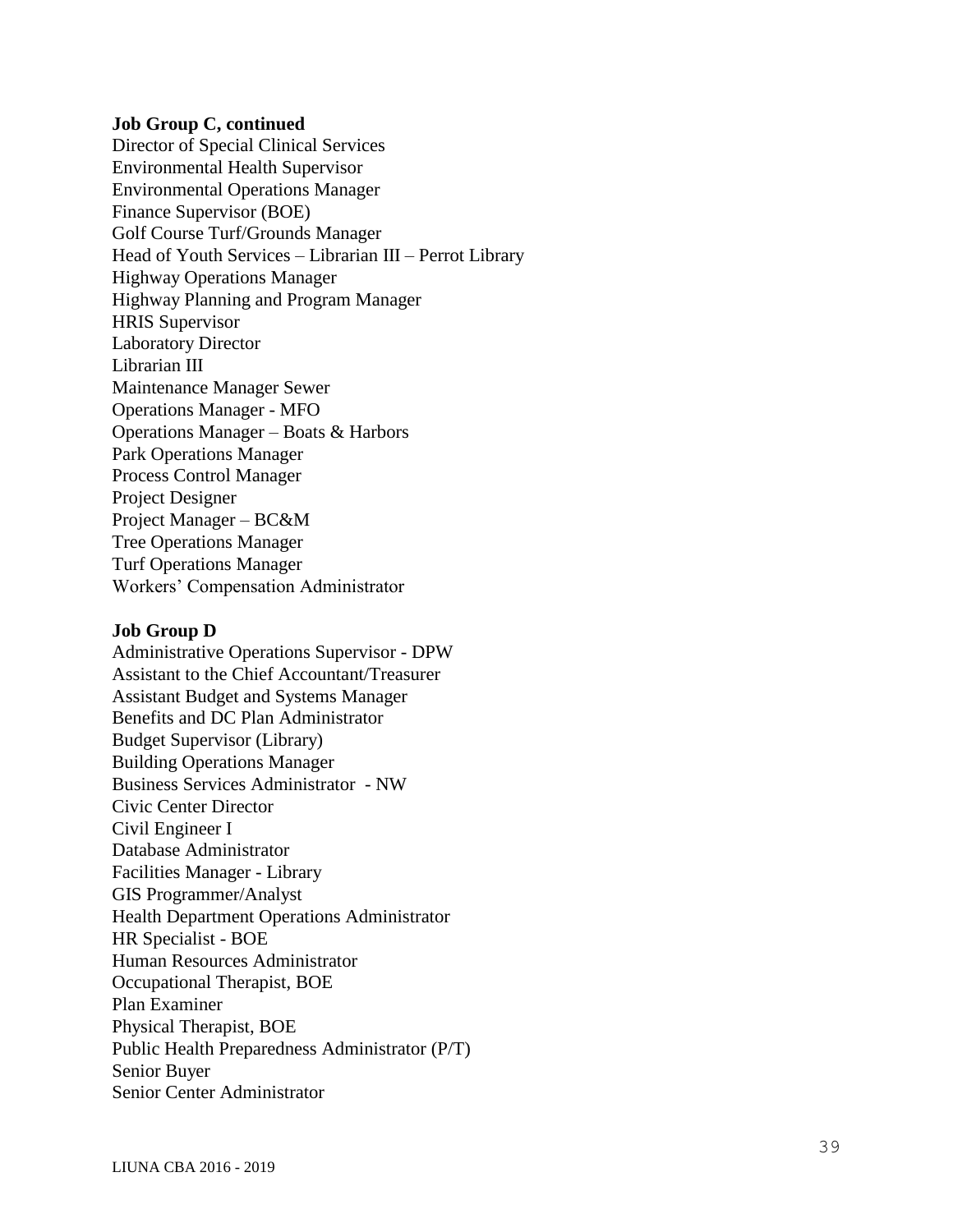**Job Group C, continued**

Director of Special Clinical Services
Environmental Health Supervisor
Environmental Operations Manager
Finance Supervisor (BOE)
Golf Course Turf/Grounds Manager
Head of Youth Services – Librarian III – Perrot Library
Highway Operations Manager
Highway Planning and Program Manager
HRIS Supervisor
Laboratory Director
Librarian III
Maintenance Manager Sewer
Operations Manager - MFO
Operations Manager – Boats & Harbors
Park Operations Manager
Process Control Manager
Project Designer
Project Manager – BC&M
Tree Operations Manager
Turf Operations Manager
Workers' Compensation Administrator

**Job Group D**

Administrative Operations Supervisor - DPW
Assistant to the Chief Accountant/Treasurer
Assistant Budget and Systems Manager
Benefits and DC Plan Administrator
Budget Supervisor (Library)
Building Operations Manager
Business Services Administrator - NW
Civic Center Director
Civil Engineer I
Database Administrator
Facilities Manager - Library
GIS Programmer/Analyst
Health Department Operations Administrator
HR Specialist - BOE
Human Resources Administrator
Occupational Therapist, BOE
Plan Examiner
Physical Therapist, BOE
Public Health Preparedness Administrator (P/T)
Senior Buyer
Senior Center Administrator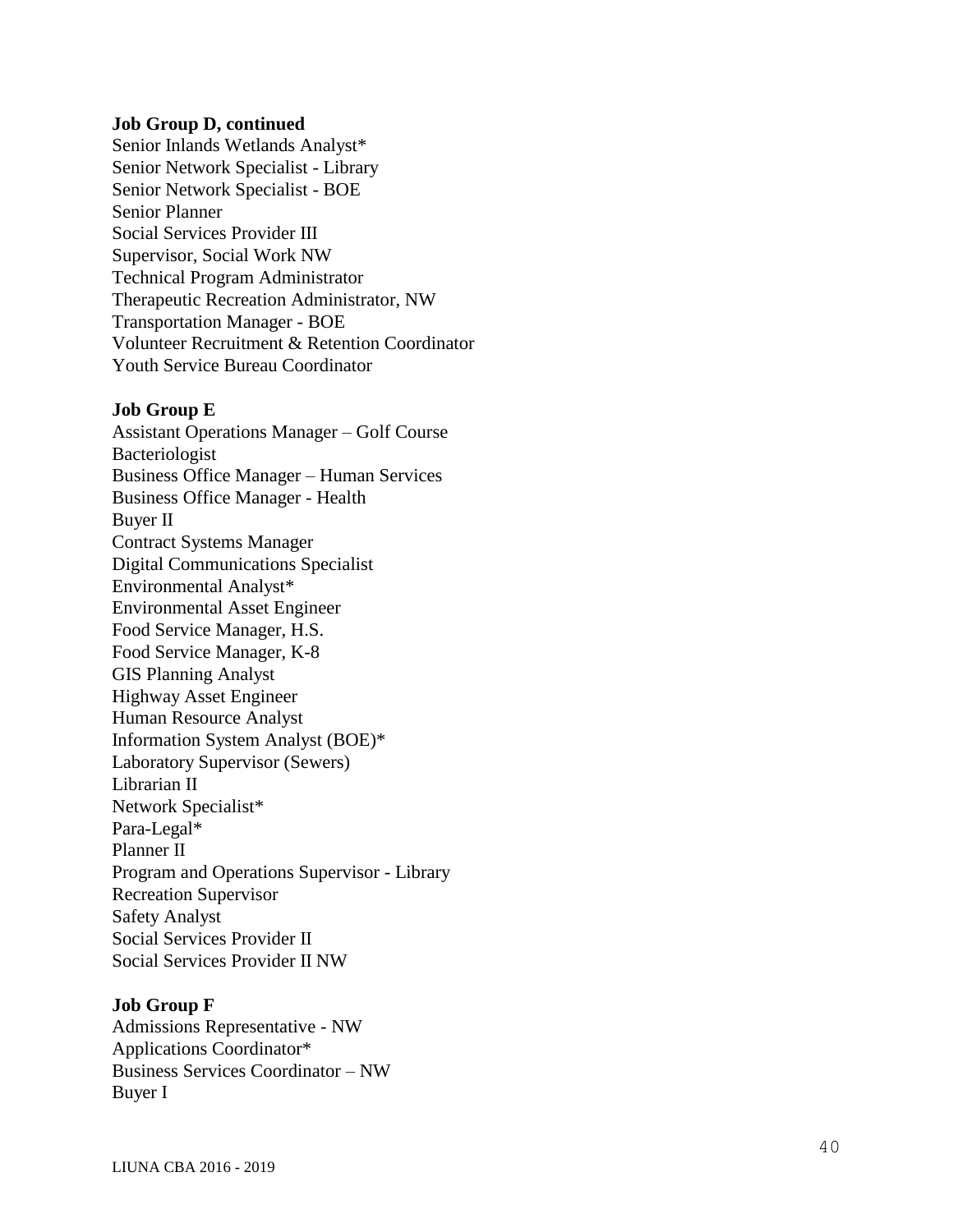**Job Group D, continued**

Senior Inlands Wetlands Analyst*
Senior Network Specialist - Library
Senior Network Specialist - BOE
Senior Planner
Social Services Provider III
Supervisor, Social Work NW
Technical Program Administrator
Therapeutic Recreation Administrator, NW
Transportation Manager - BOE
Volunteer Recruitment & Retention Coordinator
Youth Service Bureau Coordinator

**Job Group E**

Assistant Operations Manager – Golf Course
Bacteriologist
Business Office Manager – Human Services
Business Office Manager - Health
Buyer II
Contract Systems Manager
Digital Communications Specialist
Environmental Analyst*
Environmental Asset Engineer
Food Service Manager, H.S.
Food Service Manager, K-8
GIS Planning Analyst
Highway Asset Engineer
Human Resource Analyst
Information System Analyst (BOE)*
Laboratory Supervisor (Sewers)
Librarian II
Network Specialist*
Para-Legal*
Planner II
Program and Operations Supervisor - Library
Recreation Supervisor
Safety Analyst
Social Services Provider II
Social Services Provider II NW

**Job Group F**

Admissions Representative - NW
Applications Coordinator*
Business Services Coordinator – NW
Buyer I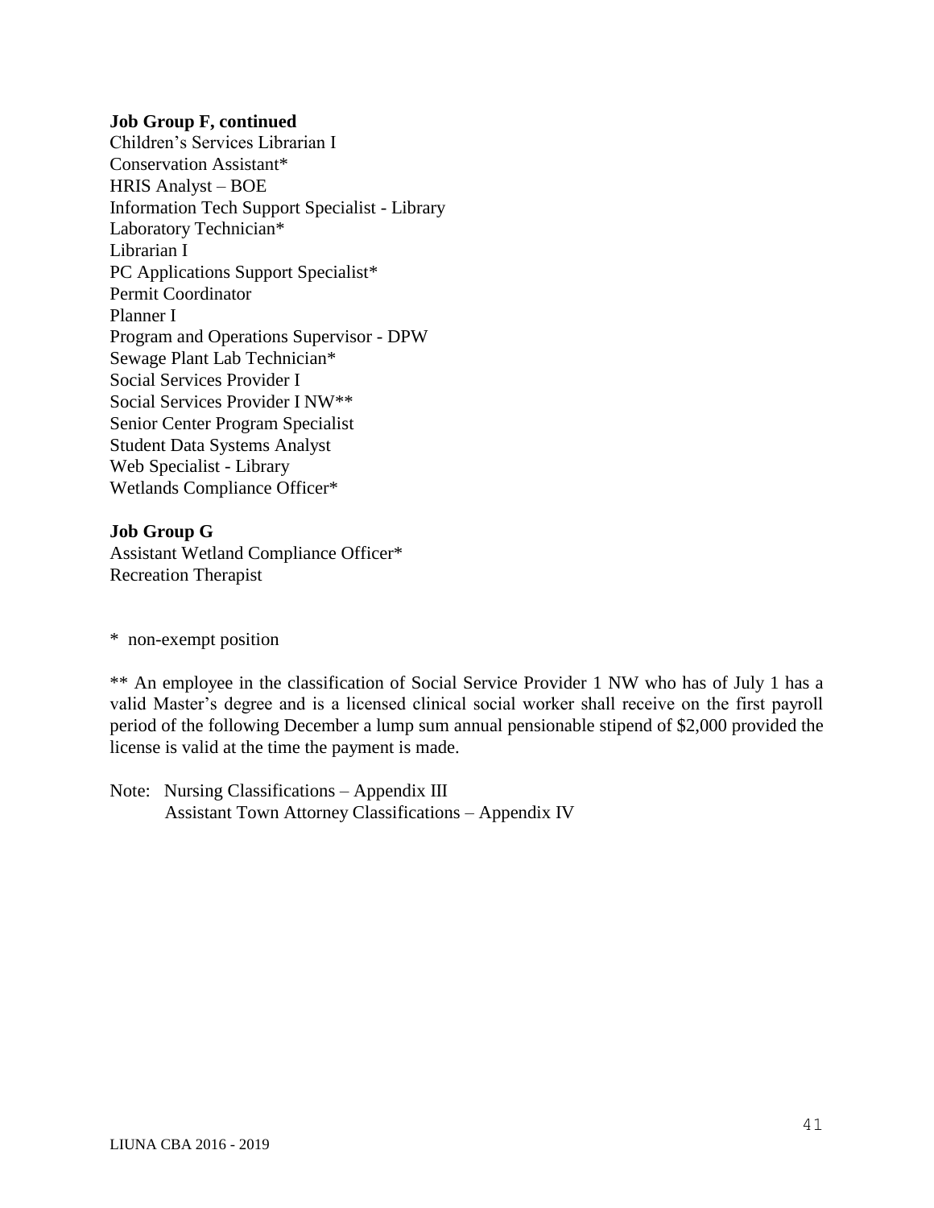**Job Group F, continued**

Children's Services Librarian I
Conservation Assistant*
HRIS Analyst – BOE
Information Tech Support Specialist - Library
Laboratory Technician*
Librarian I
PC Applications Support Specialist*
Permit Coordinator
Planner I
Program and Operations Supervisor - DPW
Sewage Plant Lab Technician*
Social Services Provider I
Social Services Provider I NW**
Senior Center Program Specialist
Student Data Systems Analyst
Web Specialist - Library
Wetlands Compliance Officer*

**Job Group G**

Assistant Wetland Compliance Officer*
Recreation Therapist

\* non-exempt position

** An employee in the classification of Social Service Provider 1 NW who has of July 1 has a valid Master's degree and is a licensed clinical social worker shall receive on the first payroll period of the following December a lump sum annual pensionable stipend of $2,000 provided the license is valid at the time the payment is made.

Note: Nursing Classifications – Appendix III
Assistant Town Attorney Classifications – Appendix IV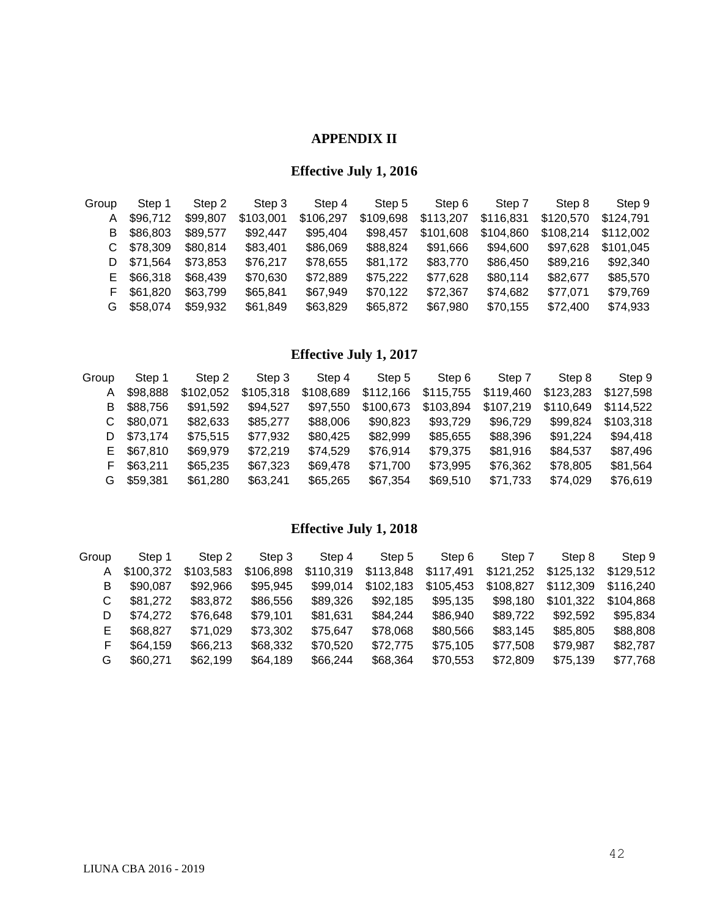# APPENDIX II

## Effective July 1, 2016

| Group | Step 1 | Step 2 | Step 3 | Step 4 | Step 5 | Step 6 | Step 7 | Step 8 | Step 9 |
|---|---|---|---|---|---|---|---|---|---|
| A | $96,712 | $99,807 | $103,001 | $106,297 | $109,698 | $113,207 | $116,831 | $120,570 | $124,791 |
| B | $86,803 | $89,577 | $92,447 | $95,404 | $98,457 | $101,608 | $104,860 | $108,214 | $112,002 |
| C | $78,309 | $80,814 | $83,401 | $86,069 | $88,824 | $91,666 | $94,600 | $97,628 | $101,045 |
| D | $71,564 | $73,853 | $76,217 | $78,655 | $81,172 | $83,770 | $86,450 | $89,216 | $92,340 |
| E | $66,318 | $68,439 | $70,630 | $72,889 | $75,222 | $77,628 | $80,114 | $82,677 | $85,570 |
| F | $61,820 | $63,799 | $65,841 | $67,949 | $70,122 | $72,367 | $74,682 | $77,071 | $79,769 |
| G | $58,074 | $59,932 | $61,849 | $63,829 | $65,872 | $67,980 | $70,155 | $72,400 | $74,933 |

## Effective July 1, 2017

| Group | Step 1 | Step 2 | Step 3 | Step 4 | Step 5 | Step 6 | Step 7 | Step 8 | Step 9 |
|---|---|---|---|---|---|---|---|---|---|
| A | $98,888 | $102,052 | $105,318 | $108,689 | $112,166 | $115,755 | $119,460 | $123,283 | $127,598 |
| B | $88,756 | $91,592 | $94,527 | $97,550 | $100,673 | $103,894 | $107,219 | $110,649 | $114,522 |
| C | $80,071 | $82,633 | $85,277 | $88,006 | $90,823 | $93,729 | $96,729 | $99,824 | $103,318 |
| D | $73,174 | $75,515 | $77,932 | $80,425 | $82,999 | $85,655 | $88,396 | $91,224 | $94,418 |
| E | $67,810 | $69,979 | $72,219 | $74,529 | $76,914 | $79,375 | $81,916 | $84,537 | $87,496 |
| F | $63,211 | $65,235 | $67,323 | $69,478 | $71,700 | $73,995 | $76,362 | $78,805 | $81,564 |
| G | $59,381 | $61,280 | $63,241 | $65,265 | $67,354 | $69,510 | $71,733 | $74,029 | $76,619 |

## Effective July 1, 2018

| Group | Step 1 | Step 2 | Step 3 | Step 4 | Step 5 | Step 6 | Step 7 | Step 8 | Step 9 |
|---|---|---|---|---|---|---|---|---|---|
| A | $100,372 | $103,583 | $106,898 | $110,319 | $113,848 | $117,491 | $121,252 | $125,132 | $129,512 |
| B | $90,087 | $92,966 | $95,945 | $99,014 | $102,183 | $105,453 | $108,827 | $112,309 | $116,240 |
| C | $81,272 | $83,872 | $86,556 | $89,326 | $92,185 | $95,135 | $98,180 | $101,322 | $104,868 |
| D | $74,272 | $76,648 | $79,101 | $81,631 | $84,244 | $86,940 | $89,722 | $92,592 | $95,834 |
| E | $68,827 | $71,029 | $73,302 | $75,647 | $78,068 | $80,566 | $83,145 | $85,805 | $88,808 |
| F | $64,159 | $66,213 | $68,332 | $70,520 | $72,775 | $75,105 | $77,508 | $79,987 | $82,787 |
| G | $60,271 | $62,199 | $64,189 | $66,244 | $68,364 | $70,553 | $72,809 | $75,139 | $77,768 |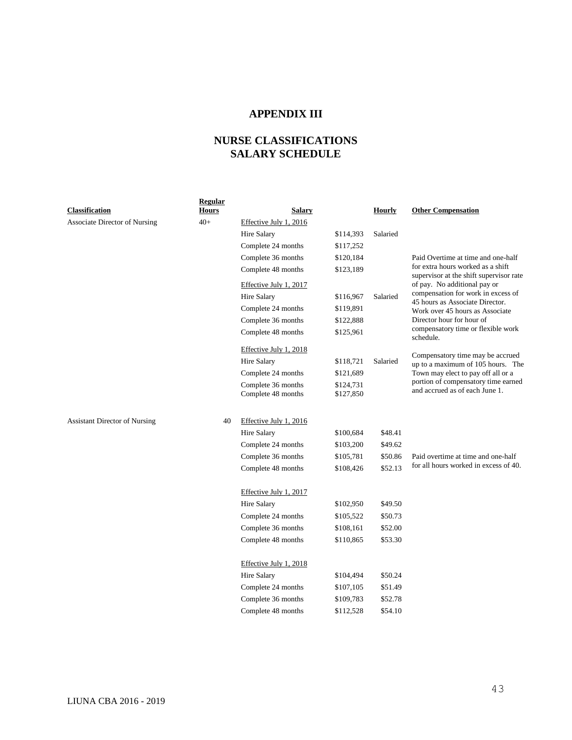# APPENDIX III

## NURSE CLASSIFICATIONS SALARY SCHEDULE

| Classification | Regular Hours | Salary | | Hourly | Other Compensation |
|---|---|---|---|---|---|
| Associate Director of Nursing | 40+ | Effective July 1, 2016 | | | |
| | | Hire Salary | $114,393 | Salaried | |
| | | Complete 24 months | $117,252 | | |
| | | Complete 36 months | $120,184 | | Paid Overtime at time and one-half for extra hours worked as a shift supervisor at the shift supervisor rate of pay. No additional pay or compensation for work in excess of 45 hours as Associate Director. Work over 45 hours as Associate Director hour for hour of compensatory time or flexible work schedule. |
| | | Complete 48 months | $123,189 | | |
| | | Effective July 1, 2017 | | | |
| | | Hire Salary | $116,967 | Salaried | |
| | | Complete 24 months | $119,891 | | |
| | | Complete 36 months | $122,888 | | |
| | | Complete 48 months | $125,961 | | |
| | | Effective July 1, 2018 | | | |
| | | Hire Salary | $118,721 | Salaried | Compensatory time may be accrued up to a maximum of 105 hours. The Town may elect to pay off all or a portion of compensatory time earned and accrued as of each June 1. |
| | | Complete 24 months | $121,689 | | |
| | | Complete 36 months | $124,731 | | |
| | | Complete 48 months | $127,850 | | |
| Assistant Director of Nursing | 40 | Effective July 1, 2016 | | | |
| | | Hire Salary | $100,684 | $48.41 | |
| | | Complete 24 months | $103,200 | $49.62 | |
| | | Complete 36 months | $105,781 | $50.86 | Paid overtime at time and one-half for all hours worked in excess of 40. |
| | | Complete 48 months | $108,426 | $52.13 | |
| | | Effective July 1, 2017 | | | |
| | | Hire Salary | $102,950 | $49.50 | |
| | | Complete 24 months | $105,522 | $50.73 | |
| | | Complete 36 months | $108,161 | $52.00 | |
| | | Complete 48 months | $110,865 | $53.30 | |
| | | Effective July 1, 2018 | | | |
| | | Hire Salary | $104,494 | $50.24 | |
| | | Complete 24 months | $107,105 | $51.49 | |
| | | Complete 36 months | $109,783 | $52.78 | |
| | | Complete 48 months | $112,528 | $54.10 | |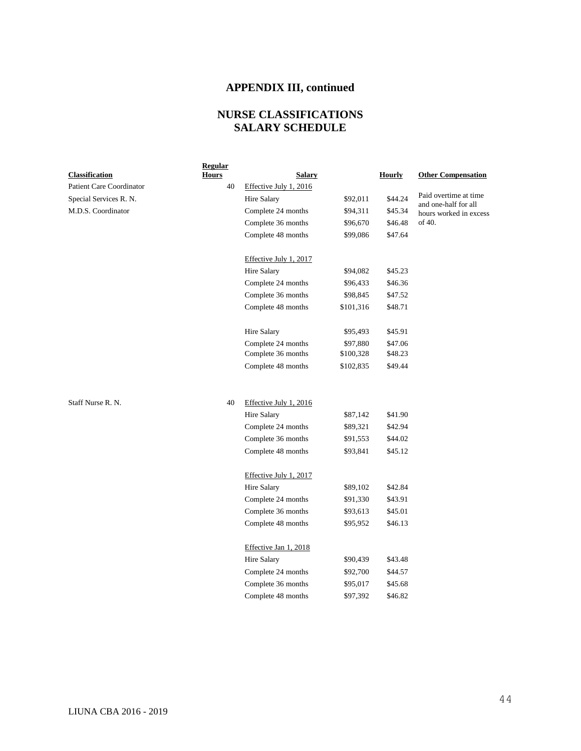# APPENDIX III, continued

## NURSE CLASSIFICATIONS
## SALARY SCHEDULE

| Classification | Regular Hours | Salary | | Hourly | Other Compensation |
|---|---|---|---|---|---|
| Patient Care Coordinator | 40 | Effective July 1, 2016 | | | |
| Special Services R. N. | | Hire Salary | $92,011 | $44.24 | Paid overtime at time and one-half for all hours worked in excess of 40. |
| M.D.S. Coordinator | | Complete 24 months | $94,311 | $45.34 | |
| | | Complete 36 months | $96,670 | $46.48 | |
| | | Complete 48 months | $99,086 | $47.64 | |
| | | Effective July 1, 2017 | | | |
| | | Hire Salary | $94,082 | $45.23 | |
| | | Complete 24 months | $96,433 | $46.36 | |
| | | Complete 36 months | $98,845 | $47.52 | |
| | | Complete 48 months | $101,316 | $48.71 | |
| | | Hire Salary | $95,493 | $45.91 | |
| | | Complete 24 months | $97,880 | $47.06 | |
| | | Complete 36 months | $100,328 | $48.23 | |
| | | Complete 48 months | $102,835 | $49.44 | |
| Staff Nurse R. N. | 40 | Effective July 1, 2016 | | | |
| | | Hire Salary | $87,142 | $41.90 | |
| | | Complete 24 months | $89,321 | $42.94 | |
| | | Complete 36 months | $91,553 | $44.02 | |
| | | Complete 48 months | $93,841 | $45.12 | |
| | | Effective July 1, 2017 | | | |
| | | Hire Salary | $89,102 | $42.84 | |
| | | Complete 24 months | $91,330 | $43.91 | |
| | | Complete 36 months | $93,613 | $45.01 | |
| | | Complete 48 months | $95,952 | $46.13 | |
| | | Effective Jan 1, 2018 | | | |
| | | Hire Salary | $90,439 | $43.48 | |
| | | Complete 24 months | $92,700 | $44.57 | |
| | | Complete 36 months | $95,017 | $45.68 | |
| | | Complete 48 months | $97,392 | $46.82 | |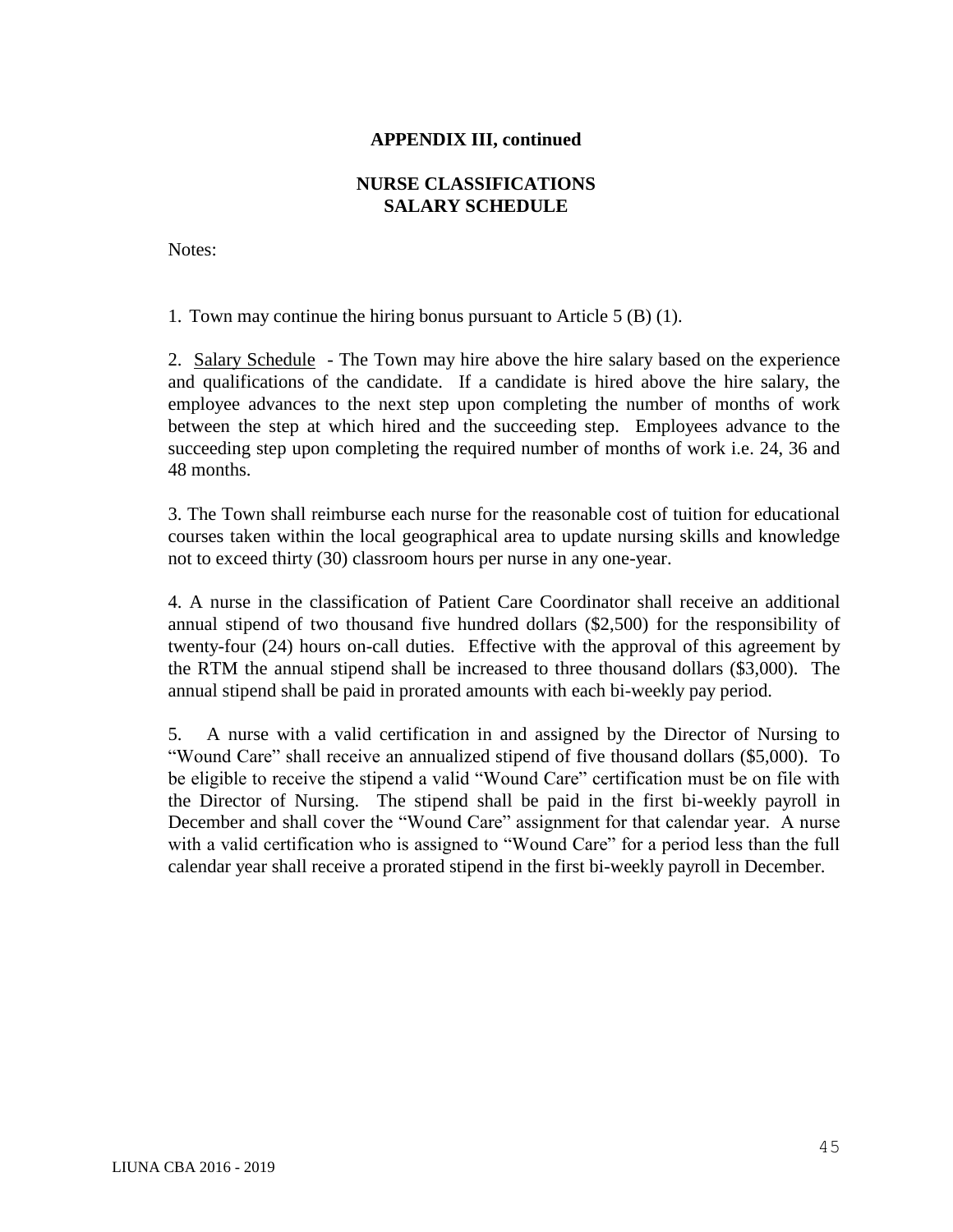**APPENDIX III, continued**

**NURSE CLASSIFICATIONS**
**SALARY SCHEDULE**

Notes:

1. Town may continue the hiring bonus pursuant to Article 5 (B) (1).

2. Salary Schedule - The Town may hire above the hire salary based on the experience and qualifications of the candidate. If a candidate is hired above the hire salary, the employee advances to the next step upon completing the number of months of work between the step at which hired and the succeeding step. Employees advance to the succeeding step upon completing the required number of months of work i.e. 24, 36 and 48 months.

3. The Town shall reimburse each nurse for the reasonable cost of tuition for educational courses taken within the local geographical area to update nursing skills and knowledge not to exceed thirty (30) classroom hours per nurse in any one-year.

4. A nurse in the classification of Patient Care Coordinator shall receive an additional annual stipend of two thousand five hundred dollars ($2,500) for the responsibility of twenty-four (24) hours on-call duties. Effective with the approval of this agreement by the RTM the annual stipend shall be increased to three thousand dollars ($3,000). The annual stipend shall be paid in prorated amounts with each bi-weekly pay period.

5. A nurse with a valid certification in and assigned by the Director of Nursing to "Wound Care" shall receive an annualized stipend of five thousand dollars ($5,000). To be eligible to receive the stipend a valid "Wound Care" certification must be on file with the Director of Nursing. The stipend shall be paid in the first bi-weekly payroll in December and shall cover the "Wound Care" assignment for that calendar year. A nurse with a valid certification who is assigned to "Wound Care" for a period less than the full calendar year shall receive a prorated stipend in the first bi-weekly payroll in December.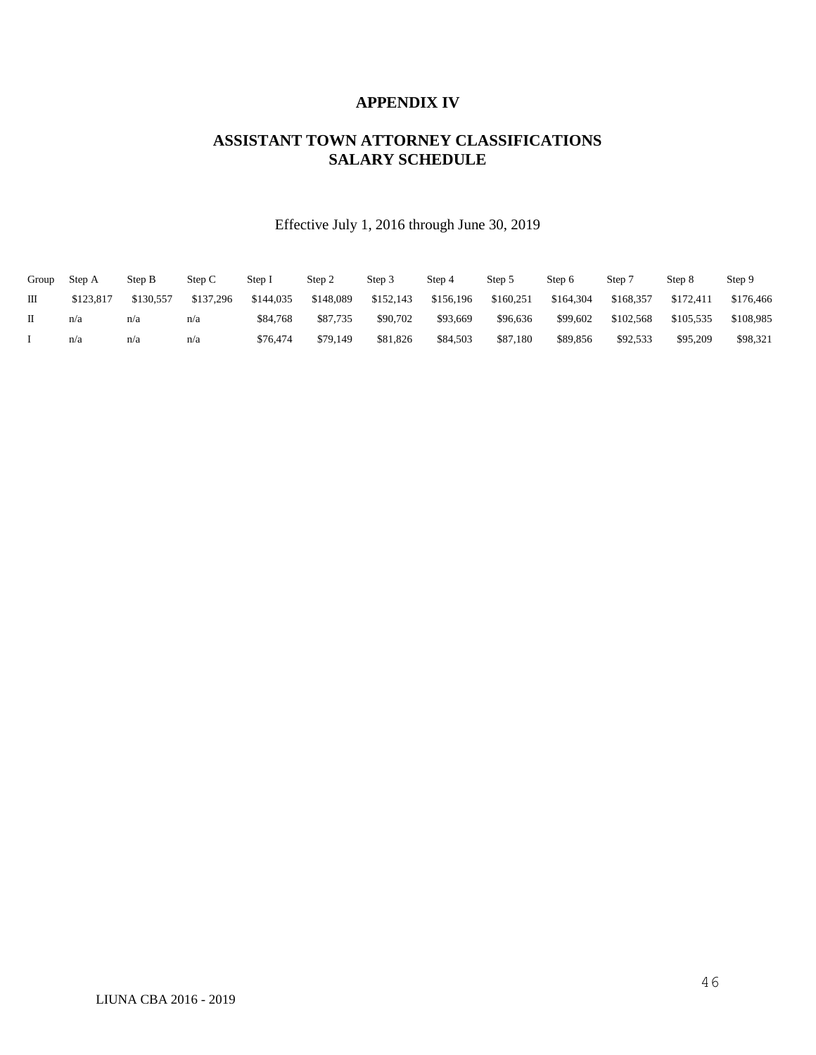# APPENDIX IV

## ASSISTANT TOWN ATTORNEY CLASSIFICATIONS SALARY SCHEDULE

Effective July 1, 2016 through June 30, 2019

| Group | Step A | Step B | Step C | Step I | Step 2 | Step 3 | Step 4 | Step 5 | Step 6 | Step 7 | Step 8 | Step 9 |
|---|---|---|---|---|---|---|---|---|---|---|---|---|
| III | $123,817 | $130,557 | $137,296 | $144,035 | $148,089 | $152,143 | $156,196 | $160,251 | $164,304 | $168,357 | $172,411 | $176,466 |
| II | n/a | n/a | n/a | $84,768 | $87,735 | $90,702 | $93,669 | $96,636 | $99,602 | $102,568 | $105,535 | $108,985 |
| I | n/a | n/a | n/a | $76,474 | $79,149 | $81,826 | $84,503 | $87,180 | $89,856 | $92,533 | $95,209 | $98,321 |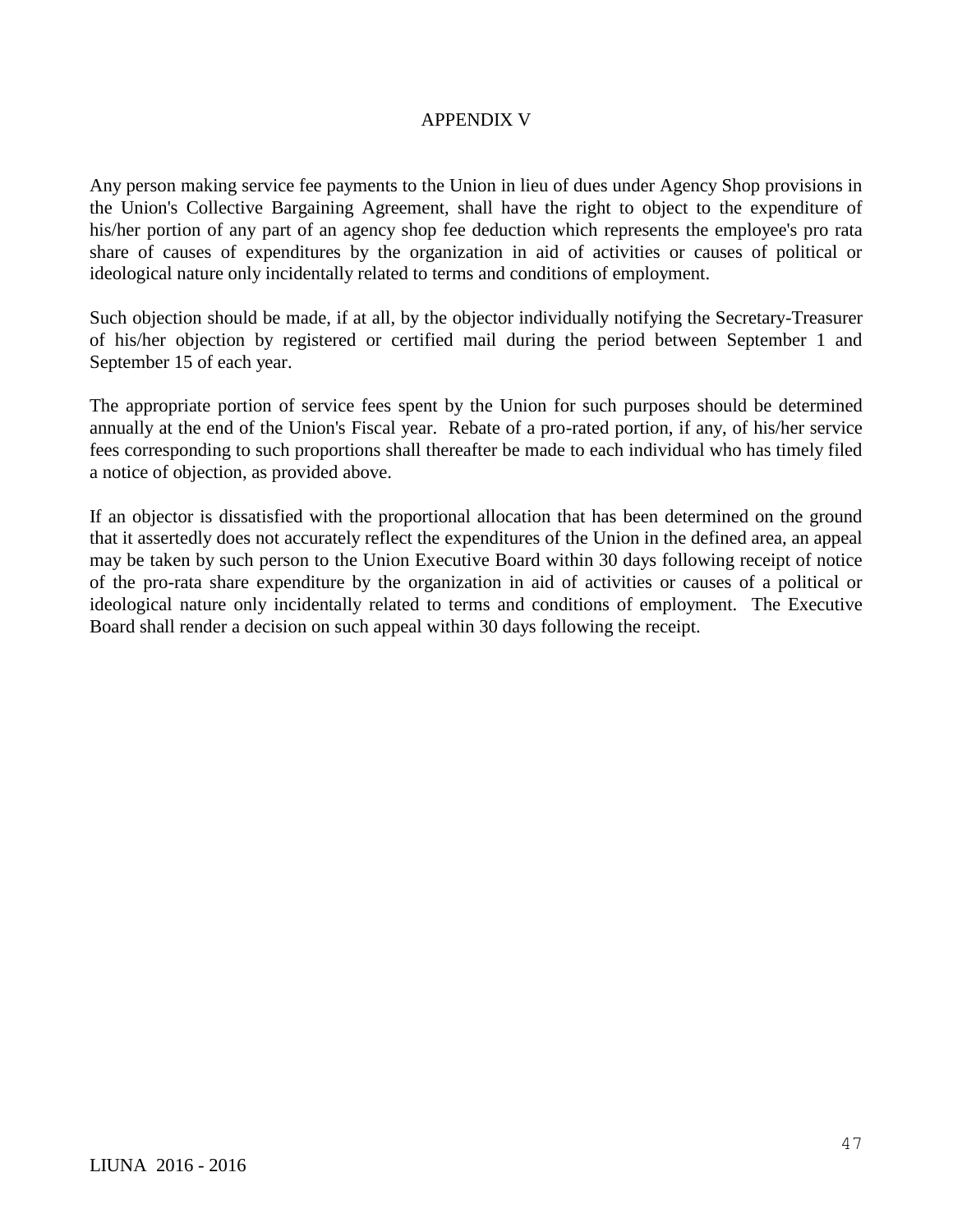# APPENDIX V

Any person making service fee payments to the Union in lieu of dues under Agency Shop provisions in the Union's Collective Bargaining Agreement, shall have the right to object to the expenditure of his/her portion of any part of an agency shop fee deduction which represents the employee's pro rata share of causes of expenditures by the organization in aid of activities or causes of political or ideological nature only incidentally related to terms and conditions of employment.

Such objection should be made, if at all, by the objector individually notifying the Secretary-Treasurer of his/her objection by registered or certified mail during the period between September 1 and September 15 of each year.

The appropriate portion of service fees spent by the Union for such purposes should be determined annually at the end of the Union's Fiscal year. Rebate of a pro-rated portion, if any, of his/her service fees corresponding to such proportions shall thereafter be made to each individual who has timely filed a notice of objection, as provided above.

If an objector is dissatisfied with the proportional allocation that has been determined on the ground that it assertedly does not accurately reflect the expenditures of the Union in the defined area, an appeal may be taken by such person to the Union Executive Board within 30 days following receipt of notice of the pro-rata share expenditure by the organization in aid of activities or causes of a political or ideological nature only incidentally related to terms and conditions of employment. The Executive Board shall render a decision on such appeal within 30 days following the receipt.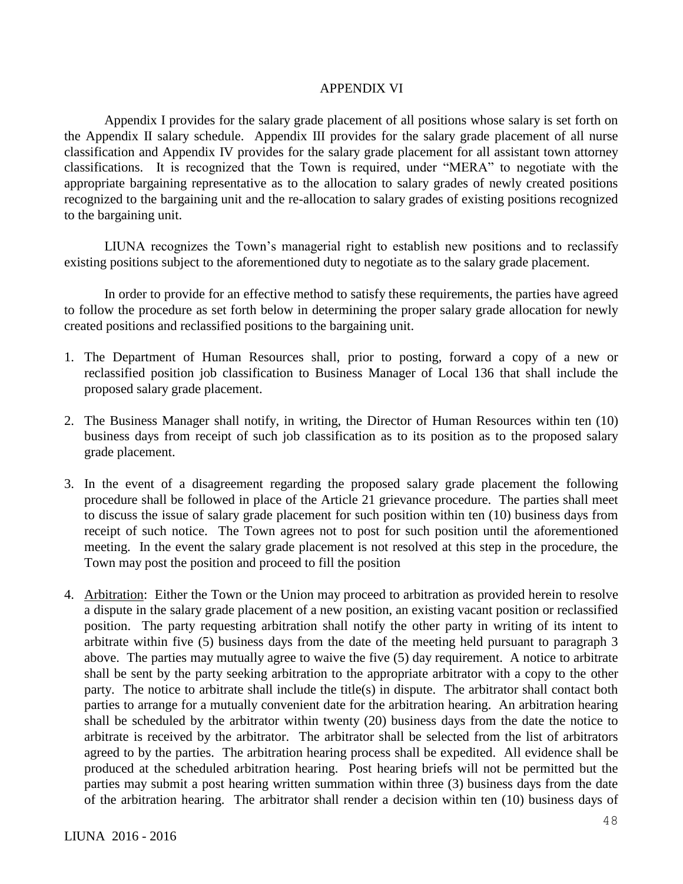APPENDIX VI

Appendix I provides for the salary grade placement of all positions whose salary is set forth on the Appendix II salary schedule. Appendix III provides for the salary grade placement of all nurse classification and Appendix IV provides for the salary grade placement for all assistant town attorney classifications. It is recognized that the Town is required, under "MERA" to negotiate with the appropriate bargaining representative as to the allocation to salary grades of newly created positions recognized to the bargaining unit and the re-allocation to salary grades of existing positions recognized to the bargaining unit.

LIUNA recognizes the Town's managerial right to establish new positions and to reclassify existing positions subject to the aforementioned duty to negotiate as to the salary grade placement.

In order to provide for an effective method to satisfy these requirements, the parties have agreed to follow the procedure as set forth below in determining the proper salary grade allocation for newly created positions and reclassified positions to the bargaining unit.

1. The Department of Human Resources shall, prior to posting, forward a copy of a new or reclassified position job classification to Business Manager of Local 136 that shall include the proposed salary grade placement.

2. The Business Manager shall notify, in writing, the Director of Human Resources within ten (10) business days from receipt of such job classification as to its position as to the proposed salary grade placement.

3. In the event of a disagreement regarding the proposed salary grade placement the following procedure shall be followed in place of the Article 21 grievance procedure. The parties shall meet to discuss the issue of salary grade placement for such position within ten (10) business days from receipt of such notice. The Town agrees not to post for such position until the aforementioned meeting. In the event the salary grade placement is not resolved at this step in the procedure, the Town may post the position and proceed to fill the position

4. Arbitration: Either the Town or the Union may proceed to arbitration as provided herein to resolve a dispute in the salary grade placement of a new position, an existing vacant position or reclassified position. The party requesting arbitration shall notify the other party in writing of its intent to arbitrate within five (5) business days from the date of the meeting held pursuant to paragraph 3 above. The parties may mutually agree to waive the five (5) day requirement. A notice to arbitrate shall be sent by the party seeking arbitration to the appropriate arbitrator with a copy to the other party. The notice to arbitrate shall include the title(s) in dispute. The arbitrator shall contact both parties to arrange for a mutually convenient date for the arbitration hearing. An arbitration hearing shall be scheduled by the arbitrator within twenty (20) business days from the date the notice to arbitrate is received by the arbitrator. The arbitrator shall be selected from the list of arbitrators agreed to by the parties. The arbitration hearing process shall be expedited. All evidence shall be produced at the scheduled arbitration hearing. Post hearing briefs will not be permitted but the parties may submit a post hearing written summation within three (3) business days from the date of the arbitration hearing. The arbitrator shall render a decision within ten (10) business days of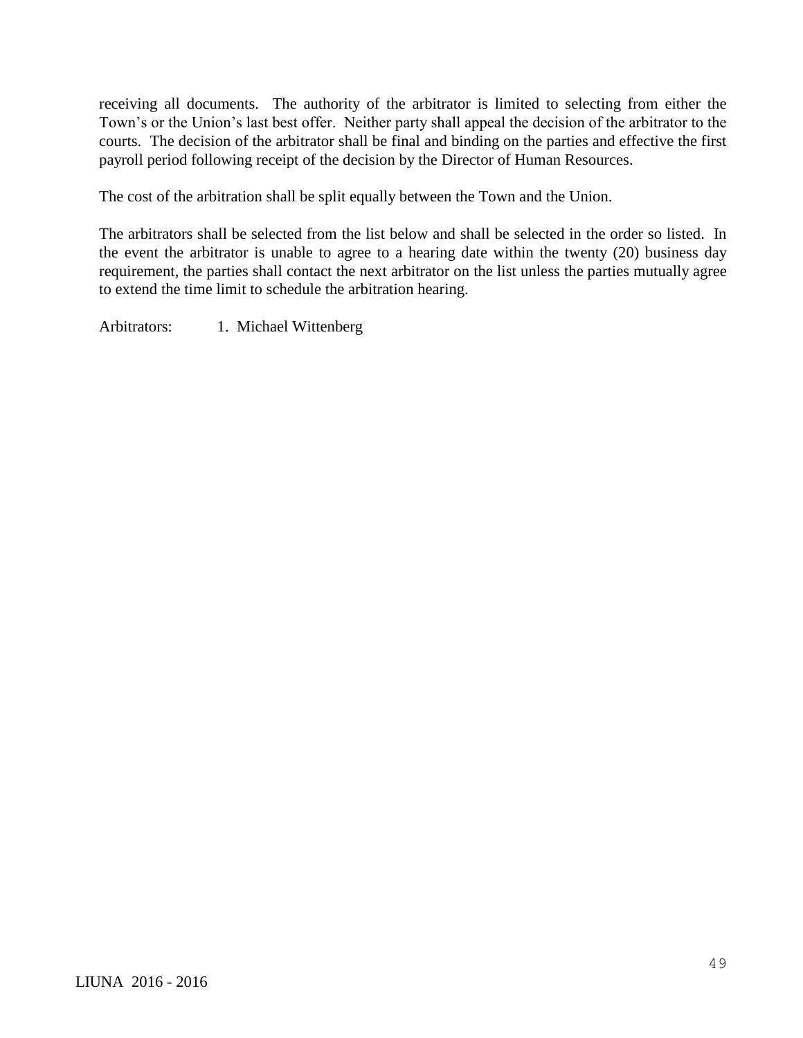receiving all documents. The authority of the arbitrator is limited to selecting from either the Town's or the Union's last best offer. Neither party shall appeal the decision of the arbitrator to the courts. The decision of the arbitrator shall be final and binding on the parties and effective the first payroll period following receipt of the decision by the Director of Human Resources.

The cost of the arbitration shall be split equally between the Town and the Union.

The arbitrators shall be selected from the list below and shall be selected in the order so listed. In the event the arbitrator is unable to agree to a hearing date within the twenty (20) business day requirement, the parties shall contact the next arbitrator on the list unless the parties mutually agree to extend the time limit to schedule the arbitration hearing.

Arbitrators: 1. Michael Wittenberg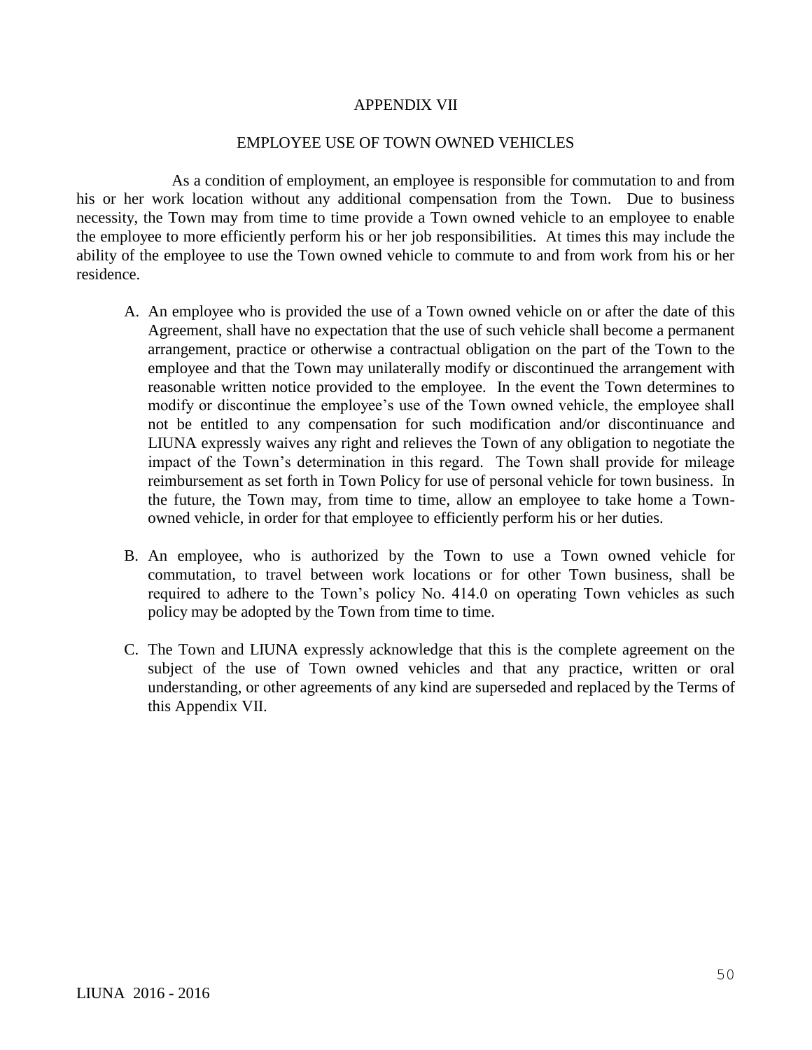# APPENDIX VII

## EMPLOYEE USE OF TOWN OWNED VEHICLES

As a condition of employment, an employee is responsible for commutation to and from his or her work location without any additional compensation from the Town. Due to business necessity, the Town may from time to time provide a Town owned vehicle to an employee to enable the employee to more efficiently perform his or her job responsibilities. At times this may include the ability of the employee to use the Town owned vehicle to commute to and from work from his or her residence.

A. An employee who is provided the use of a Town owned vehicle on or after the date of this Agreement, shall have no expectation that the use of such vehicle shall become a permanent arrangement, practice or otherwise a contractual obligation on the part of the Town to the employee and that the Town may unilaterally modify or discontinued the arrangement with reasonable written notice provided to the employee. In the event the Town determines to modify or discontinue the employee's use of the Town owned vehicle, the employee shall not be entitled to any compensation for such modification and/or discontinuance and LIUNA expressly waives any right and relieves the Town of any obligation to negotiate the impact of the Town's determination in this regard. The Town shall provide for mileage reimbursement as set forth in Town Policy for use of personal vehicle for town business. In the future, the Town may, from time to time, allow an employee to take home a Town-owned vehicle, in order for that employee to efficiently perform his or her duties.

B. An employee, who is authorized by the Town to use a Town owned vehicle for commutation, to travel between work locations or for other Town business, shall be required to adhere to the Town's policy No. 414.0 on operating Town vehicles as such policy may be adopted by the Town from time to time.

C. The Town and LIUNA expressly acknowledge that this is the complete agreement on the subject of the use of Town owned vehicles and that any practice, written or oral understanding, or other agreements of any kind are superseded and replaced by the Terms of this Appendix VII.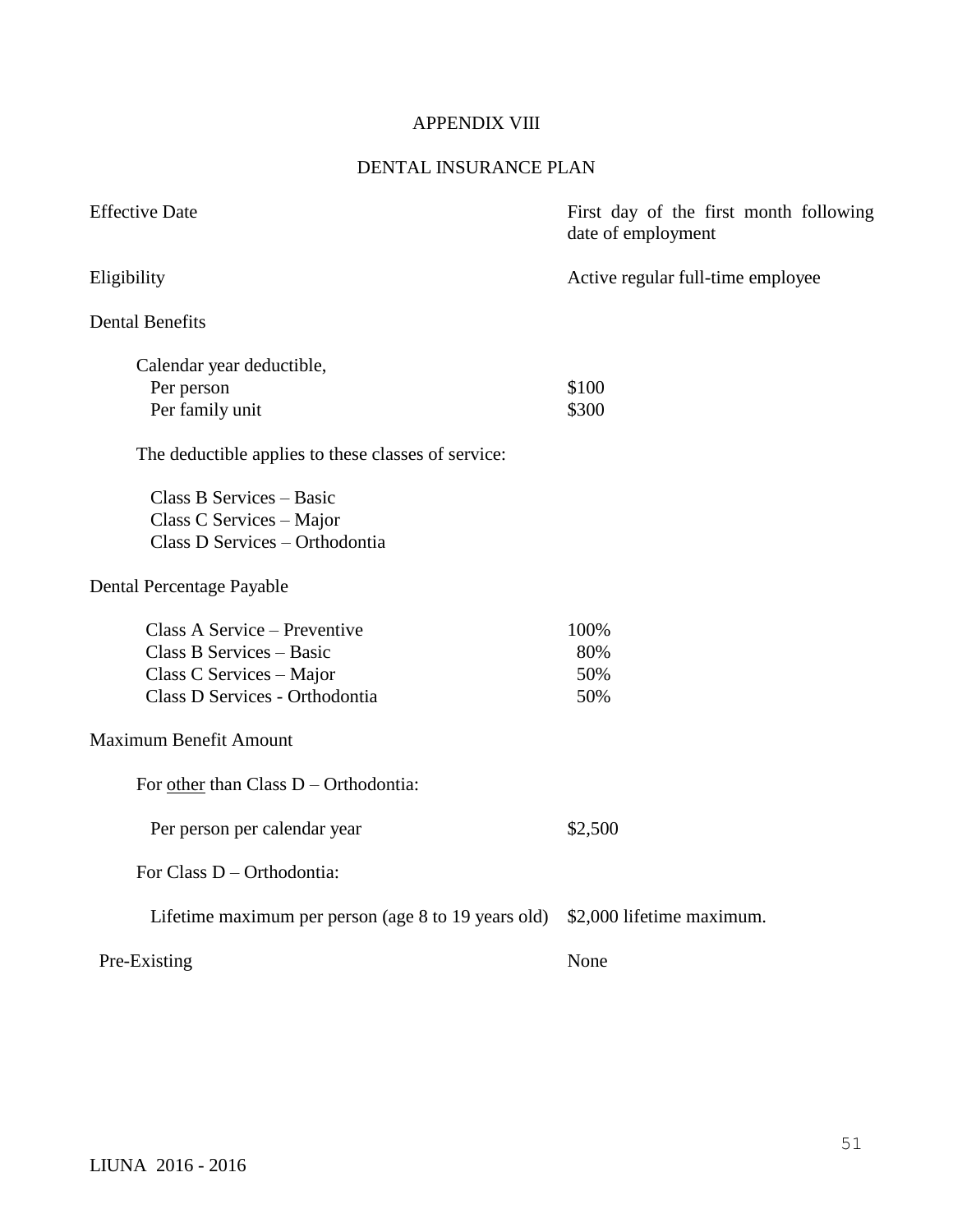# APPENDIX VIII

## DENTAL INSURANCE PLAN

| | |
|---|---|
| Effective Date | First day of the first month following date of employment |
| Eligibility | Active regular full-time employee |
| Dental Benefits | |
| Calendar year deductible, | |
| Per person | $100 |
| Per family unit | $300 |
| The deductible applies to these classes of service: | |
| Class B Services – Basic | |
| Class C Services – Major | |
| Class D Services – Orthodontia | |
| Dental Percentage Payable | |
| Class A Service – Preventive | 100% |
| Class B Services – Basic | 80% |
| Class C Services – Major | 50% |
| Class D Services - Orthodontia | 50% |
| Maximum Benefit Amount | |
| For <u>other</u> than Class D – Orthodontia: | |
| Per person per calendar year | $2,500 |
| For Class D – Orthodontia: | |
| Lifetime maximum per person (age 8 to 19 years old) | $2,000 lifetime maximum. |
| Pre-Existing | None |

LIUNA 2016 - 2016